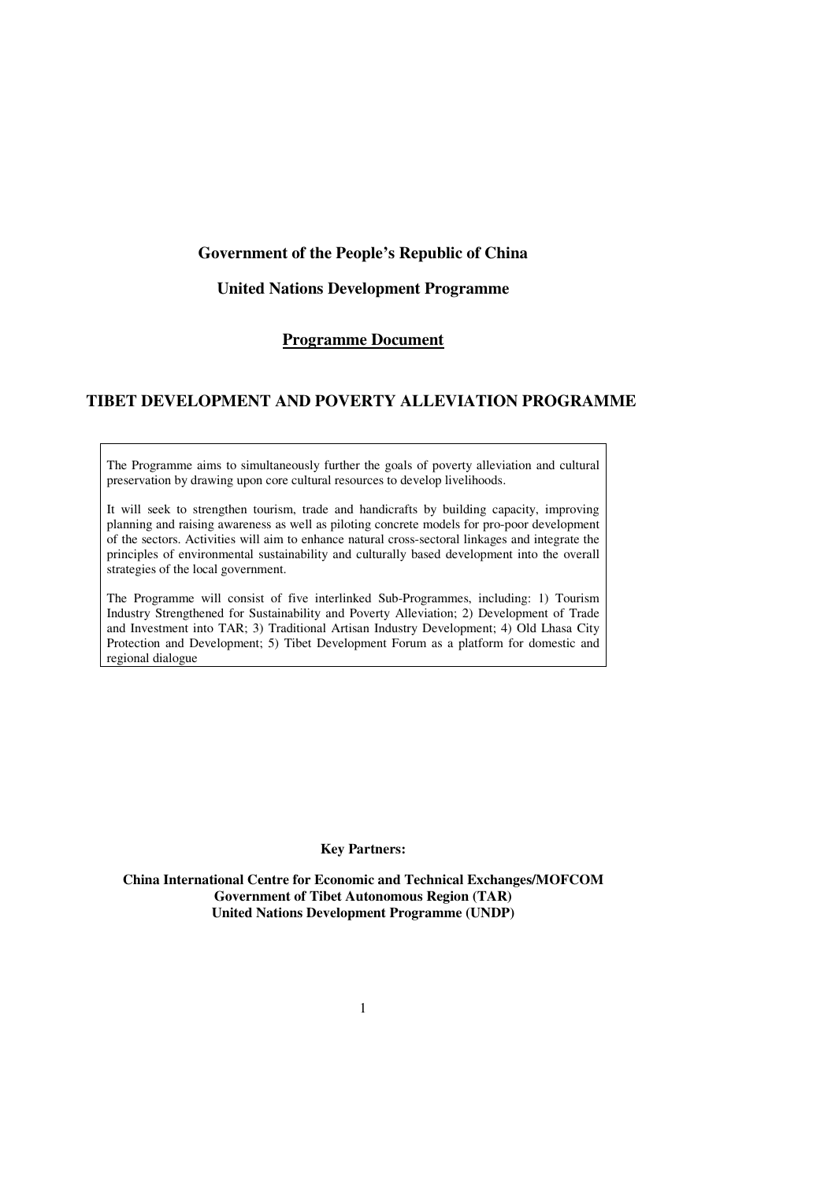**Government of the People's Republic of China**

**United Nations Development Programme**

**Programme Document**

# TIBET DEVELOPMENT AND POVERTY ALLEVIATION PROGRAMME

The Programme aims to simultaneously further the goals of poverty alleviation and cultural preservation by drawing upon core cultural resources to develop livelihoods.

It will seek to strengthen tourism, trade and handicrafts by building capacity, improving planning and raising awareness as well as piloting concrete models for pro-poor development of the sectors. Activities will aim to enhance natural cross-sectoral linkages and integrate the principles of environmental sustainability and culturally based development into the overall strategies of the local government.

The Programme will consist of five interlinked Sub-Programmes, including: 1) Tourism Industry Strengthened for Sustainability and Poverty Alleviation; 2) Development of Trade and Investment into TAR; 3) Traditional Artisan Industry Development; 4) Old Lhasa City Protection and Development; 5) Tibet Development Forum as a platform for domestic and regional dialogue

**Key Partners:**

**China International Centre for Economic and Technical Exchanges/MOFCOM**
**Government of Tibet Autonomous Region (TAR)**
**United Nations Development Programme (UNDP)**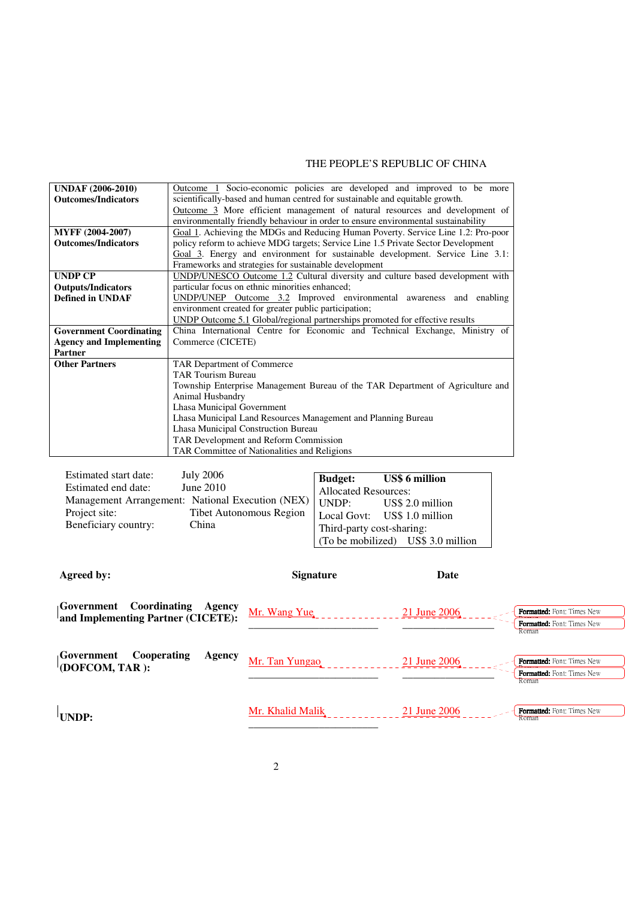THE PEOPLE'S REPUBLIC OF CHINA

| | |
|---|---|
| **UNDAF (2006-2010) Outcomes/Indicators** | Outcome 1 Socio-economic policies are developed and improved to be more scientifically-based and human centred for sustainable and equitable growth.<br>Outcome 3 More efficient management of natural resources and development of environmentally friendly behaviour in order to ensure environmental sustainability |
| **MYFF (2004-2007) Outcomes/Indicators** | Goal 1. Achieving the MDGs and Reducing Human Poverty. Service Line 1.2: Pro-poor policy reform to achieve MDG targets; Service Line 1.5 Private Sector Development<br>Goal 3. Energy and environment for sustainable development. Service Line 3.1: Frameworks and strategies for sustainable development |
| **UNDP CP Outputs/Indicators Defined in UNDAF** | UNDP/UNESCO Outcome 1.2 Cultural diversity and culture based development with particular focus on ethnic minorities enhanced;<br>UNDP/UNEP Outcome 3.2 Improved environmental awareness and enabling environment created for greater public participation;<br>UNDP Outcome 5.1 Global/regional partnerships promoted for effective results |
| **Government Coordinating Agency and Implementing Partner** | China International Centre for Economic and Technical Exchange, Ministry of Commerce (CICETE) |
| **Other Partners** | TAR Department of Commerce<br>TAR Tourism Bureau<br>Township Enterprise Management Bureau of the TAR Department of Agriculture and Animal Husbandry<br>Lhasa Municipal Government<br>Lhasa Municipal Land Resources Management and Planning Bureau<br>Lhasa Municipal Construction Bureau<br>TAR Development and Reform Commission<br>TAR Committee of Nationalities and Religions |

Estimated start date: July 2006
Estimated end date: June 2010
Management Arrangement: National Execution (NEX)
Project site: Tibet Autonomous Region
Beneficiary country: China

| **Budget:** | **US$ 6 million** |
|---|---|
| Allocated Resources: | |
| UNDP: | US$ 2.0 million |
| Local Govt: | US$ 1.0 million |
| Third-party cost-sharing: | |
| (To be mobilized) | US$ 3.0 million |

| **Agreed by:** | **Signature** | **Date** |
|---|---|---|
| **Government Coordinating Agency and Implementing Partner (CICETE):** | Mr. Wang Yue | 21 June 2006 |
| **Government Cooperating Agency (DOFCOM, TAR ):** | Mr. Tan Yungao | 21 June 2006 |
| **UNDP:** | Mr. Khalid Malik | 21 June 2006 |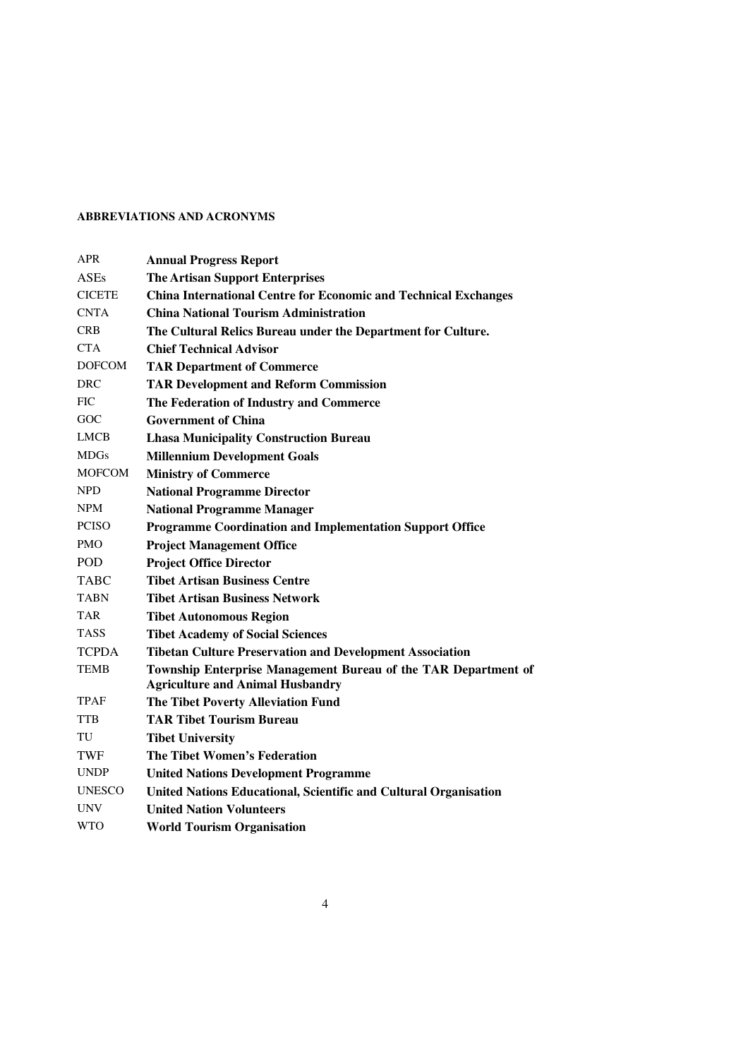## ABBREVIATIONS AND ACRONYMS

| | |
|---|---|
| APR | **Annual Progress Report** |
| ASEs | **The Artisan Support Enterprises** |
| CICETE | **China International Centre for Economic and Technical Exchanges** |
| CNTA | **China National Tourism Administration** |
| CRB | **The Cultural Relics Bureau under the Department for Culture.** |
| CTA | **Chief Technical Advisor** |
| DOFCOM | **TAR Department of Commerce** |
| DRC | **TAR Development and Reform Commission** |
| FIC | **The Federation of Industry and Commerce** |
| GOC | **Government of China** |
| LMCB | **Lhasa Municipality Construction Bureau** |
| MDGs | **Millennium Development Goals** |
| MOFCOM | **Ministry of Commerce** |
| NPD | **National Programme Director** |
| NPM | **National Programme Manager** |
| PCISO | **Programme Coordination and Implementation Support Office** |
| PMO | **Project Management Office** |
| POD | **Project Office Director** |
| TABC | **Tibet Artisan Business Centre** |
| TABN | **Tibet Artisan Business Network** |
| TAR | **Tibet Autonomous Region** |
| TASS | **Tibet Academy of Social Sciences** |
| TCPDA | **Tibetan Culture Preservation and Development Association** |
| TEMB | **Township Enterprise Management Bureau of the TAR Department of Agriculture and Animal Husbandry** |
| TPAF | **The Tibet Poverty Alleviation Fund** |
| TTB | **TAR Tibet Tourism Bureau** |
| TU | **Tibet University** |
| TWF | **The Tibet Women's Federation** |
| UNDP | **United Nations Development Programme** |
| UNESCO | **United Nations Educational, Scientific and Cultural Organisation** |
| UNV | **United Nation Volunteers** |
| WTO | **World Tourism Organisation** |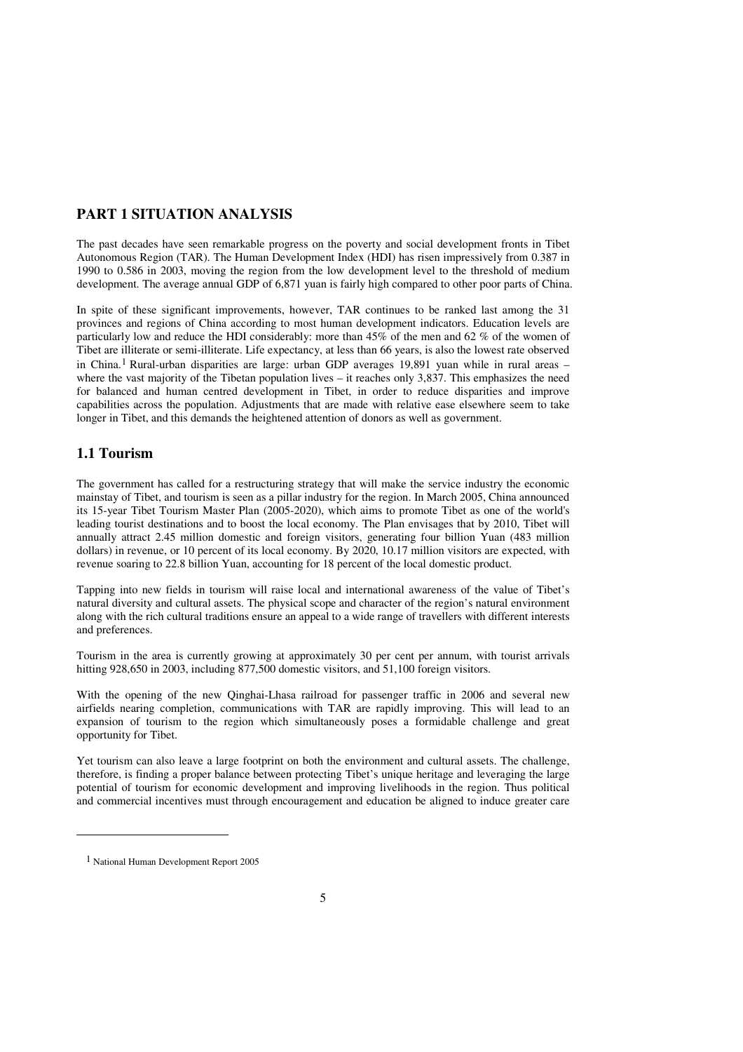## PART 1 SITUATION ANALYSIS

The past decades have seen remarkable progress on the poverty and social development fronts in Tibet Autonomous Region (TAR). The Human Development Index (HDI) has risen impressively from 0.387 in 1990 to 0.586 in 2003, moving the region from the low development level to the threshold of medium development. The average annual GDP of 6,871 yuan is fairly high compared to other poor parts of China.

In spite of these significant improvements, however, TAR continues to be ranked last among the 31 provinces and regions of China according to most human development indicators. Education levels are particularly low and reduce the HDI considerably: more than 45% of the men and 62 % of the women of Tibet are illiterate or semi-illiterate. Life expectancy, at less than 66 years, is also the lowest rate observed in China.[1] Rural-urban disparities are large: urban GDP averages 19,891 yuan while in rural areas – where the vast majority of the Tibetan population lives – it reaches only 3,837. This emphasizes the need for balanced and human centred development in Tibet, in order to reduce disparities and improve capabilities across the population. Adjustments that are made with relative ease elsewhere seem to take longer in Tibet, and this demands the heightened attention of donors as well as government.

## 1.1 Tourism

The government has called for a restructuring strategy that will make the service industry the economic mainstay of Tibet, and tourism is seen as a pillar industry for the region. In March 2005, China announced its 15-year Tibet Tourism Master Plan (2005-2020), which aims to promote Tibet as one of the world's leading tourist destinations and to boost the local economy. The Plan envisages that by 2010, Tibet will annually attract 2.45 million domestic and foreign visitors, generating four billion Yuan (483 million dollars) in revenue, or 10 percent of its local economy. By 2020, 10.17 million visitors are expected, with revenue soaring to 22.8 billion Yuan, accounting for 18 percent of the local domestic product.

Tapping into new fields in tourism will raise local and international awareness of the value of Tibet's natural diversity and cultural assets. The physical scope and character of the region's natural environment along with the rich cultural traditions ensure an appeal to a wide range of travellers with different interests and preferences.

Tourism in the area is currently growing at approximately 30 per cent per annum, with tourist arrivals hitting 928,650 in 2003, including 877,500 domestic visitors, and 51,100 foreign visitors.

With the opening of the new Qinghai-Lhasa railroad for passenger traffic in 2006 and several new airfields nearing completion, communications with TAR are rapidly improving. This will lead to an expansion of tourism to the region which simultaneously poses a formidable challenge and great opportunity for Tibet.

Yet tourism can also leave a large footprint on both the environment and cultural assets. The challenge, therefore, is finding a proper balance between protecting Tibet's unique heritage and leveraging the large potential of tourism for economic development and improving livelihoods in the region. Thus political and commercial incentives must through encouragement and education be aligned to induce greater care

[1] National Human Development Report 2005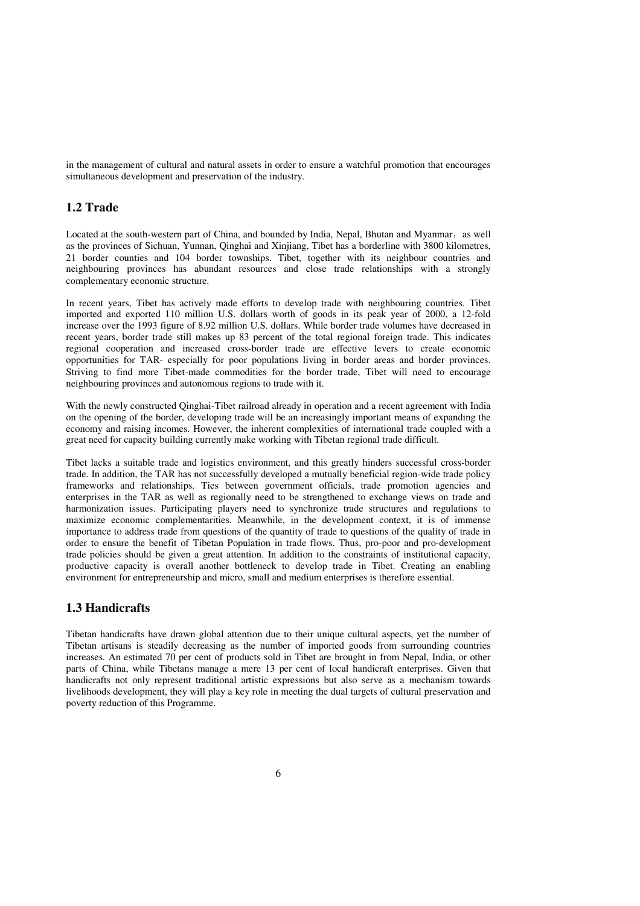in the management of cultural and natural assets in order to ensure a watchful promotion that encourages simultaneous development and preservation of the industry.

## 1.2 Trade

Located at the south-western part of China, and bounded by India, Nepal, Bhutan and Myanmar，as well as the provinces of Sichuan, Yunnan, Qinghai and Xinjiang, Tibet has a borderline with 3800 kilometres, 21 border counties and 104 border townships. Tibet, together with its neighbour countries and neighbouring provinces has abundant resources and close trade relationships with a strongly complementary economic structure.

In recent years, Tibet has actively made efforts to develop trade with neighbouring countries. Tibet imported and exported 110 million U.S. dollars worth of goods in its peak year of 2000, a 12-fold increase over the 1993 figure of 8.92 million U.S. dollars. While border trade volumes have decreased in recent years, border trade still makes up 83 percent of the total regional foreign trade. This indicates regional cooperation and increased cross-border trade are effective levers to create economic opportunities for TAR- especially for poor populations living in border areas and border provinces. Striving to find more Tibet-made commodities for the border trade, Tibet will need to encourage neighbouring provinces and autonomous regions to trade with it.

With the newly constructed Qinghai-Tibet railroad already in operation and a recent agreement with India on the opening of the border, developing trade will be an increasingly important means of expanding the economy and raising incomes. However, the inherent complexities of international trade coupled with a great need for capacity building currently make working with Tibetan regional trade difficult.

Tibet lacks a suitable trade and logistics environment, and this greatly hinders successful cross-border trade. In addition, the TAR has not successfully developed a mutually beneficial region-wide trade policy frameworks and relationships. Ties between government officials, trade promotion agencies and enterprises in the TAR as well as regionally need to be strengthened to exchange views on trade and harmonization issues. Participating players need to synchronize trade structures and regulations to maximize economic complementarities. Meanwhile, in the development context, it is of immense importance to address trade from questions of the quantity of trade to questions of the quality of trade in order to ensure the benefit of Tibetan Population in trade flows. Thus, pro-poor and pro-development trade policies should be given a great attention. In addition to the constraints of institutional capacity, productive capacity is overall another bottleneck to develop trade in Tibet. Creating an enabling environment for entrepreneurship and micro, small and medium enterprises is therefore essential.

## 1.3 Handicrafts

Tibetan handicrafts have drawn global attention due to their unique cultural aspects, yet the number of Tibetan artisans is steadily decreasing as the number of imported goods from surrounding countries increases. An estimated 70 per cent of products sold in Tibet are brought in from Nepal, India, or other parts of China, while Tibetans manage a mere 13 per cent of local handicraft enterprises. Given that handicrafts not only represent traditional artistic expressions but also serve as a mechanism towards livelihoods development, they will play a key role in meeting the dual targets of cultural preservation and poverty reduction of this Programme.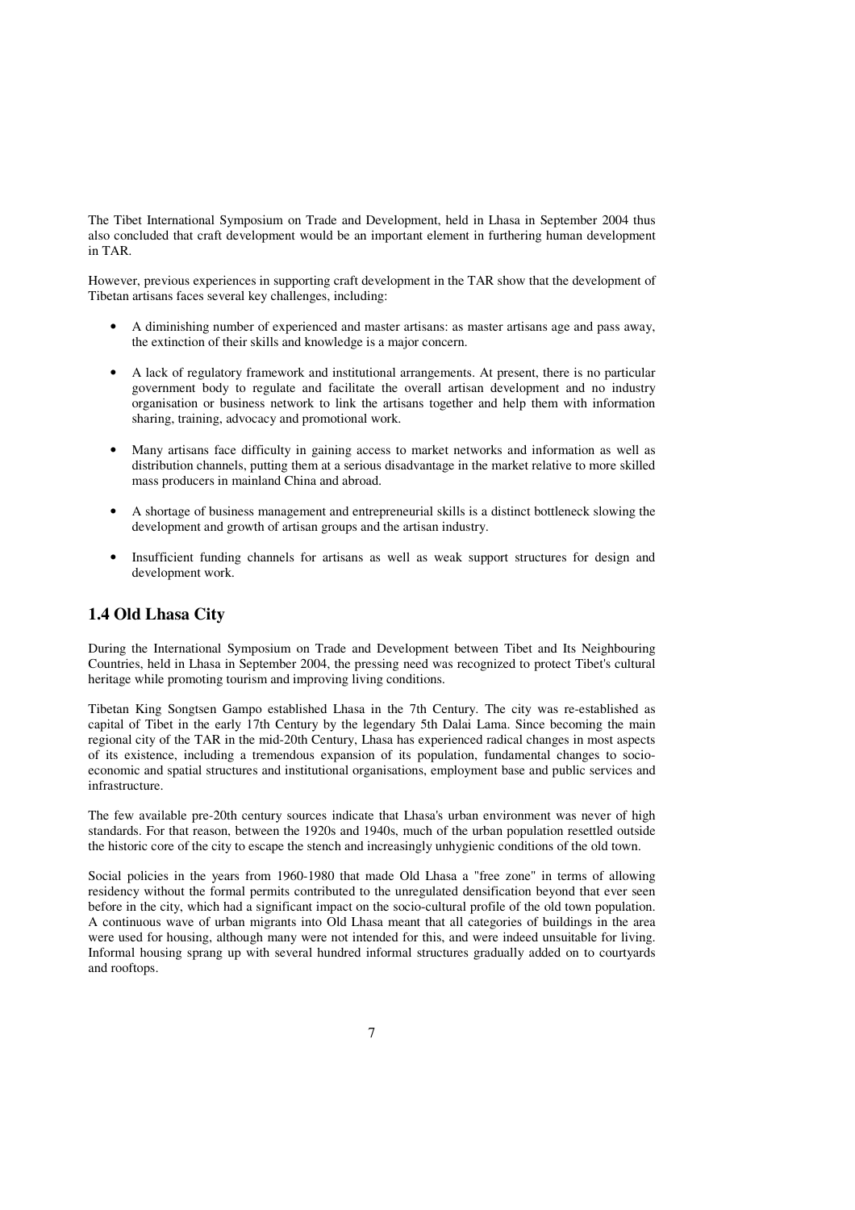The Tibet International Symposium on Trade and Development, held in Lhasa in September 2004 thus also concluded that craft development would be an important element in furthering human development in TAR.

However, previous experiences in supporting craft development in the TAR show that the development of Tibetan artisans faces several key challenges, including:

- A diminishing number of experienced and master artisans: as master artisans age and pass away, the extinction of their skills and knowledge is a major concern.
- A lack of regulatory framework and institutional arrangements. At present, there is no particular government body to regulate and facilitate the overall artisan development and no industry organisation or business network to link the artisans together and help them with information sharing, training, advocacy and promotional work.
- Many artisans face difficulty in gaining access to market networks and information as well as distribution channels, putting them at a serious disadvantage in the market relative to more skilled mass producers in mainland China and abroad.
- A shortage of business management and entrepreneurial skills is a distinct bottleneck slowing the development and growth of artisan groups and the artisan industry.
- Insufficient funding channels for artisans as well as weak support structures for design and development work.

## 1.4 Old Lhasa City

During the International Symposium on Trade and Development between Tibet and Its Neighbouring Countries, held in Lhasa in September 2004, the pressing need was recognized to protect Tibet's cultural heritage while promoting tourism and improving living conditions.

Tibetan King Songtsen Gampo established Lhasa in the 7th Century. The city was re-established as capital of Tibet in the early 17th Century by the legendary 5th Dalai Lama. Since becoming the main regional city of the TAR in the mid-20th Century, Lhasa has experienced radical changes in most aspects of its existence, including a tremendous expansion of its population, fundamental changes to socio-economic and spatial structures and institutional organisations, employment base and public services and infrastructure.

The few available pre-20th century sources indicate that Lhasa's urban environment was never of high standards. For that reason, between the 1920s and 1940s, much of the urban population resettled outside the historic core of the city to escape the stench and increasingly unhygienic conditions of the old town.

Social policies in the years from 1960-1980 that made Old Lhasa a "free zone" in terms of allowing residency without the formal permits contributed to the unregulated densification beyond that ever seen before in the city, which had a significant impact on the socio-cultural profile of the old town population. A continuous wave of urban migrants into Old Lhasa meant that all categories of buildings in the area were used for housing, although many were not intended for this, and were indeed unsuitable for living. Informal housing sprang up with several hundred informal structures gradually added on to courtyards and rooftops.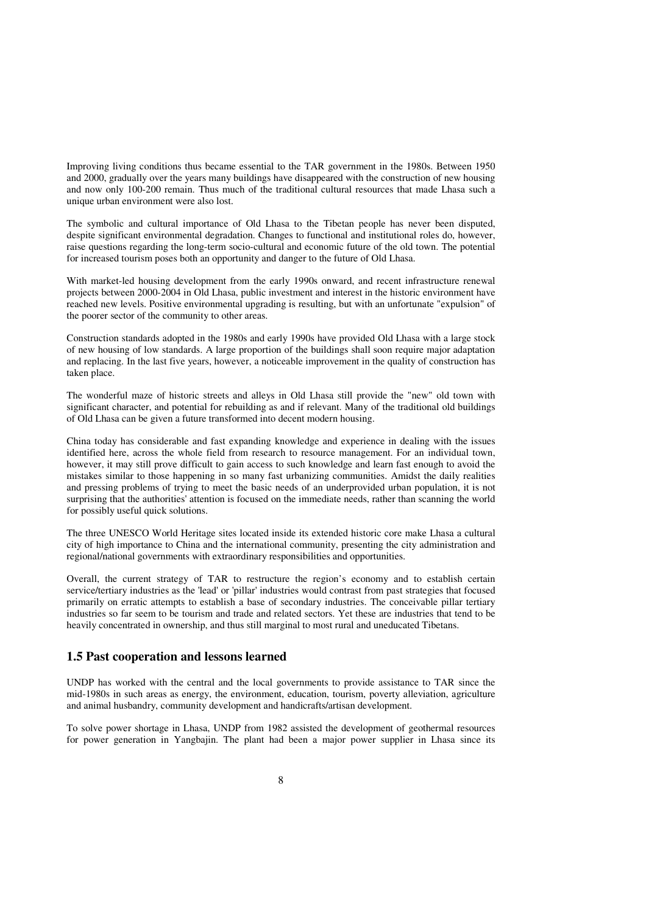Improving living conditions thus became essential to the TAR government in the 1980s. Between 1950 and 2000, gradually over the years many buildings have disappeared with the construction of new housing and now only 100-200 remain. Thus much of the traditional cultural resources that made Lhasa such a unique urban environment were also lost.

The symbolic and cultural importance of Old Lhasa to the Tibetan people has never been disputed, despite significant environmental degradation. Changes to functional and institutional roles do, however, raise questions regarding the long-term socio-cultural and economic future of the old town. The potential for increased tourism poses both an opportunity and danger to the future of Old Lhasa.

With market-led housing development from the early 1990s onward, and recent infrastructure renewal projects between 2000-2004 in Old Lhasa, public investment and interest in the historic environment have reached new levels. Positive environmental upgrading is resulting, but with an unfortunate "expulsion" of the poorer sector of the community to other areas.

Construction standards adopted in the 1980s and early 1990s have provided Old Lhasa with a large stock of new housing of low standards. A large proportion of the buildings shall soon require major adaptation and replacing. In the last five years, however, a noticeable improvement in the quality of construction has taken place.

The wonderful maze of historic streets and alleys in Old Lhasa still provide the "new" old town with significant character, and potential for rebuilding as and if relevant. Many of the traditional old buildings of Old Lhasa can be given a future transformed into decent modern housing.

China today has considerable and fast expanding knowledge and experience in dealing with the issues identified here, across the whole field from research to resource management. For an individual town, however, it may still prove difficult to gain access to such knowledge and learn fast enough to avoid the mistakes similar to those happening in so many fast urbanizing communities. Amidst the daily realities and pressing problems of trying to meet the basic needs of an underprovided urban population, it is not surprising that the authorities' attention is focused on the immediate needs, rather than scanning the world for possibly useful quick solutions.

The three UNESCO World Heritage sites located inside its extended historic core make Lhasa a cultural city of high importance to China and the international community, presenting the city administration and regional/national governments with extraordinary responsibilities and opportunities.

Overall, the current strategy of TAR to restructure the region's economy and to establish certain service/tertiary industries as the 'lead' or 'pillar' industries would contrast from past strategies that focused primarily on erratic attempts to establish a base of secondary industries. The conceivable pillar tertiary industries so far seem to be tourism and trade and related sectors. Yet these are industries that tend to be heavily concentrated in ownership, and thus still marginal to most rural and uneducated Tibetans.

## 1.5 Past cooperation and lessons learned

UNDP has worked with the central and the local governments to provide assistance to TAR since the mid-1980s in such areas as energy, the environment, education, tourism, poverty alleviation, agriculture and animal husbandry, community development and handicrafts/artisan development.

To solve power shortage in Lhasa, UNDP from 1982 assisted the development of geothermal resources for power generation in Yangbajin. The plant had been a major power supplier in Lhasa since its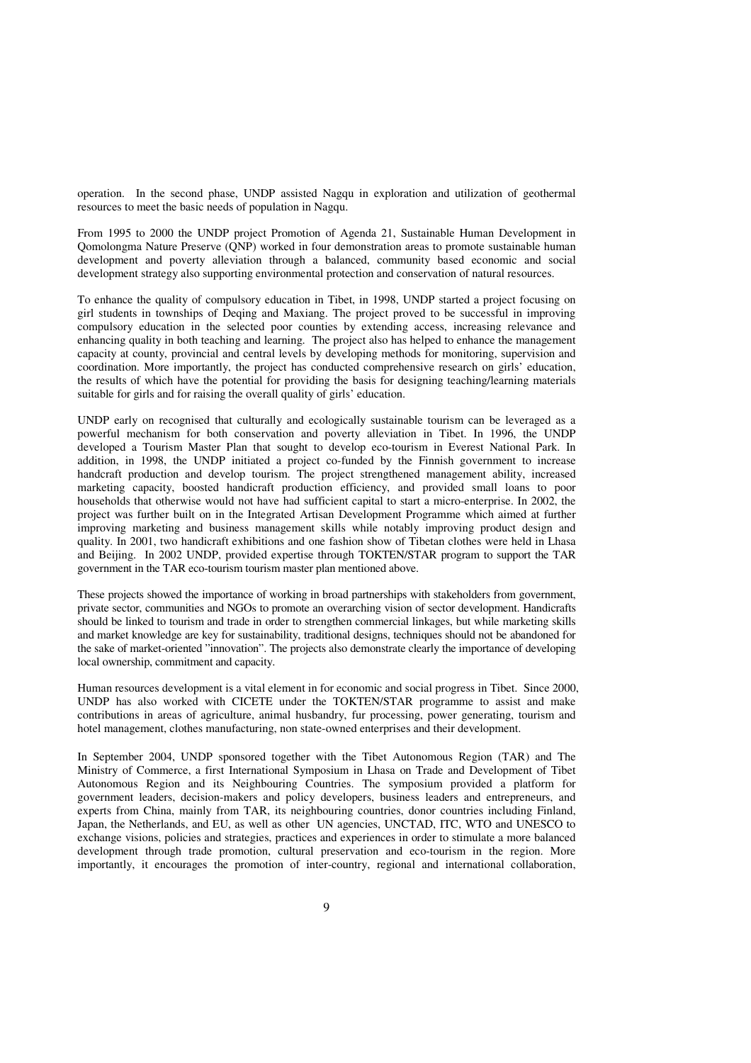operation. In the second phase, UNDP assisted Nagqu in exploration and utilization of geothermal resources to meet the basic needs of population in Nagqu.

From 1995 to 2000 the UNDP project Promotion of Agenda 21, Sustainable Human Development in Qomolongma Nature Preserve (QNP) worked in four demonstration areas to promote sustainable human development and poverty alleviation through a balanced, community based economic and social development strategy also supporting environmental protection and conservation of natural resources.

To enhance the quality of compulsory education in Tibet, in 1998, UNDP started a project focusing on girl students in townships of Deqing and Maxiang. The project proved to be successful in improving compulsory education in the selected poor counties by extending access, increasing relevance and enhancing quality in both teaching and learning. The project also has helped to enhance the management capacity at county, provincial and central levels by developing methods for monitoring, supervision and coordination. More importantly, the project has conducted comprehensive research on girls' education, the results of which have the potential for providing the basis for designing teaching/learning materials suitable for girls and for raising the overall quality of girls' education.

UNDP early on recognised that culturally and ecologically sustainable tourism can be leveraged as a powerful mechanism for both conservation and poverty alleviation in Tibet. In 1996, the UNDP developed a Tourism Master Plan that sought to develop eco-tourism in Everest National Park. In addition, in 1998, the UNDP initiated a project co-funded by the Finnish government to increase handcraft production and develop tourism. The project strengthened management ability, increased marketing capacity, boosted handicraft production efficiency, and provided small loans to poor households that otherwise would not have had sufficient capital to start a micro-enterprise. In 2002, the project was further built on in the Integrated Artisan Development Programme which aimed at further improving marketing and business management skills while notably improving product design and quality. In 2001, two handicraft exhibitions and one fashion show of Tibetan clothes were held in Lhasa and Beijing. In 2002 UNDP, provided expertise through TOKTEN/STAR program to support the TAR government in the TAR eco-tourism tourism master plan mentioned above.

These projects showed the importance of working in broad partnerships with stakeholders from government, private sector, communities and NGOs to promote an overarching vision of sector development. Handicrafts should be linked to tourism and trade in order to strengthen commercial linkages, but while marketing skills and market knowledge are key for sustainability, traditional designs, techniques should not be abandoned for the sake of market-oriented "innovation". The projects also demonstrate clearly the importance of developing local ownership, commitment and capacity.

Human resources development is a vital element in for economic and social progress in Tibet. Since 2000, UNDP has also worked with CICETE under the TOKTEN/STAR programme to assist and make contributions in areas of agriculture, animal husbandry, fur processing, power generating, tourism and hotel management, clothes manufacturing, non state-owned enterprises and their development.

In September 2004, UNDP sponsored together with the Tibet Autonomous Region (TAR) and The Ministry of Commerce, a first International Symposium in Lhasa on Trade and Development of Tibet Autonomous Region and its Neighbouring Countries. The symposium provided a platform for government leaders, decision-makers and policy developers, business leaders and entrepreneurs, and experts from China, mainly from TAR, its neighbouring countries, donor countries including Finland, Japan, the Netherlands, and EU, as well as other UN agencies, UNCTAD, ITC, WTO and UNESCO to exchange visions, policies and strategies, practices and experiences in order to stimulate a more balanced development through trade promotion, cultural preservation and eco-tourism in the region. More importantly, it encourages the promotion of inter-country, regional and international collaboration,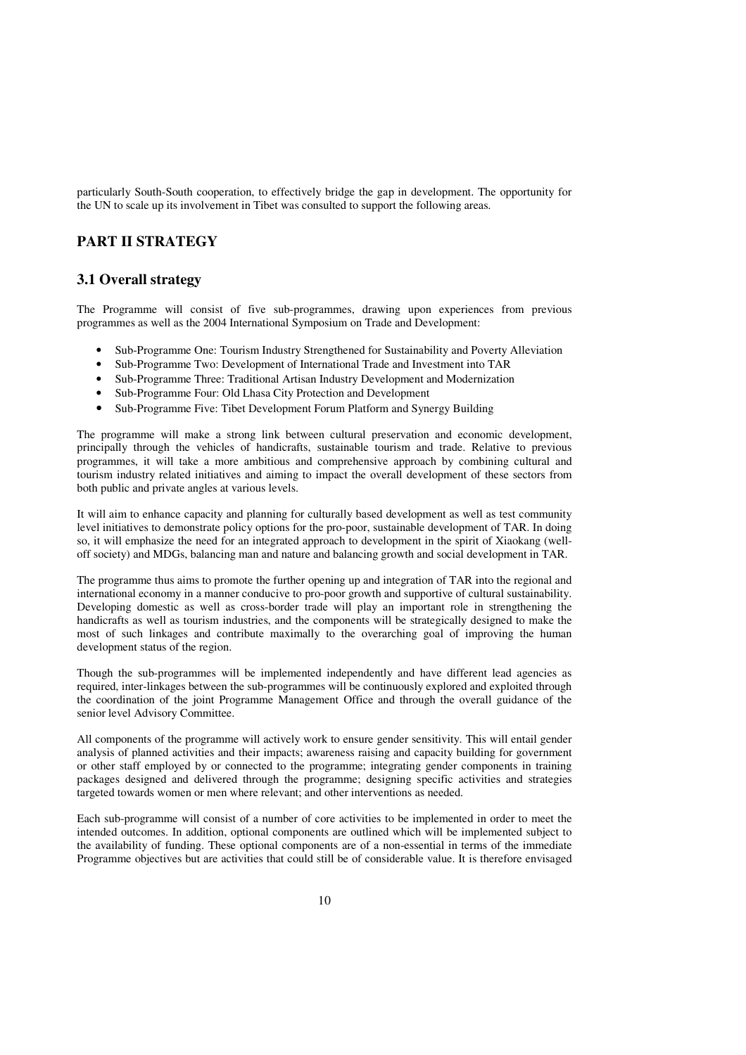particularly South-South cooperation, to effectively bridge the gap in development. The opportunity for the UN to scale up its involvement in Tibet was consulted to support the following areas.

# PART II STRATEGY

## 3.1 Overall strategy

The Programme will consist of five sub-programmes, drawing upon experiences from previous programmes as well as the 2004 International Symposium on Trade and Development:

- Sub-Programme One: Tourism Industry Strengthened for Sustainability and Poverty Alleviation
- Sub-Programme Two: Development of International Trade and Investment into TAR
- Sub-Programme Three: Traditional Artisan Industry Development and Modernization
- Sub-Programme Four: Old Lhasa City Protection and Development
- Sub-Programme Five: Tibet Development Forum Platform and Synergy Building

The programme will make a strong link between cultural preservation and economic development, principally through the vehicles of handicrafts, sustainable tourism and trade. Relative to previous programmes, it will take a more ambitious and comprehensive approach by combining cultural and tourism industry related initiatives and aiming to impact the overall development of these sectors from both public and private angles at various levels.

It will aim to enhance capacity and planning for culturally based development as well as test community level initiatives to demonstrate policy options for the pro-poor, sustainable development of TAR. In doing so, it will emphasize the need for an integrated approach to development in the spirit of Xiaokang (well-off society) and MDGs, balancing man and nature and balancing growth and social development in TAR.

The programme thus aims to promote the further opening up and integration of TAR into the regional and international economy in a manner conducive to pro-poor growth and supportive of cultural sustainability. Developing domestic as well as cross-border trade will play an important role in strengthening the handicrafts as well as tourism industries, and the components will be strategically designed to make the most of such linkages and contribute maximally to the overarching goal of improving the human development status of the region.

Though the sub-programmes will be implemented independently and have different lead agencies as required, inter-linkages between the sub-programmes will be continuously explored and exploited through the coordination of the joint Programme Management Office and through the overall guidance of the senior level Advisory Committee.

All components of the programme will actively work to ensure gender sensitivity. This will entail gender analysis of planned activities and their impacts; awareness raising and capacity building for government or other staff employed by or connected to the programme; integrating gender components in training packages designed and delivered through the programme; designing specific activities and strategies targeted towards women or men where relevant; and other interventions as needed.

Each sub-programme will consist of a number of core activities to be implemented in order to meet the intended outcomes. In addition, optional components are outlined which will be implemented subject to the availability of funding. These optional components are of a non-essential in terms of the immediate Programme objectives but are activities that could still be of considerable value. It is therefore envisaged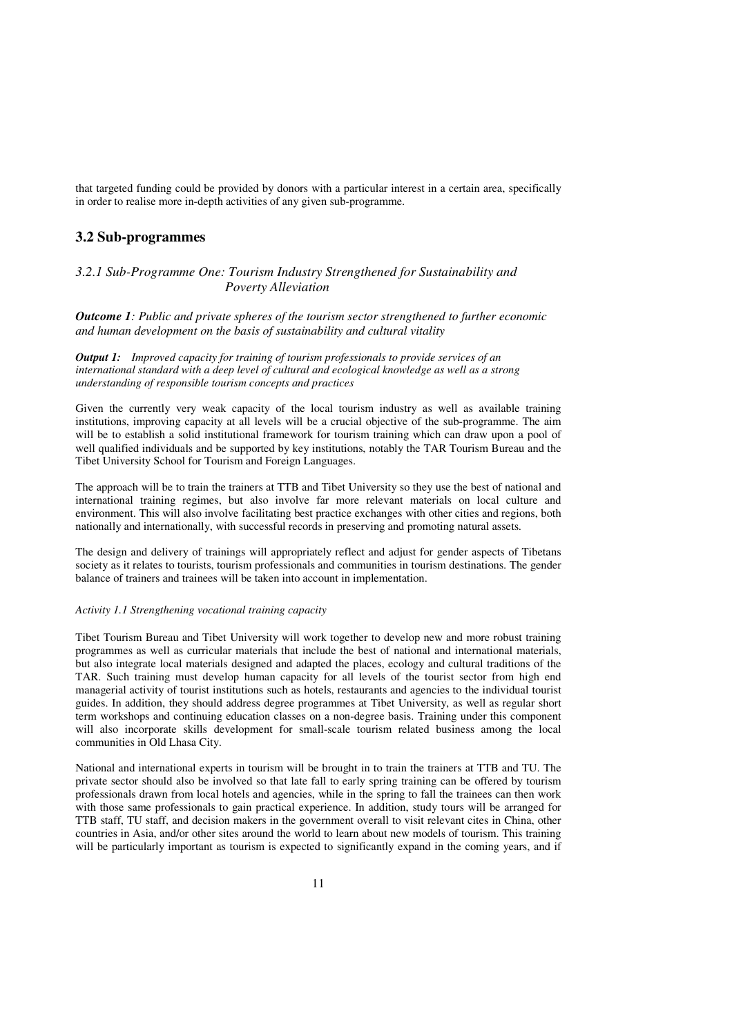that targeted funding could be provided by donors with a particular interest in a certain area, specifically in order to realise more in-depth activities of any given sub-programme.

## 3.2 Sub-programmes

### *3.2.1 Sub-Programme One: Tourism Industry Strengthened for Sustainability and Poverty Alleviation*

***Outcome 1****: Public and private spheres of the tourism sector strengthened to further economic and human development on the basis of sustainability and cultural vitality*

***Output 1:*** *Improved capacity for training of tourism professionals to provide services of an international standard with a deep level of cultural and ecological knowledge as well as a strong understanding of responsible tourism concepts and practices*

Given the currently very weak capacity of the local tourism industry as well as available training institutions, improving capacity at all levels will be a crucial objective of the sub-programme. The aim will be to establish a solid institutional framework for tourism training which can draw upon a pool of well qualified individuals and be supported by key institutions, notably the TAR Tourism Bureau and the Tibet University School for Tourism and Foreign Languages.

The approach will be to train the trainers at TTB and Tibet University so they use the best of national and international training regimes, but also involve far more relevant materials on local culture and environment. This will also involve facilitating best practice exchanges with other cities and regions, both nationally and internationally, with successful records in preserving and promoting natural assets.

The design and delivery of trainings will appropriately reflect and adjust for gender aspects of Tibetans society as it relates to tourists, tourism professionals and communities in tourism destinations. The gender balance of trainers and trainees will be taken into account in implementation.

*Activity 1.1 Strengthening vocational training capacity*

Tibet Tourism Bureau and Tibet University will work together to develop new and more robust training programmes as well as curricular materials that include the best of national and international materials, but also integrate local materials designed and adapted the places, ecology and cultural traditions of the TAR. Such training must develop human capacity for all levels of the tourist sector from high end managerial activity of tourist institutions such as hotels, restaurants and agencies to the individual tourist guides. In addition, they should address degree programmes at Tibet University, as well as regular short term workshops and continuing education classes on a non-degree basis. Training under this component will also incorporate skills development for small-scale tourism related business among the local communities in Old Lhasa City.

National and international experts in tourism will be brought in to train the trainers at TTB and TU. The private sector should also be involved so that late fall to early spring training can be offered by tourism professionals drawn from local hotels and agencies, while in the spring to fall the trainees can then work with those same professionals to gain practical experience. In addition, study tours will be arranged for TTB staff, TU staff, and decision makers in the government overall to visit relevant cites in China, other countries in Asia, and/or other sites around the world to learn about new models of tourism. This training will be particularly important as tourism is expected to significantly expand in the coming years, and if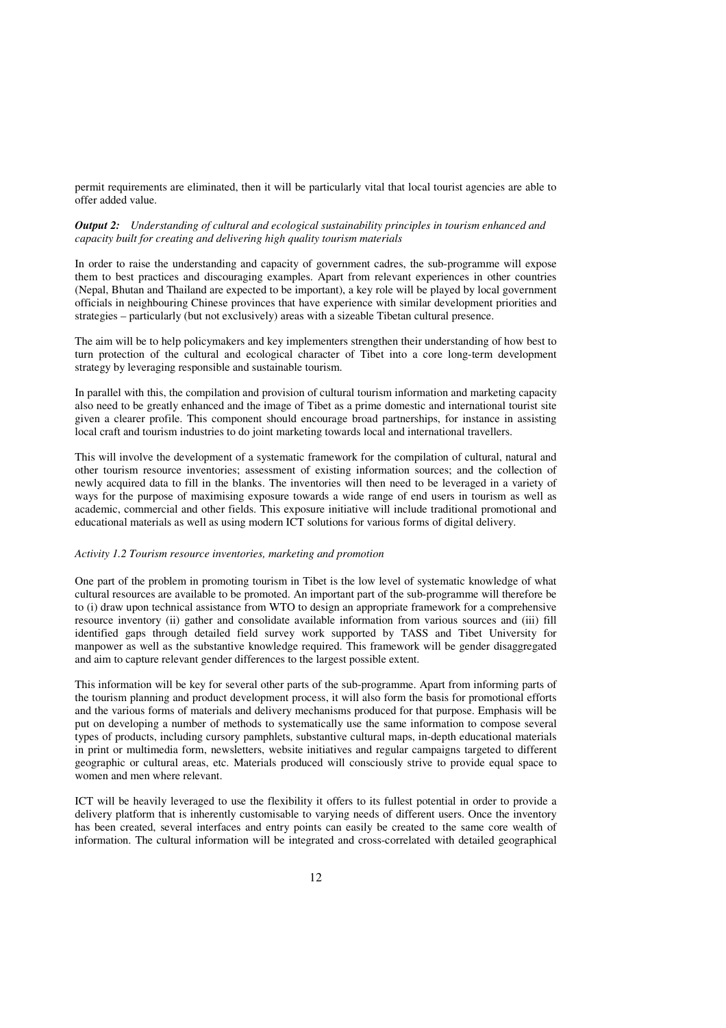permit requirements are eliminated, then it will be particularly vital that local tourist agencies are able to offer added value.

***Output 2:*** *Understanding of cultural and ecological sustainability principles in tourism enhanced and capacity built for creating and delivering high quality tourism materials*

In order to raise the understanding and capacity of government cadres, the sub-programme will expose them to best practices and discouraging examples. Apart from relevant experiences in other countries (Nepal, Bhutan and Thailand are expected to be important), a key role will be played by local government officials in neighbouring Chinese provinces that have experience with similar development priorities and strategies – particularly (but not exclusively) areas with a sizeable Tibetan cultural presence.

The aim will be to help policymakers and key implementers strengthen their understanding of how best to turn protection of the cultural and ecological character of Tibet into a core long-term development strategy by leveraging responsible and sustainable tourism.

In parallel with this, the compilation and provision of cultural tourism information and marketing capacity also need to be greatly enhanced and the image of Tibet as a prime domestic and international tourist site given a clearer profile. This component should encourage broad partnerships, for instance in assisting local craft and tourism industries to do joint marketing towards local and international travellers.

This will involve the development of a systematic framework for the compilation of cultural, natural and other tourism resource inventories; assessment of existing information sources; and the collection of newly acquired data to fill in the blanks. The inventories will then need to be leveraged in a variety of ways for the purpose of maximising exposure towards a wide range of end users in tourism as well as academic, commercial and other fields. This exposure initiative will include traditional promotional and educational materials as well as using modern ICT solutions for various forms of digital delivery.

*Activity 1.2 Tourism resource inventories, marketing and promotion*

One part of the problem in promoting tourism in Tibet is the low level of systematic knowledge of what cultural resources are available to be promoted. An important part of the sub-programme will therefore be to (i) draw upon technical assistance from WTO to design an appropriate framework for a comprehensive resource inventory (ii) gather and consolidate available information from various sources and (iii) fill identified gaps through detailed field survey work supported by TASS and Tibet University for manpower as well as the substantive knowledge required. This framework will be gender disaggregated and aim to capture relevant gender differences to the largest possible extent.

This information will be key for several other parts of the sub-programme. Apart from informing parts of the tourism planning and product development process, it will also form the basis for promotional efforts and the various forms of materials and delivery mechanisms produced for that purpose. Emphasis will be put on developing a number of methods to systematically use the same information to compose several types of products, including cursory pamphlets, substantive cultural maps, in-depth educational materials in print or multimedia form, newsletters, website initiatives and regular campaigns targeted to different geographic or cultural areas, etc. Materials produced will consciously strive to provide equal space to women and men where relevant.

ICT will be heavily leveraged to use the flexibility it offers to its fullest potential in order to provide a delivery platform that is inherently customisable to varying needs of different users. Once the inventory has been created, several interfaces and entry points can easily be created to the same core wealth of information. The cultural information will be integrated and cross-correlated with detailed geographical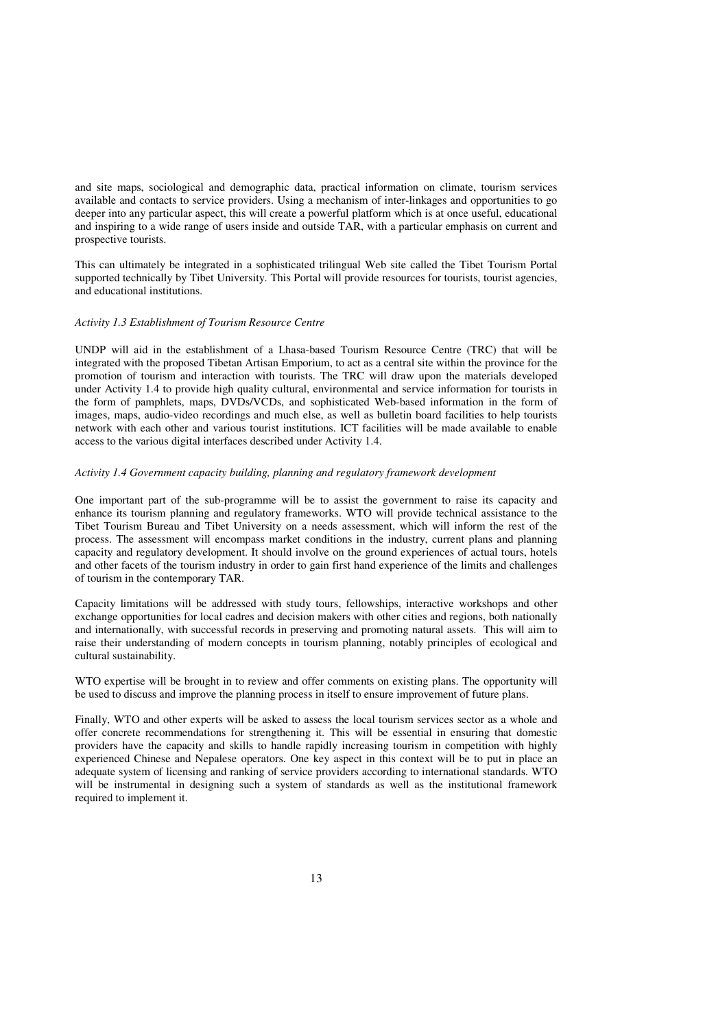and site maps, sociological and demographic data, practical information on climate, tourism services available and contacts to service providers. Using a mechanism of inter-linkages and opportunities to go deeper into any particular aspect, this will create a powerful platform which is at once useful, educational and inspiring to a wide range of users inside and outside TAR, with a particular emphasis on current and prospective tourists.

This can ultimately be integrated in a sophisticated trilingual Web site called the Tibet Tourism Portal supported technically by Tibet University. This Portal will provide resources for tourists, tourist agencies, and educational institutions.

*Activity 1.3 Establishment of Tourism Resource Centre*

UNDP will aid in the establishment of a Lhasa-based Tourism Resource Centre (TRC) that will be integrated with the proposed Tibetan Artisan Emporium, to act as a central site within the province for the promotion of tourism and interaction with tourists. The TRC will draw upon the materials developed under Activity 1.4 to provide high quality cultural, environmental and service information for tourists in the form of pamphlets, maps, DVDs/VCDs, and sophisticated Web-based information in the form of images, maps, audio-video recordings and much else, as well as bulletin board facilities to help tourists network with each other and various tourist institutions. ICT facilities will be made available to enable access to the various digital interfaces described under Activity 1.4.

*Activity 1.4 Government capacity building, planning and regulatory framework development*

One important part of the sub-programme will be to assist the government to raise its capacity and enhance its tourism planning and regulatory frameworks. WTO will provide technical assistance to the Tibet Tourism Bureau and Tibet University on a needs assessment, which will inform the rest of the process. The assessment will encompass market conditions in the industry, current plans and planning capacity and regulatory development. It should involve on the ground experiences of actual tours, hotels and other facets of the tourism industry in order to gain first hand experience of the limits and challenges of tourism in the contemporary TAR.

Capacity limitations will be addressed with study tours, fellowships, interactive workshops and other exchange opportunities for local cadres and decision makers with other cities and regions, both nationally and internationally, with successful records in preserving and promoting natural assets. This will aim to raise their understanding of modern concepts in tourism planning, notably principles of ecological and cultural sustainability.

WTO expertise will be brought in to review and offer comments on existing plans. The opportunity will be used to discuss and improve the planning process in itself to ensure improvement of future plans.

Finally, WTO and other experts will be asked to assess the local tourism services sector as a whole and offer concrete recommendations for strengthening it. This will be essential in ensuring that domestic providers have the capacity and skills to handle rapidly increasing tourism in competition with highly experienced Chinese and Nepalese operators. One key aspect in this context will be to put in place an adequate system of licensing and ranking of service providers according to international standards. WTO will be instrumental in designing such a system of standards as well as the institutional framework required to implement it.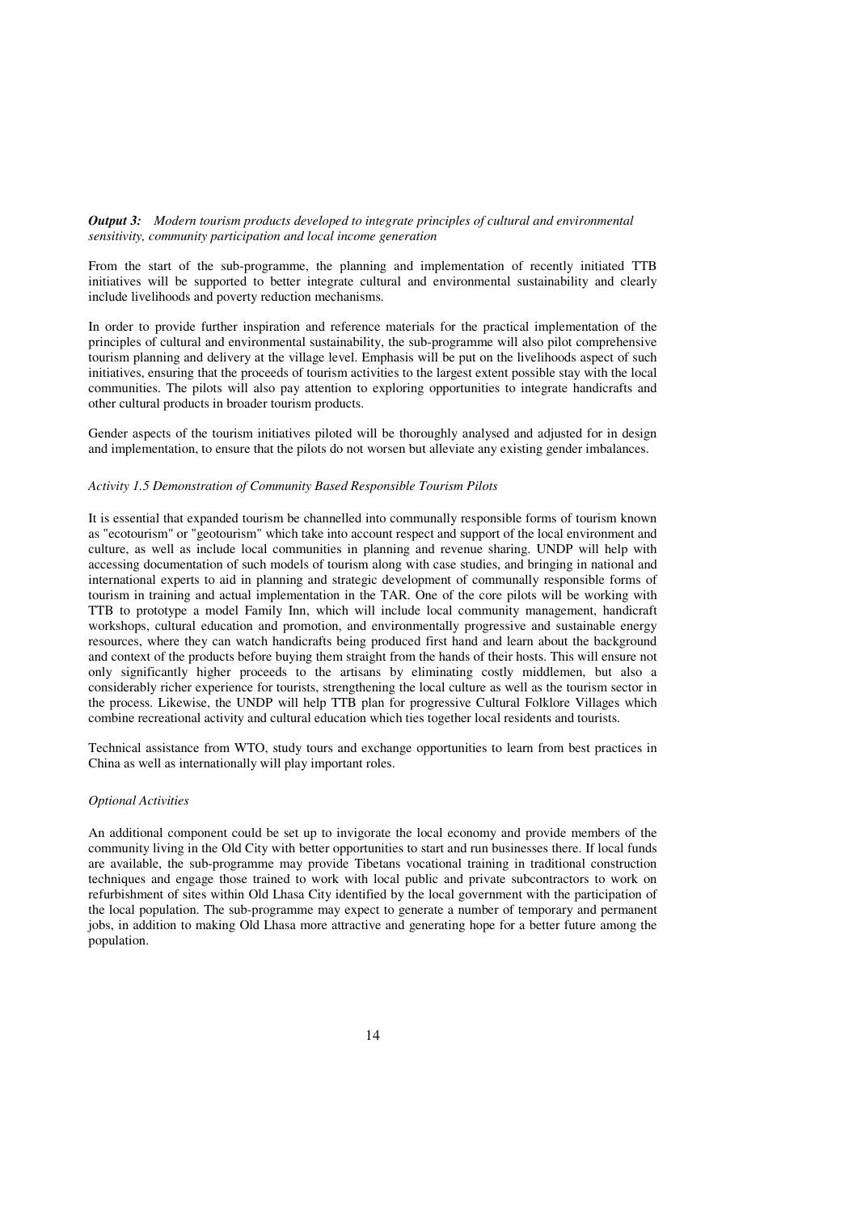***Output 3:*** *Modern tourism products developed to integrate principles of cultural and environmental sensitivity, community participation and local income generation*

From the start of the sub-programme, the planning and implementation of recently initiated TTB initiatives will be supported to better integrate cultural and environmental sustainability and clearly include livelihoods and poverty reduction mechanisms.

In order to provide further inspiration and reference materials for the practical implementation of the principles of cultural and environmental sustainability, the sub-programme will also pilot comprehensive tourism planning and delivery at the village level. Emphasis will be put on the livelihoods aspect of such initiatives, ensuring that the proceeds of tourism activities to the largest extent possible stay with the local communities. The pilots will also pay attention to exploring opportunities to integrate handicrafts and other cultural products in broader tourism products.

Gender aspects of the tourism initiatives piloted will be thoroughly analysed and adjusted for in design and implementation, to ensure that the pilots do not worsen but alleviate any existing gender imbalances.

*Activity 1.5 Demonstration of Community Based Responsible Tourism Pilots*

It is essential that expanded tourism be channelled into communally responsible forms of tourism known as "ecotourism" or "geotourism" which take into account respect and support of the local environment and culture, as well as include local communities in planning and revenue sharing. UNDP will help with accessing documentation of such models of tourism along with case studies, and bringing in national and international experts to aid in planning and strategic development of communally responsible forms of tourism in training and actual implementation in the TAR. One of the core pilots will be working with TTB to prototype a model Family Inn, which will include local community management, handicraft workshops, cultural education and promotion, and environmentally progressive and sustainable energy resources, where they can watch handicrafts being produced first hand and learn about the background and context of the products before buying them straight from the hands of their hosts. This will ensure not only significantly higher proceeds to the artisans by eliminating costly middlemen, but also a considerably richer experience for tourists, strengthening the local culture as well as the tourism sector in the process. Likewise, the UNDP will help TTB plan for progressive Cultural Folklore Villages which combine recreational activity and cultural education which ties together local residents and tourists.

Technical assistance from WTO, study tours and exchange opportunities to learn from best practices in China as well as internationally will play important roles.

*Optional Activities*

An additional component could be set up to invigorate the local economy and provide members of the community living in the Old City with better opportunities to start and run businesses there. If local funds are available, the sub-programme may provide Tibetans vocational training in traditional construction techniques and engage those trained to work with local public and private subcontractors to work on refurbishment of sites within Old Lhasa City identified by the local government with the participation of the local population. The sub-programme may expect to generate a number of temporary and permanent jobs, in addition to making Old Lhasa more attractive and generating hope for a better future among the population.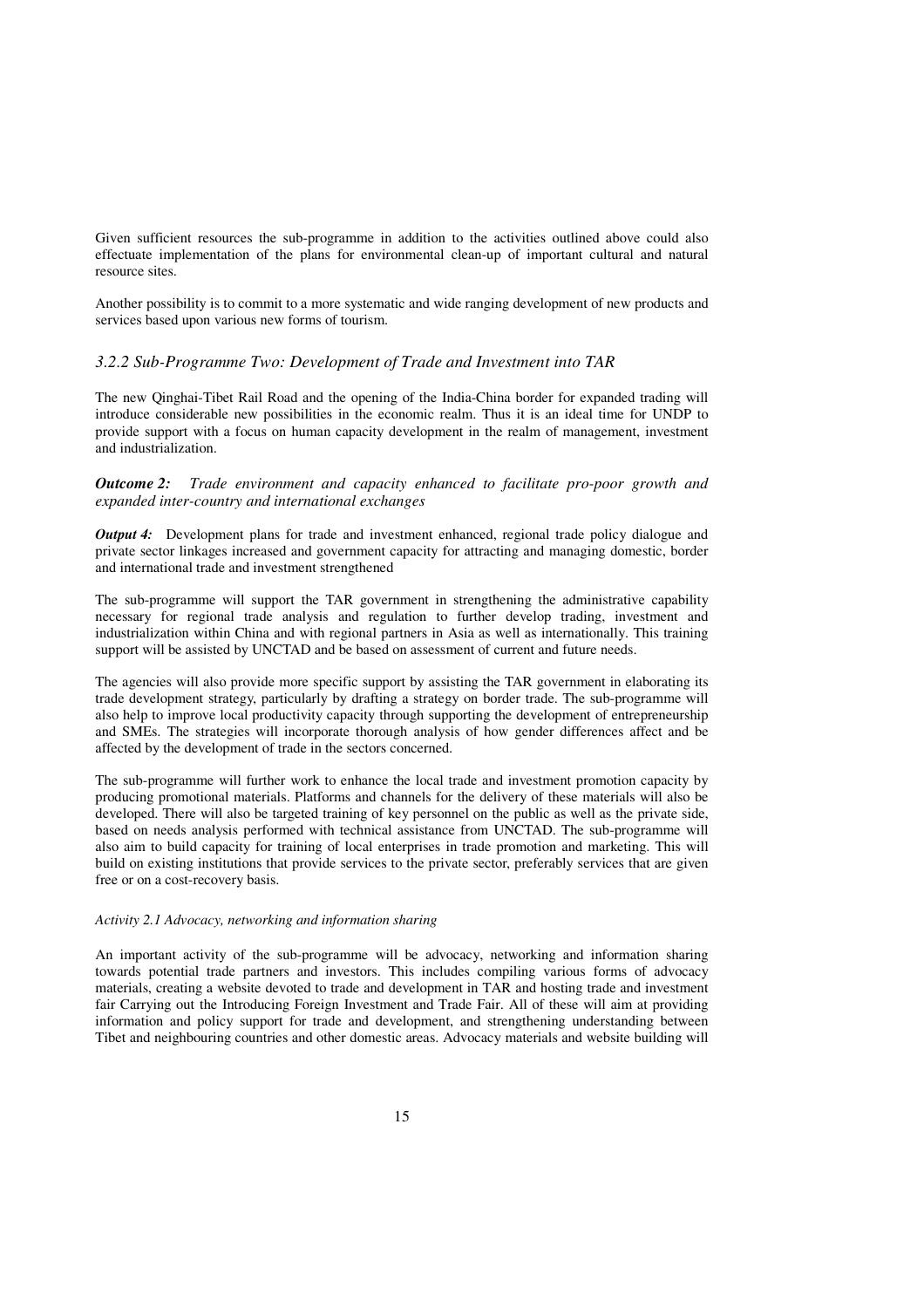Given sufficient resources the sub-programme in addition to the activities outlined above could also effectuate implementation of the plans for environmental clean-up of important cultural and natural resource sites.

Another possibility is to commit to a more systematic and wide ranging development of new products and services based upon various new forms of tourism.

### *3.2.2 Sub-Programme Two: Development of Trade and Investment into TAR*

The new Qinghai-Tibet Rail Road and the opening of the India-China border for expanded trading will introduce considerable new possibilities in the economic realm. Thus it is an ideal time for UNDP to provide support with a focus on human capacity development in the realm of management, investment and industrialization.

***Outcome 2:*** *Trade environment and capacity enhanced to facilitate pro-poor growth and expanded inter-country and international exchanges*

***Output 4:*** Development plans for trade and investment enhanced, regional trade policy dialogue and private sector linkages increased and government capacity for attracting and managing domestic, border and international trade and investment strengthened

The sub-programme will support the TAR government in strengthening the administrative capability necessary for regional trade analysis and regulation to further develop trading, investment and industrialization within China and with regional partners in Asia as well as internationally. This training support will be assisted by UNCTAD and be based on assessment of current and future needs.

The agencies will also provide more specific support by assisting the TAR government in elaborating its trade development strategy, particularly by drafting a strategy on border trade. The sub-programme will also help to improve local productivity capacity through supporting the development of entrepreneurship and SMEs. The strategies will incorporate thorough analysis of how gender differences affect and be affected by the development of trade in the sectors concerned.

The sub-programme will further work to enhance the local trade and investment promotion capacity by producing promotional materials. Platforms and channels for the delivery of these materials will also be developed. There will also be targeted training of key personnel on the public as well as the private side, based on needs analysis performed with technical assistance from UNCTAD. The sub-programme will also aim to build capacity for training of local enterprises in trade promotion and marketing. This will build on existing institutions that provide services to the private sector, preferably services that are given free or on a cost-recovery basis.

*Activity 2.1 Advocacy, networking and information sharing*

An important activity of the sub-programme will be advocacy, networking and information sharing towards potential trade partners and investors. This includes compiling various forms of advocacy materials, creating a website devoted to trade and development in TAR and hosting trade and investment fair Carrying out the Introducing Foreign Investment and Trade Fair. All of these will aim at providing information and policy support for trade and development, and strengthening understanding between Tibet and neighbouring countries and other domestic areas. Advocacy materials and website building will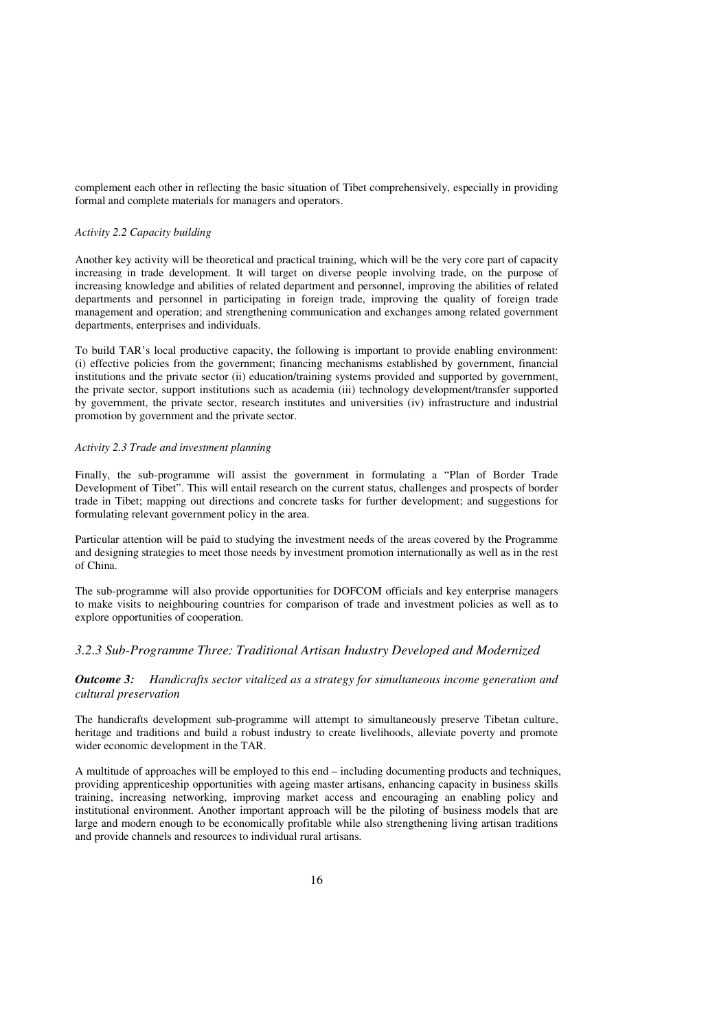complement each other in reflecting the basic situation of Tibet comprehensively, especially in providing formal and complete materials for managers and operators.

*Activity 2.2 Capacity building*

Another key activity will be theoretical and practical training, which will be the very core part of capacity increasing in trade development. It will target on diverse people involving trade, on the purpose of increasing knowledge and abilities of related department and personnel, improving the abilities of related departments and personnel in participating in foreign trade, improving the quality of foreign trade management and operation; and strengthening communication and exchanges among related government departments, enterprises and individuals.

To build TAR's local productive capacity, the following is important to provide enabling environment: (i) effective policies from the government; financing mechanisms established by government, financial institutions and the private sector (ii) education/training systems provided and supported by government, the private sector, support institutions such as academia (iii) technology development/transfer supported by government, the private sector, research institutes and universities (iv) infrastructure and industrial promotion by government and the private sector.

*Activity 2.3 Trade and investment planning*

Finally, the sub-programme will assist the government in formulating a "Plan of Border Trade Development of Tibet". This will entail research on the current status, challenges and prospects of border trade in Tibet; mapping out directions and concrete tasks for further development; and suggestions for formulating relevant government policy in the area.

Particular attention will be paid to studying the investment needs of the areas covered by the Programme and designing strategies to meet those needs by investment promotion internationally as well as in the rest of China.

The sub-programme will also provide opportunities for DOFCOM officials and key enterprise managers to make visits to neighbouring countries for comparison of trade and investment policies as well as to explore opportunities of cooperation.

### *3.2.3 Sub-Programme Three: Traditional Artisan Industry Developed and Modernized*

***Outcome 3:*** *Handicrafts sector vitalized as a strategy for simultaneous income generation and cultural preservation*

The handicrafts development sub-programme will attempt to simultaneously preserve Tibetan culture, heritage and traditions and build a robust industry to create livelihoods, alleviate poverty and promote wider economic development in the TAR.

A multitude of approaches will be employed to this end – including documenting products and techniques, providing apprenticeship opportunities with ageing master artisans, enhancing capacity in business skills training, increasing networking, improving market access and encouraging an enabling policy and institutional environment. Another important approach will be the piloting of business models that are large and modern enough to be economically profitable while also strengthening living artisan traditions and provide channels and resources to individual rural artisans.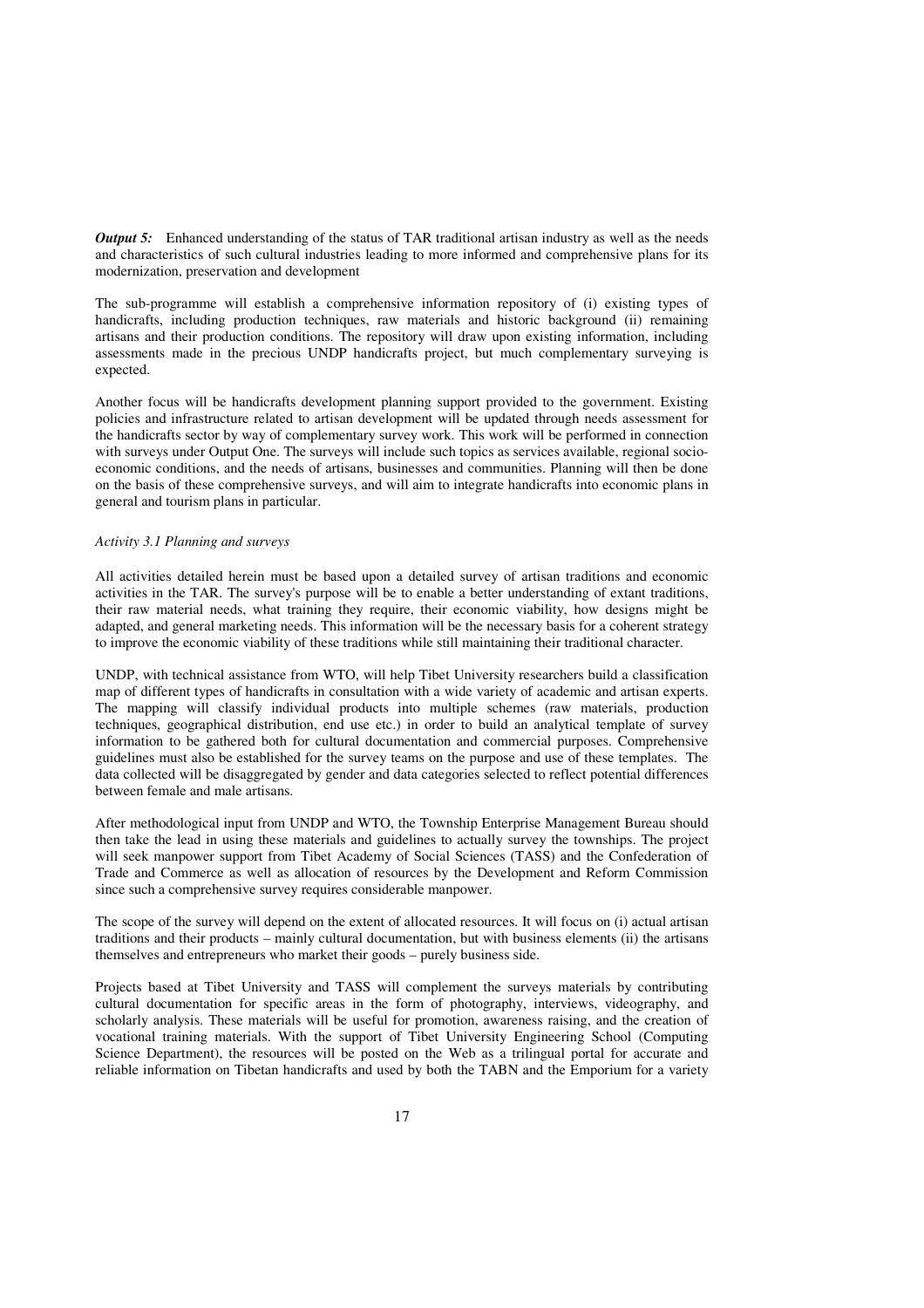***Output 5:*** Enhanced understanding of the status of TAR traditional artisan industry as well as the needs and characteristics of such cultural industries leading to more informed and comprehensive plans for its modernization, preservation and development

The sub-programme will establish a comprehensive information repository of (i) existing types of handicrafts, including production techniques, raw materials and historic background (ii) remaining artisans and their production conditions. The repository will draw upon existing information, including assessments made in the precious UNDP handicrafts project, but much complementary surveying is expected.

Another focus will be handicrafts development planning support provided to the government. Existing policies and infrastructure related to artisan development will be updated through needs assessment for the handicrafts sector by way of complementary survey work. This work will be performed in connection with surveys under Output One. The surveys will include such topics as services available, regional socio-economic conditions, and the needs of artisans, businesses and communities. Planning will then be done on the basis of these comprehensive surveys, and will aim to integrate handicrafts into economic plans in general and tourism plans in particular.

*Activity 3.1 Planning and surveys*

All activities detailed herein must be based upon a detailed survey of artisan traditions and economic activities in the TAR. The survey's purpose will be to enable a better understanding of extant traditions, their raw material needs, what training they require, their economic viability, how designs might be adapted, and general marketing needs. This information will be the necessary basis for a coherent strategy to improve the economic viability of these traditions while still maintaining their traditional character.

UNDP, with technical assistance from WTO, will help Tibet University researchers build a classification map of different types of handicrafts in consultation with a wide variety of academic and artisan experts. The mapping will classify individual products into multiple schemes (raw materials, production techniques, geographical distribution, end use etc.) in order to build an analytical template of survey information to be gathered both for cultural documentation and commercial purposes. Comprehensive guidelines must also be established for the survey teams on the purpose and use of these templates. The data collected will be disaggregated by gender and data categories selected to reflect potential differences between female and male artisans.

After methodological input from UNDP and WTO, the Township Enterprise Management Bureau should then take the lead in using these materials and guidelines to actually survey the townships. The project will seek manpower support from Tibet Academy of Social Sciences (TASS) and the Confederation of Trade and Commerce as well as allocation of resources by the Development and Reform Commission since such a comprehensive survey requires considerable manpower.

The scope of the survey will depend on the extent of allocated resources. It will focus on (i) actual artisan traditions and their products – mainly cultural documentation, but with business elements (ii) the artisans themselves and entrepreneurs who market their goods – purely business side.

Projects based at Tibet University and TASS will complement the surveys materials by contributing cultural documentation for specific areas in the form of photography, interviews, videography, and scholarly analysis. These materials will be useful for promotion, awareness raising, and the creation of vocational training materials. With the support of Tibet University Engineering School (Computing Science Department), the resources will be posted on the Web as a trilingual portal for accurate and reliable information on Tibetan handicrafts and used by both the TABN and the Emporium for a variety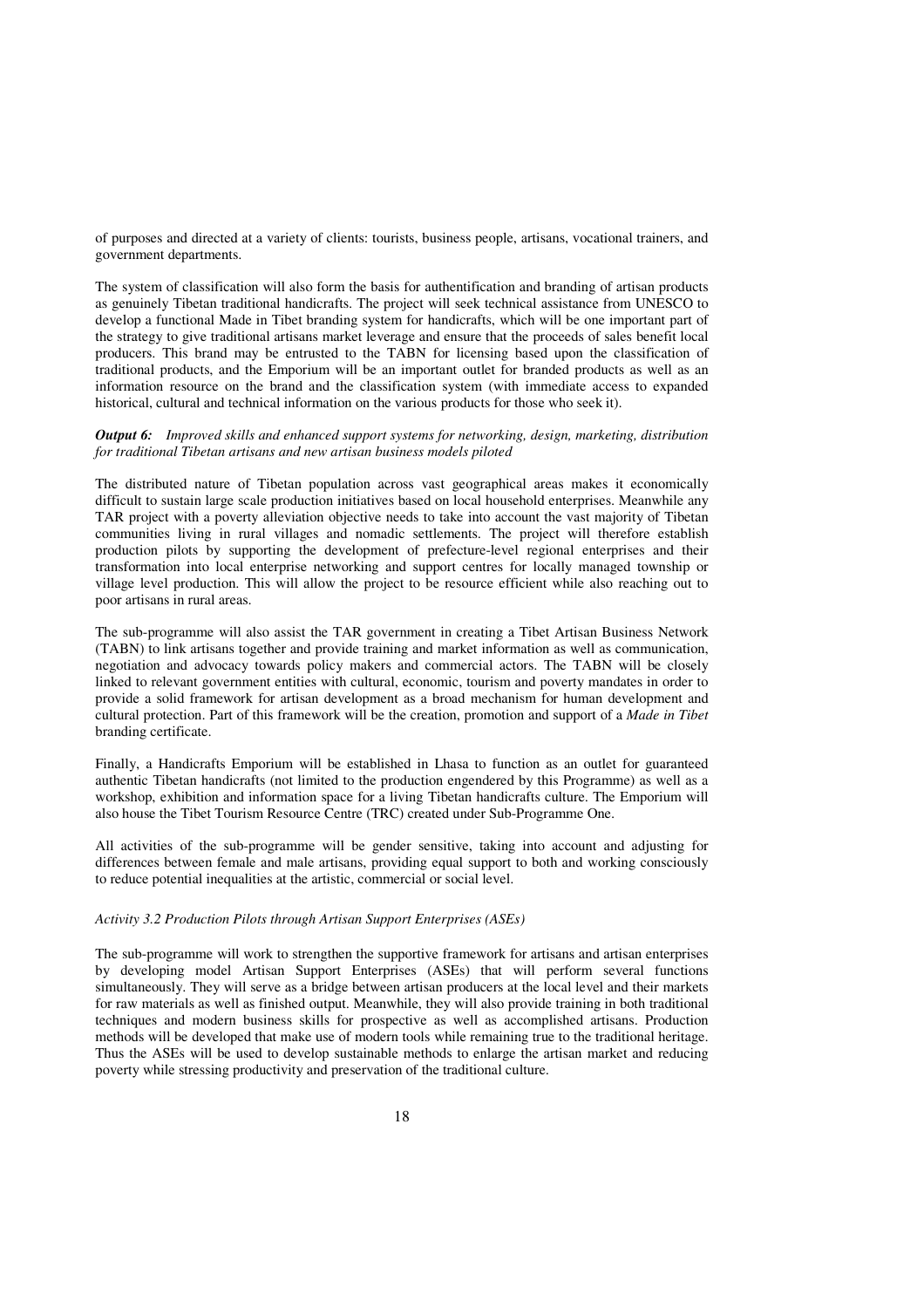of purposes and directed at a variety of clients: tourists, business people, artisans, vocational trainers, and government departments.

The system of classification will also form the basis for authentification and branding of artisan products as genuinely Tibetan traditional handicrafts. The project will seek technical assistance from UNESCO to develop a functional Made in Tibet branding system for handicrafts, which will be one important part of the strategy to give traditional artisans market leverage and ensure that the proceeds of sales benefit local producers. This brand may be entrusted to the TABN for licensing based upon the classification of traditional products, and the Emporium will be an important outlet for branded products as well as an information resource on the brand and the classification system (with immediate access to expanded historical, cultural and technical information on the various products for those who seek it).

***Output 6:*** *Improved skills and enhanced support systems for networking, design, marketing, distribution for traditional Tibetan artisans and new artisan business models piloted*

The distributed nature of Tibetan population across vast geographical areas makes it economically difficult to sustain large scale production initiatives based on local household enterprises. Meanwhile any TAR project with a poverty alleviation objective needs to take into account the vast majority of Tibetan communities living in rural villages and nomadic settlements. The project will therefore establish production pilots by supporting the development of prefecture-level regional enterprises and their transformation into local enterprise networking and support centres for locally managed township or village level production. This will allow the project to be resource efficient while also reaching out to poor artisans in rural areas.

The sub-programme will also assist the TAR government in creating a Tibet Artisan Business Network (TABN) to link artisans together and provide training and market information as well as communication, negotiation and advocacy towards policy makers and commercial actors. The TABN will be closely linked to relevant government entities with cultural, economic, tourism and poverty mandates in order to provide a solid framework for artisan development as a broad mechanism for human development and cultural protection. Part of this framework will be the creation, promotion and support of a *Made in Tibet* branding certificate.

Finally, a Handicrafts Emporium will be established in Lhasa to function as an outlet for guaranteed authentic Tibetan handicrafts (not limited to the production engendered by this Programme) as well as a workshop, exhibition and information space for a living Tibetan handicrafts culture. The Emporium will also house the Tibet Tourism Resource Centre (TRC) created under Sub-Programme One.

All activities of the sub-programme will be gender sensitive, taking into account and adjusting for differences between female and male artisans, providing equal support to both and working consciously to reduce potential inequalities at the artistic, commercial or social level.

*Activity 3.2 Production Pilots through Artisan Support Enterprises (ASEs)*

The sub-programme will work to strengthen the supportive framework for artisans and artisan enterprises by developing model Artisan Support Enterprises (ASEs) that will perform several functions simultaneously. They will serve as a bridge between artisan producers at the local level and their markets for raw materials as well as finished output. Meanwhile, they will also provide training in both traditional techniques and modern business skills for prospective as well as accomplished artisans. Production methods will be developed that make use of modern tools while remaining true to the traditional heritage. Thus the ASEs will be used to develop sustainable methods to enlarge the artisan market and reducing poverty while stressing productivity and preservation of the traditional culture.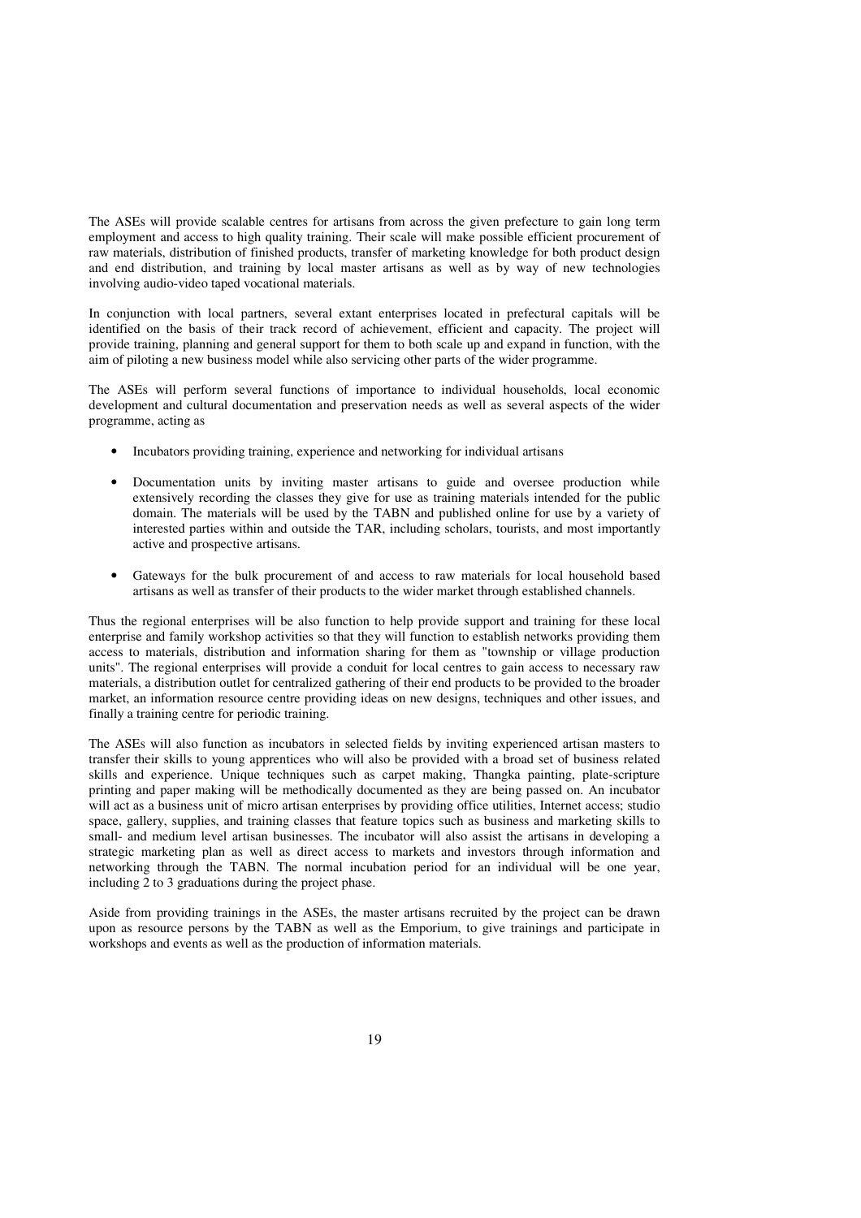The ASEs will provide scalable centres for artisans from across the given prefecture to gain long term employment and access to high quality training. Their scale will make possible efficient procurement of raw materials, distribution of finished products, transfer of marketing knowledge for both product design and end distribution, and training by local master artisans as well as by way of new technologies involving audio-video taped vocational materials.

In conjunction with local partners, several extant enterprises located in prefectural capitals will be identified on the basis of their track record of achievement, efficient and capacity. The project will provide training, planning and general support for them to both scale up and expand in function, with the aim of piloting a new business model while also servicing other parts of the wider programme.

The ASEs will perform several functions of importance to individual households, local economic development and cultural documentation and preservation needs as well as several aspects of the wider programme, acting as

- Incubators providing training, experience and networking for individual artisans

- Documentation units by inviting master artisans to guide and oversee production while extensively recording the classes they give for use as training materials intended for the public domain. The materials will be used by the TABN and published online for use by a variety of interested parties within and outside the TAR, including scholars, tourists, and most importantly active and prospective artisans.

- Gateways for the bulk procurement of and access to raw materials for local household based artisans as well as transfer of their products to the wider market through established channels.

Thus the regional enterprises will be also function to help provide support and training for these local enterprise and family workshop activities so that they will function to establish networks providing them access to materials, distribution and information sharing for them as "township or village production units". The regional enterprises will provide a conduit for local centres to gain access to necessary raw materials, a distribution outlet for centralized gathering of their end products to be provided to the broader market, an information resource centre providing ideas on new designs, techniques and other issues, and finally a training centre for periodic training.

The ASEs will also function as incubators in selected fields by inviting experienced artisan masters to transfer their skills to young apprentices who will also be provided with a broad set of business related skills and experience. Unique techniques such as carpet making, Thangka painting, plate-scripture printing and paper making will be methodically documented as they are being passed on. An incubator will act as a business unit of micro artisan enterprises by providing office utilities, Internet access; studio space, gallery, supplies, and training classes that feature topics such as business and marketing skills to small- and medium level artisan businesses. The incubator will also assist the artisans in developing a strategic marketing plan as well as direct access to markets and investors through information and networking through the TABN. The normal incubation period for an individual will be one year, including 2 to 3 graduations during the project phase.

Aside from providing trainings in the ASEs, the master artisans recruited by the project can be drawn upon as resource persons by the TABN as well as the Emporium, to give trainings and participate in workshops and events as well as the production of information materials.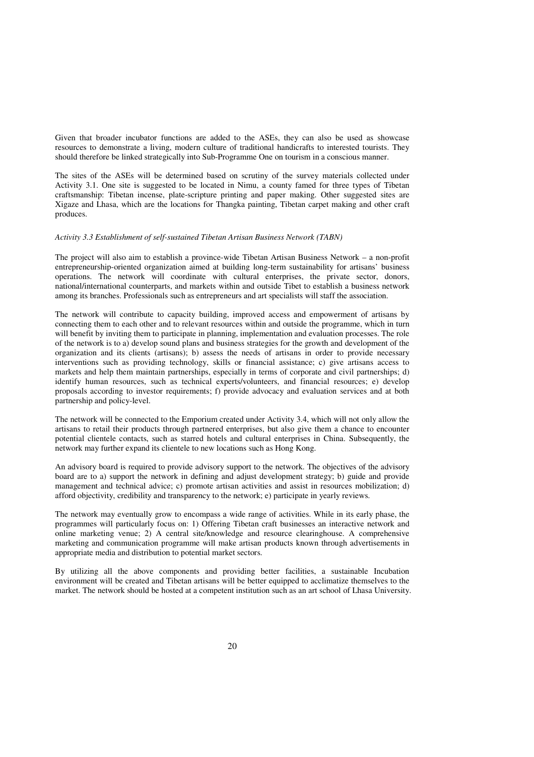Given that broader incubator functions are added to the ASEs, they can also be used as showcase resources to demonstrate a living, modern culture of traditional handicrafts to interested tourists. They should therefore be linked strategically into Sub-Programme One on tourism in a conscious manner.

The sites of the ASEs will be determined based on scrutiny of the survey materials collected under Activity 3.1. One site is suggested to be located in Nimu, a county famed for three types of Tibetan craftsmanship: Tibetan incense, plate-scripture printing and paper making. Other suggested sites are Xigaze and Lhasa, which are the locations for Thangka painting, Tibetan carpet making and other craft produces.

*Activity 3.3 Establishment of self-sustained Tibetan Artisan Business Network (TABN)*

The project will also aim to establish a province-wide Tibetan Artisan Business Network – a non-profit entrepreneurship-oriented organization aimed at building long-term sustainability for artisans' business operations. The network will coordinate with cultural enterprises, the private sector, donors, national/international counterparts, and markets within and outside Tibet to establish a business network among its branches. Professionals such as entrepreneurs and art specialists will staff the association.

The network will contribute to capacity building, improved access and empowerment of artisans by connecting them to each other and to relevant resources within and outside the programme, which in turn will benefit by inviting them to participate in planning, implementation and evaluation processes. The role of the network is to a) develop sound plans and business strategies for the growth and development of the organization and its clients (artisans); b) assess the needs of artisans in order to provide necessary interventions such as providing technology, skills or financial assistance; c) give artisans access to markets and help them maintain partnerships, especially in terms of corporate and civil partnerships; d) identify human resources, such as technical experts/volunteers, and financial resources; e) develop proposals according to investor requirements; f) provide advocacy and evaluation services and at both partnership and policy-level.

The network will be connected to the Emporium created under Activity 3.4, which will not only allow the artisans to retail their products through partnered enterprises, but also give them a chance to encounter potential clientele contacts, such as starred hotels and cultural enterprises in China. Subsequently, the network may further expand its clientele to new locations such as Hong Kong.

An advisory board is required to provide advisory support to the network. The objectives of the advisory board are to a) support the network in defining and adjust development strategy; b) guide and provide management and technical advice; c) promote artisan activities and assist in resources mobilization; d) afford objectivity, credibility and transparency to the network; e) participate in yearly reviews.

The network may eventually grow to encompass a wide range of activities. While in its early phase, the programmes will particularly focus on: 1) Offering Tibetan craft businesses an interactive network and online marketing venue; 2) A central site/knowledge and resource clearinghouse. A comprehensive marketing and communication programme will make artisan products known through advertisements in appropriate media and distribution to potential market sectors.

By utilizing all the above components and providing better facilities, a sustainable Incubation environment will be created and Tibetan artisans will be better equipped to acclimatize themselves to the market. The network should be hosted at a competent institution such as an art school of Lhasa University.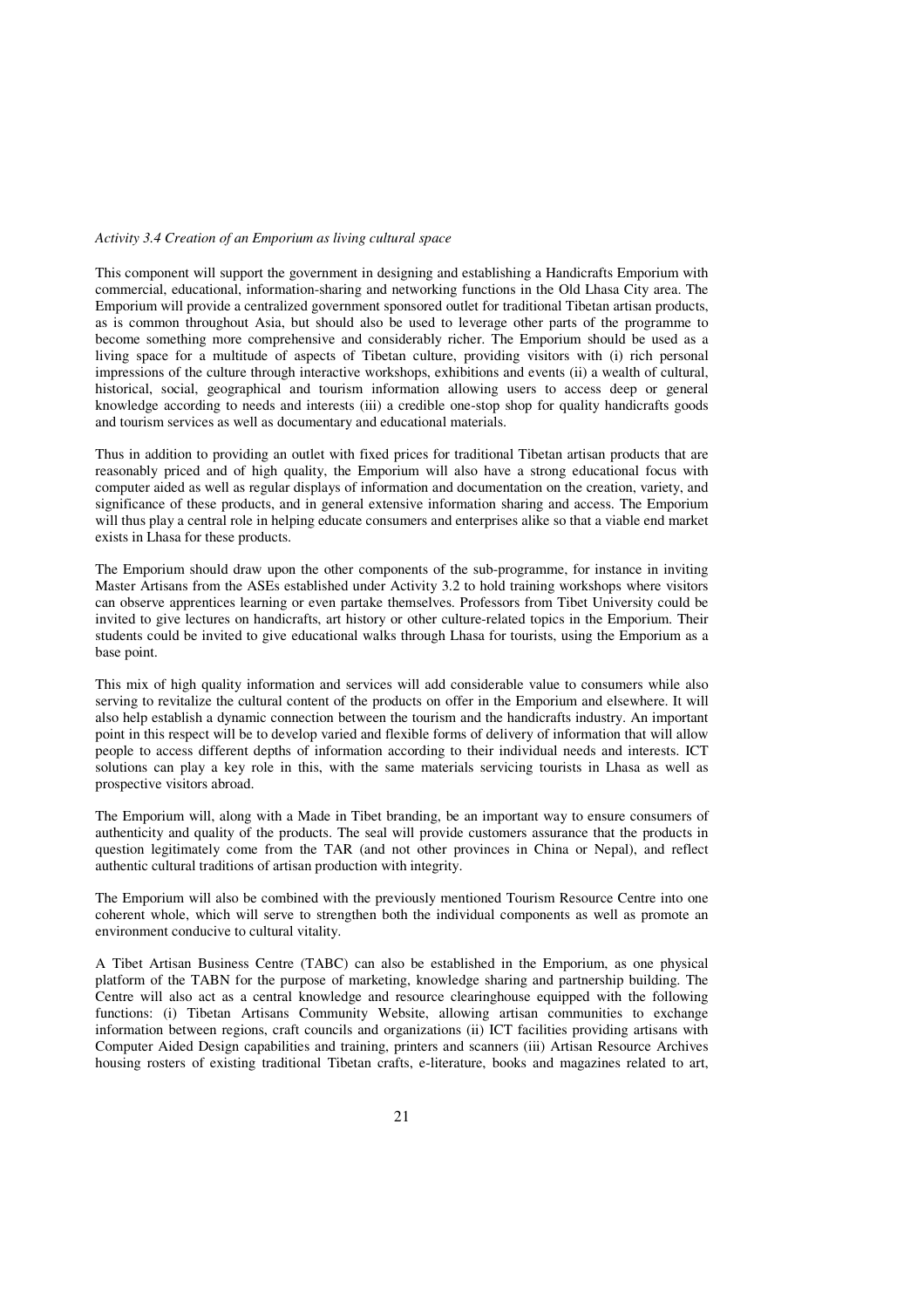*Activity 3.4 Creation of an Emporium as living cultural space*

This component will support the government in designing and establishing a Handicrafts Emporium with commercial, educational, information-sharing and networking functions in the Old Lhasa City area. The Emporium will provide a centralized government sponsored outlet for traditional Tibetan artisan products, as is common throughout Asia, but should also be used to leverage other parts of the programme to become something more comprehensive and considerably richer. The Emporium should be used as a living space for a multitude of aspects of Tibetan culture, providing visitors with (i) rich personal impressions of the culture through interactive workshops, exhibitions and events (ii) a wealth of cultural, historical, social, geographical and tourism information allowing users to access deep or general knowledge according to needs and interests (iii) a credible one-stop shop for quality handicrafts goods and tourism services as well as documentary and educational materials.

Thus in addition to providing an outlet with fixed prices for traditional Tibetan artisan products that are reasonably priced and of high quality, the Emporium will also have a strong educational focus with computer aided as well as regular displays of information and documentation on the creation, variety, and significance of these products, and in general extensive information sharing and access. The Emporium will thus play a central role in helping educate consumers and enterprises alike so that a viable end market exists in Lhasa for these products.

The Emporium should draw upon the other components of the sub-programme, for instance in inviting Master Artisans from the ASEs established under Activity 3.2 to hold training workshops where visitors can observe apprentices learning or even partake themselves. Professors from Tibet University could be invited to give lectures on handicrafts, art history or other culture-related topics in the Emporium. Their students could be invited to give educational walks through Lhasa for tourists, using the Emporium as a base point.

This mix of high quality information and services will add considerable value to consumers while also serving to revitalize the cultural content of the products on offer in the Emporium and elsewhere. It will also help establish a dynamic connection between the tourism and the handicrafts industry. An important point in this respect will be to develop varied and flexible forms of delivery of information that will allow people to access different depths of information according to their individual needs and interests. ICT solutions can play a key role in this, with the same materials servicing tourists in Lhasa as well as prospective visitors abroad.

The Emporium will, along with a Made in Tibet branding, be an important way to ensure consumers of authenticity and quality of the products. The seal will provide customers assurance that the products in question legitimately come from the TAR (and not other provinces in China or Nepal), and reflect authentic cultural traditions of artisan production with integrity.

The Emporium will also be combined with the previously mentioned Tourism Resource Centre into one coherent whole, which will serve to strengthen both the individual components as well as promote an environment conducive to cultural vitality.

A Tibet Artisan Business Centre (TABC) can also be established in the Emporium, as one physical platform of the TABN for the purpose of marketing, knowledge sharing and partnership building. The Centre will also act as a central knowledge and resource clearinghouse equipped with the following functions: (i) Tibetan Artisans Community Website, allowing artisan communities to exchange information between regions, craft councils and organizations (ii) ICT facilities providing artisans with Computer Aided Design capabilities and training, printers and scanners (iii) Artisan Resource Archives housing rosters of existing traditional Tibetan crafts, e-literature, books and magazines related to art,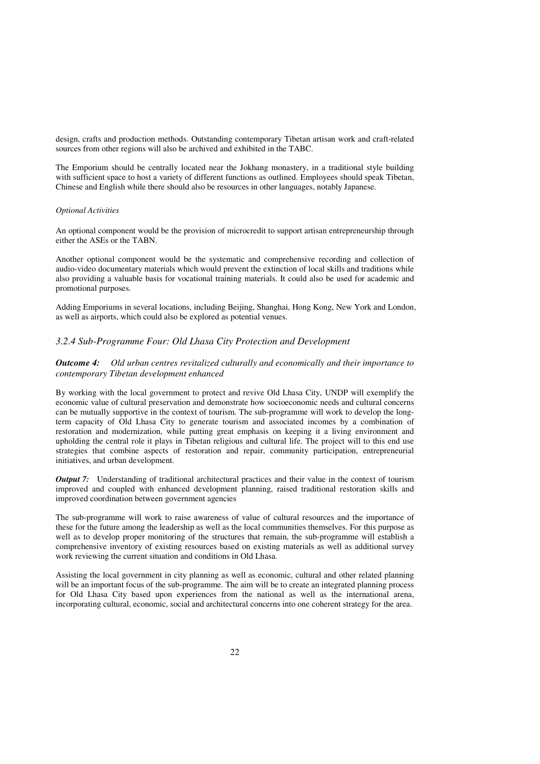design, crafts and production methods. Outstanding contemporary Tibetan artisan work and craft-related sources from other regions will also be archived and exhibited in the TABC.

The Emporium should be centrally located near the Jokhang monastery, in a traditional style building with sufficient space to host a variety of different functions as outlined. Employees should speak Tibetan, Chinese and English while there should also be resources in other languages, notably Japanese.

*Optional Activities*

An optional component would be the provision of microcredit to support artisan entrepreneurship through either the ASEs or the TABN.

Another optional component would be the systematic and comprehensive recording and collection of audio-video documentary materials which would prevent the extinction of local skills and traditions while also providing a valuable basis for vocational training materials. It could also be used for academic and promotional purposes.

Adding Emporiums in several locations, including Beijing, Shanghai, Hong Kong, New York and London, as well as airports, which could also be explored as potential venues.

### *3.2.4 Sub-Programme Four: Old Lhasa City Protection and Development*

***Outcome 4:*** *Old urban centres revitalized culturally and economically and their importance to contemporary Tibetan development enhanced*

By working with the local government to protect and revive Old Lhasa City, UNDP will exemplify the economic value of cultural preservation and demonstrate how socioeconomic needs and cultural concerns can be mutually supportive in the context of tourism. The sub-programme will work to develop the long-term capacity of Old Lhasa City to generate tourism and associated incomes by a combination of restoration and modernization, while putting great emphasis on keeping it a living environment and upholding the central role it plays in Tibetan religious and cultural life. The project will to this end use strategies that combine aspects of restoration and repair, community participation, entrepreneurial initiatives, and urban development.

***Output 7:*** Understanding of traditional architectural practices and their value in the context of tourism improved and coupled with enhanced development planning, raised traditional restoration skills and improved coordination between government agencies

The sub-programme will work to raise awareness of value of cultural resources and the importance of these for the future among the leadership as well as the local communities themselves. For this purpose as well as to develop proper monitoring of the structures that remain, the sub-programme will establish a comprehensive inventory of existing resources based on existing materials as well as additional survey work reviewing the current situation and conditions in Old Lhasa.

Assisting the local government in city planning as well as economic, cultural and other related planning will be an important focus of the sub-programme. The aim will be to create an integrated planning process for Old Lhasa City based upon experiences from the national as well as the international arena, incorporating cultural, economic, social and architectural concerns into one coherent strategy for the area.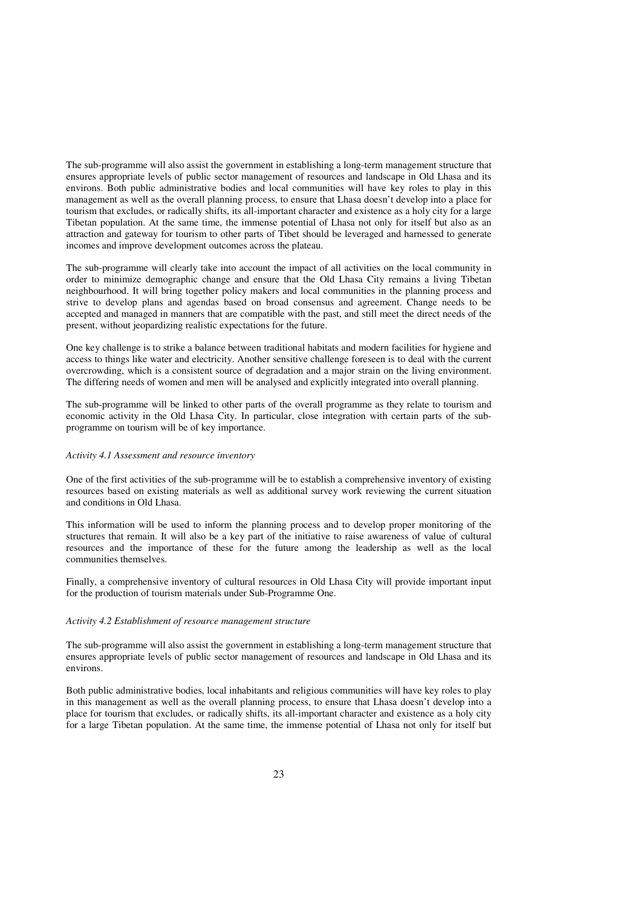The sub-programme will also assist the government in establishing a long-term management structure that ensures appropriate levels of public sector management of resources and landscape in Old Lhasa and its environs. Both public administrative bodies and local communities will have key roles to play in this management as well as the overall planning process, to ensure that Lhasa doesn't develop into a place for tourism that excludes, or radically shifts, its all-important character and existence as a holy city for a large Tibetan population. At the same time, the immense potential of Lhasa not only for itself but also as an attraction and gateway for tourism to other parts of Tibet should be leveraged and harnessed to generate incomes and improve development outcomes across the plateau.

The sub-programme will clearly take into account the impact of all activities on the local community in order to minimize demographic change and ensure that the Old Lhasa City remains a living Tibetan neighbourhood. It will bring together policy makers and local communities in the planning process and strive to develop plans and agendas based on broad consensus and agreement. Change needs to be accepted and managed in manners that are compatible with the past, and still meet the direct needs of the present, without jeopardizing realistic expectations for the future.

One key challenge is to strike a balance between traditional habitats and modern facilities for hygiene and access to things like water and electricity. Another sensitive challenge foreseen is to deal with the current overcrowding, which is a consistent source of degradation and a major strain on the living environment. The differing needs of women and men will be analysed and explicitly integrated into overall planning.

The sub-programme will be linked to other parts of the overall programme as they relate to tourism and economic activity in the Old Lhasa City. In particular, close integration with certain parts of the sub-programme on tourism will be of key importance.

*Activity 4.1 Assessment and resource inventory*

One of the first activities of the sub-programme will be to establish a comprehensive inventory of existing resources based on existing materials as well as additional survey work reviewing the current situation and conditions in Old Lhasa.

This information will be used to inform the planning process and to develop proper monitoring of the structures that remain. It will also be a key part of the initiative to raise awareness of value of cultural resources and the importance of these for the future among the leadership as well as the local communities themselves.

Finally, a comprehensive inventory of cultural resources in Old Lhasa City will provide important input for the production of tourism materials under Sub-Programme One.

*Activity 4.2 Establishment of resource management structure*

The sub-programme will also assist the government in establishing a long-term management structure that ensures appropriate levels of public sector management of resources and landscape in Old Lhasa and its environs.

Both public administrative bodies, local inhabitants and religious communities will have key roles to play in this management as well as the overall planning process, to ensure that Lhasa doesn't develop into a place for tourism that excludes, or radically shifts, its all-important character and existence as a holy city for a large Tibetan population. At the same time, the immense potential of Lhasa not only for itself but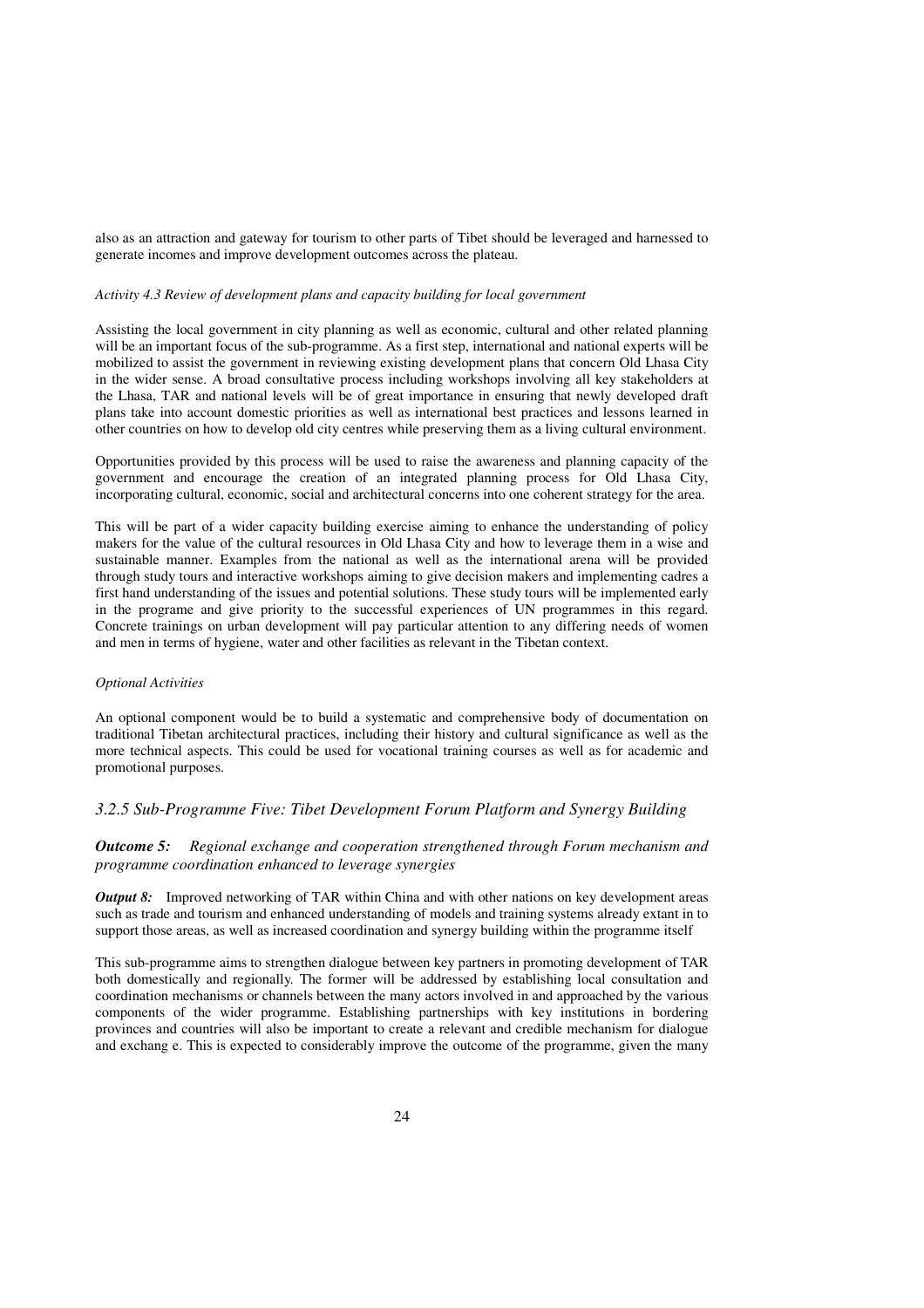also as an attraction and gateway for tourism to other parts of Tibet should be leveraged and harnessed to generate incomes and improve development outcomes across the plateau.

*Activity 4.3 Review of development plans and capacity building for local government*

Assisting the local government in city planning as well as economic, cultural and other related planning will be an important focus of the sub-programme. As a first step, international and national experts will be mobilized to assist the government in reviewing existing development plans that concern Old Lhasa City in the wider sense. A broad consultative process including workshops involving all key stakeholders at the Lhasa, TAR and national levels will be of great importance in ensuring that newly developed draft plans take into account domestic priorities as well as international best practices and lessons learned in other countries on how to develop old city centres while preserving them as a living cultural environment.

Opportunities provided by this process will be used to raise the awareness and planning capacity of the government and encourage the creation of an integrated planning process for Old Lhasa City, incorporating cultural, economic, social and architectural concerns into one coherent strategy for the area.

This will be part of a wider capacity building exercise aiming to enhance the understanding of policy makers for the value of the cultural resources in Old Lhasa City and how to leverage them in a wise and sustainable manner. Examples from the national as well as the international arena will be provided through study tours and interactive workshops aiming to give decision makers and implementing cadres a first hand understanding of the issues and potential solutions. These study tours will be implemented early in the programe and give priority to the successful experiences of UN programmes in this regard. Concrete trainings on urban development will pay particular attention to any differing needs of women and men in terms of hygiene, water and other facilities as relevant in the Tibetan context.

*Optional Activities*

An optional component would be to build a systematic and comprehensive body of documentation on traditional Tibetan architectural practices, including their history and cultural significance as well as the more technical aspects. This could be used for vocational training courses as well as for academic and promotional purposes.

### *3.2.5 Sub-Programme Five: Tibet Development Forum Platform and Synergy Building*

***Outcome 5:*** *Regional exchange and cooperation strengthened through Forum mechanism and programme coordination enhanced to leverage synergies*

***Output 8:*** Improved networking of TAR within China and with other nations on key development areas such as trade and tourism and enhanced understanding of models and training systems already extant in to support those areas, as well as increased coordination and synergy building within the programme itself

This sub-programme aims to strengthen dialogue between key partners in promoting development of TAR both domestically and regionally. The former will be addressed by establishing local consultation and coordination mechanisms or channels between the many actors involved in and approached by the various components of the wider programme. Establishing partnerships with key institutions in bordering provinces and countries will also be important to create a relevant and credible mechanism for dialogue and exchang e. This is expected to considerably improve the outcome of the programme, given the many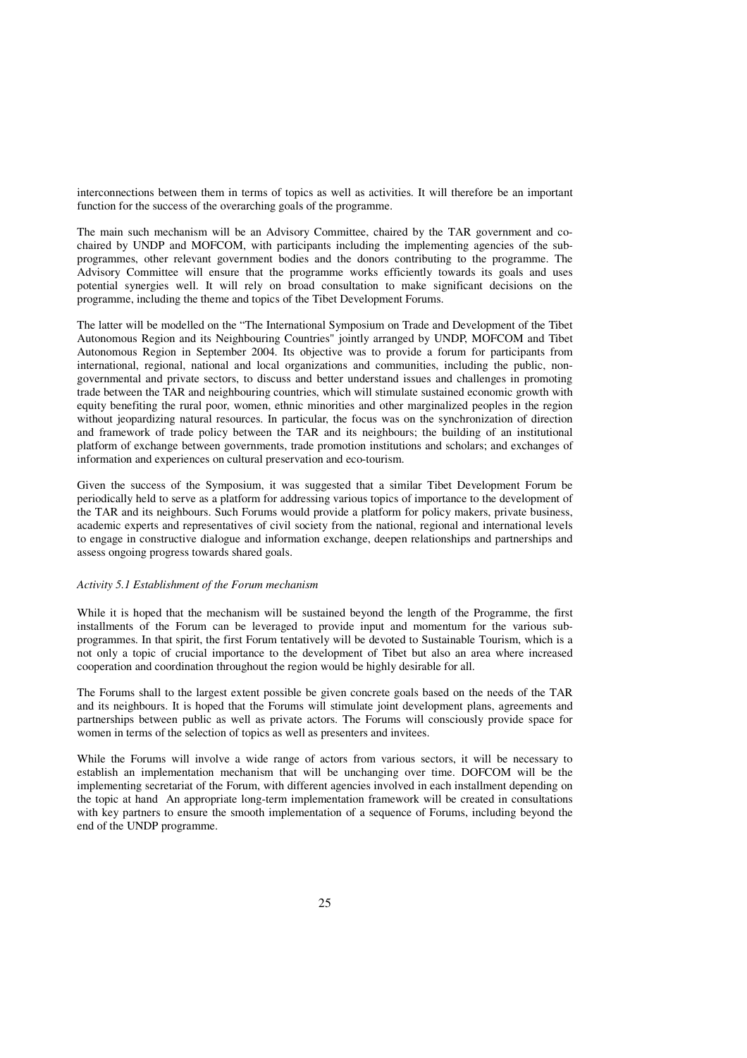interconnections between them in terms of topics as well as activities. It will therefore be an important function for the success of the overarching goals of the programme.

The main such mechanism will be an Advisory Committee, chaired by the TAR government and co-chaired by UNDP and MOFCOM, with participants including the implementing agencies of the sub-programmes, other relevant government bodies and the donors contributing to the programme. The Advisory Committee will ensure that the programme works efficiently towards its goals and uses potential synergies well. It will rely on broad consultation to make significant decisions on the programme, including the theme and topics of the Tibet Development Forums.

The latter will be modelled on the "The International Symposium on Trade and Development of the Tibet Autonomous Region and its Neighbouring Countries" jointly arranged by UNDP, MOFCOM and Tibet Autonomous Region in September 2004. Its objective was to provide a forum for participants from international, regional, national and local organizations and communities, including the public, non-governmental and private sectors, to discuss and better understand issues and challenges in promoting trade between the TAR and neighbouring countries, which will stimulate sustained economic growth with equity benefiting the rural poor, women, ethnic minorities and other marginalized peoples in the region without jeopardizing natural resources. In particular, the focus was on the synchronization of direction and framework of trade policy between the TAR and its neighbours; the building of an institutional platform of exchange between governments, trade promotion institutions and scholars; and exchanges of information and experiences on cultural preservation and eco-tourism.

Given the success of the Symposium, it was suggested that a similar Tibet Development Forum be periodically held to serve as a platform for addressing various topics of importance to the development of the TAR and its neighbours. Such Forums would provide a platform for policy makers, private business, academic experts and representatives of civil society from the national, regional and international levels to engage in constructive dialogue and information exchange, deepen relationships and partnerships and assess ongoing progress towards shared goals.

*Activity 5.1 Establishment of the Forum mechanism*

While it is hoped that the mechanism will be sustained beyond the length of the Programme, the first installments of the Forum can be leveraged to provide input and momentum for the various sub-programmes. In that spirit, the first Forum tentatively will be devoted to Sustainable Tourism, which is a not only a topic of crucial importance to the development of Tibet but also an area where increased cooperation and coordination throughout the region would be highly desirable for all.

The Forums shall to the largest extent possible be given concrete goals based on the needs of the TAR and its neighbours. It is hoped that the Forums will stimulate joint development plans, agreements and partnerships between public as well as private actors. The Forums will consciously provide space for women in terms of the selection of topics as well as presenters and invitees.

While the Forums will involve a wide range of actors from various sectors, it will be necessary to establish an implementation mechanism that will be unchanging over time. DOFCOM will be the implementing secretariat of the Forum, with different agencies involved in each installment depending on the topic at hand An appropriate long-term implementation framework will be created in consultations with key partners to ensure the smooth implementation of a sequence of Forums, including beyond the end of the UNDP programme.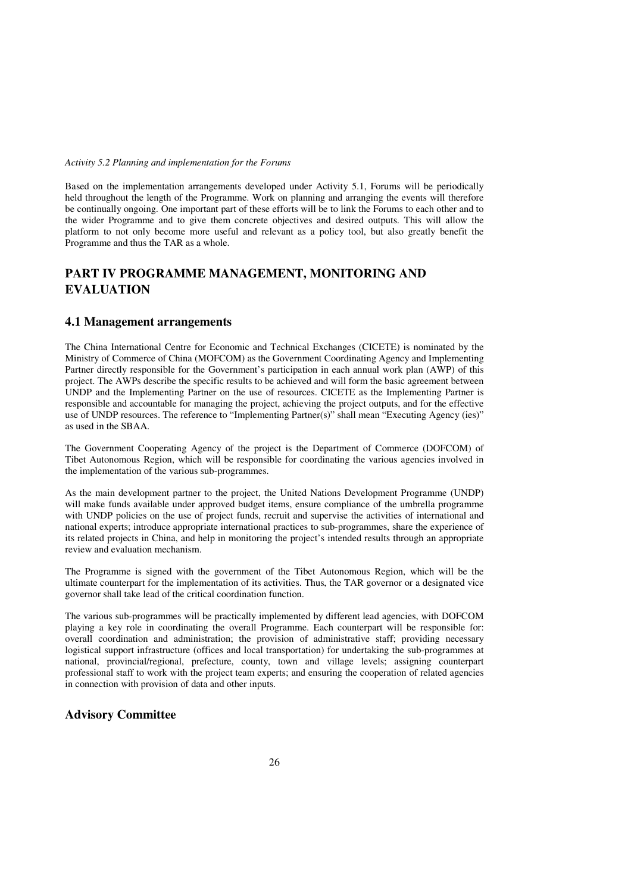*Activity 5.2 Planning and implementation for the Forums*

Based on the implementation arrangements developed under Activity 5.1, Forums will be periodically held throughout the length of the Programme. Work on planning and arranging the events will therefore be continually ongoing. One important part of these efforts will be to link the Forums to each other and to the wider Programme and to give them concrete objectives and desired outputs. This will allow the platform to not only become more useful and relevant as a policy tool, but also greatly benefit the Programme and thus the TAR as a whole.

# PART IV PROGRAMME MANAGEMENT, MONITORING AND EVALUATION

## 4.1 Management arrangements

The China International Centre for Economic and Technical Exchanges (CICETE) is nominated by the Ministry of Commerce of China (MOFCOM) as the Government Coordinating Agency and Implementing Partner directly responsible for the Government's participation in each annual work plan (AWP) of this project. The AWPs describe the specific results to be achieved and will form the basic agreement between UNDP and the Implementing Partner on the use of resources. CICETE as the Implementing Partner is responsible and accountable for managing the project, achieving the project outputs, and for the effective use of UNDP resources. The reference to "Implementing Partner(s)" shall mean "Executing Agency (ies)" as used in the SBAA.

The Government Cooperating Agency of the project is the Department of Commerce (DOFCOM) of Tibet Autonomous Region, which will be responsible for coordinating the various agencies involved in the implementation of the various sub-programmes.

As the main development partner to the project, the United Nations Development Programme (UNDP) will make funds available under approved budget items, ensure compliance of the umbrella programme with UNDP policies on the use of project funds, recruit and supervise the activities of international and national experts; introduce appropriate international practices to sub-programmes, share the experience of its related projects in China, and help in monitoring the project's intended results through an appropriate review and evaluation mechanism.

The Programme is signed with the government of the Tibet Autonomous Region, which will be the ultimate counterpart for the implementation of its activities. Thus, the TAR governor or a designated vice governor shall take lead of the critical coordination function.

The various sub-programmes will be practically implemented by different lead agencies, with DOFCOM playing a key role in coordinating the overall Programme. Each counterpart will be responsible for: overall coordination and administration; the provision of administrative staff; providing necessary logistical support infrastructure (offices and local transportation) for undertaking the sub-programmes at national, provincial/regional, prefecture, county, town and village levels; assigning counterpart professional staff to work with the project team experts; and ensuring the cooperation of related agencies in connection with provision of data and other inputs.

### Advisory Committee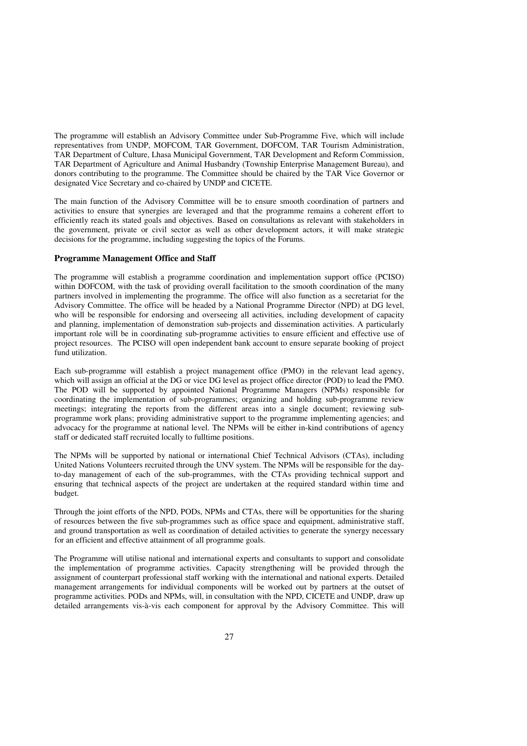The programme will establish an Advisory Committee under Sub-Programme Five, which will include representatives from UNDP, MOFCOM, TAR Government, DOFCOM, TAR Tourism Administration, TAR Department of Culture, Lhasa Municipal Government, TAR Development and Reform Commission, TAR Department of Agriculture and Animal Husbandry (Township Enterprise Management Bureau), and donors contributing to the programme. The Committee should be chaired by the TAR Vice Governor or designated Vice Secretary and co-chaired by UNDP and CICETE.

The main function of the Advisory Committee will be to ensure smooth coordination of partners and activities to ensure that synergies are leveraged and that the programme remains a coherent effort to efficiently reach its stated goals and objectives. Based on consultations as relevant with stakeholders in the government, private or civil sector as well as other development actors, it will make strategic decisions for the programme, including suggesting the topics of the Forums.

### Programme Management Office and Staff

The programme will establish a programme coordination and implementation support office (PCISO) within DOFCOM, with the task of providing overall facilitation to the smooth coordination of the many partners involved in implementing the programme. The office will also function as a secretariat for the Advisory Committee. The office will be headed by a National Programme Director (NPD) at DG level, who will be responsible for endorsing and overseeing all activities, including development of capacity and planning, implementation of demonstration sub-projects and dissemination activities. A particularly important role will be in coordinating sub-programme activities to ensure efficient and effective use of project resources. The PCISO will open independent bank account to ensure separate booking of project fund utilization.

Each sub-programme will establish a project management office (PMO) in the relevant lead agency, which will assign an official at the DG or vice DG level as project office director (POD) to lead the PMO. The POD will be supported by appointed National Programme Managers (NPMs) responsible for coordinating the implementation of sub-programmes; organizing and holding sub-programme review meetings; integrating the reports from the different areas into a single document; reviewing sub-programme work plans; providing administrative support to the programme implementing agencies; and advocacy for the programme at national level. The NPMs will be either in-kind contributions of agency staff or dedicated staff recruited locally to fulltime positions.

The NPMs will be supported by national or international Chief Technical Advisors (CTAs), including United Nations Volunteers recruited through the UNV system. The NPMs will be responsible for the day-to-day management of each of the sub-programmes, with the CTAs providing technical support and ensuring that technical aspects of the project are undertaken at the required standard within time and budget.

Through the joint efforts of the NPD, PODs, NPMs and CTAs, there will be opportunities for the sharing of resources between the five sub-programmes such as office space and equipment, administrative staff, and ground transportation as well as coordination of detailed activities to generate the synergy necessary for an efficient and effective attainment of all programme goals.

The Programme will utilise national and international experts and consultants to support and consolidate the implementation of programme activities. Capacity strengthening will be provided through the assignment of counterpart professional staff working with the international and national experts. Detailed management arrangements for individual components will be worked out by partners at the outset of programme activities. PODs and NPMs, will, in consultation with the NPD, CICETE and UNDP, draw up detailed arrangements vis-à-vis each component for approval by the Advisory Committee. This will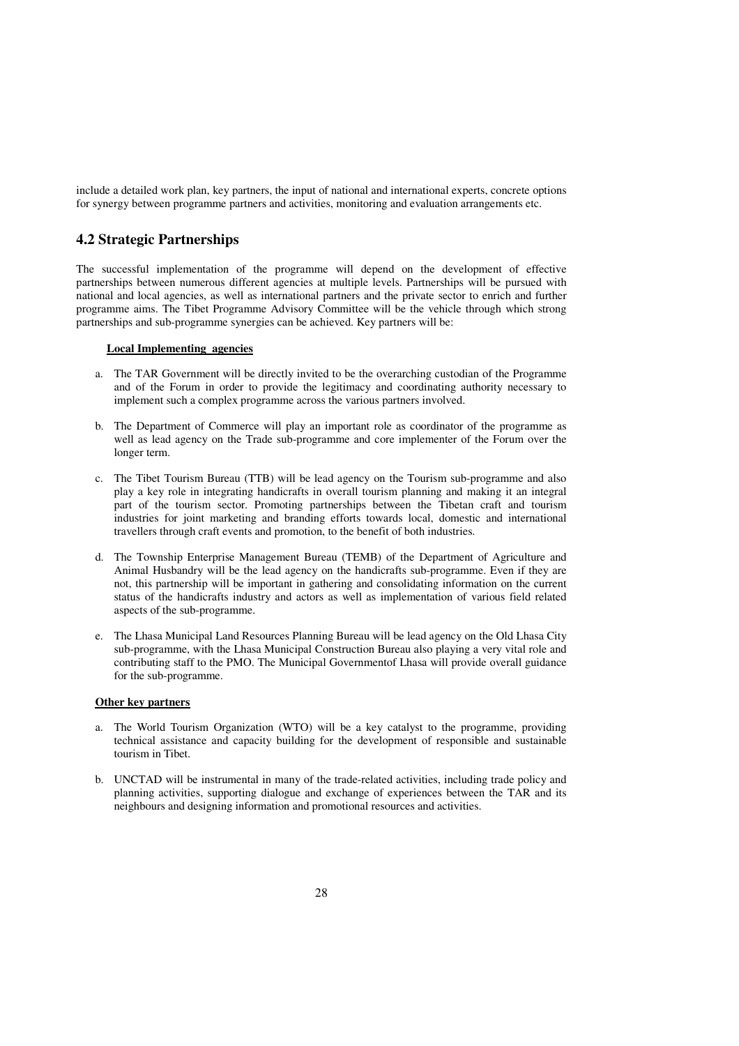include a detailed work plan, key partners, the input of national and international experts, concrete options for synergy between programme partners and activities, monitoring and evaluation arrangements etc.

## 4.2 Strategic Partnerships

The successful implementation of the programme will depend on the development of effective partnerships between numerous different agencies at multiple levels. Partnerships will be pursued with national and local agencies, as well as international partners and the private sector to enrich and further programme aims. The Tibet Programme Advisory Committee will be the vehicle through which strong partnerships and sub-programme synergies can be achieved. Key partners will be:

**Local Implementing agencies**

a. The TAR Government will be directly invited to be the overarching custodian of the Programme and of the Forum in order to provide the legitimacy and coordinating authority necessary to implement such a complex programme across the various partners involved.

b. The Department of Commerce will play an important role as coordinator of the programme as well as lead agency on the Trade sub-programme and core implementer of the Forum over the longer term.

c. The Tibet Tourism Bureau (TTB) will be lead agency on the Tourism sub-programme and also play a key role in integrating handicrafts in overall tourism planning and making it an integral part of the tourism sector. Promoting partnerships between the Tibetan craft and tourism industries for joint marketing and branding efforts towards local, domestic and international travellers through craft events and promotion, to the benefit of both industries.

d. The Township Enterprise Management Bureau (TEMB) of the Department of Agriculture and Animal Husbandry will be the lead agency on the handicrafts sub-programme. Even if they are not, this partnership will be important in gathering and consolidating information on the current status of the handicrafts industry and actors as well as implementation of various field related aspects of the sub-programme.

e. The Lhasa Municipal Land Resources Planning Bureau will be lead agency on the Old Lhasa City sub-programme, with the Lhasa Municipal Construction Bureau also playing a very vital role and contributing staff to the PMO. The Municipal Governmentof Lhasa will provide overall guidance for the sub-programme.

**Other key partners**

a. The World Tourism Organization (WTO) will be a key catalyst to the programme, providing technical assistance and capacity building for the development of responsible and sustainable tourism in Tibet.

b. UNCTAD will be instrumental in many of the trade-related activities, including trade policy and planning activities, supporting dialogue and exchange of experiences between the TAR and its neighbours and designing information and promotional resources and activities.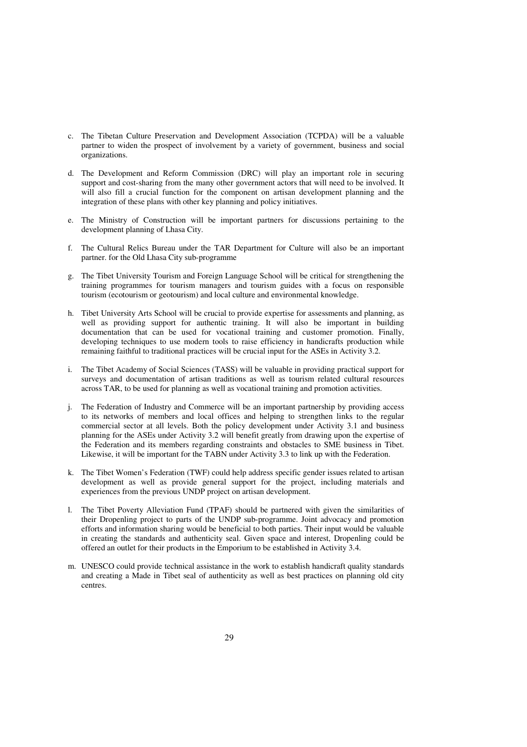c. The Tibetan Culture Preservation and Development Association (TCPDA) will be a valuable partner to widen the prospect of involvement by a variety of government, business and social organizations.

d. The Development and Reform Commission (DRC) will play an important role in securing support and cost-sharing from the many other government actors that will need to be involved. It will also fill a crucial function for the component on artisan development planning and the integration of these plans with other key planning and policy initiatives.

e. The Ministry of Construction will be important partners for discussions pertaining to the development planning of Lhasa City.

f. The Cultural Relics Bureau under the TAR Department for Culture will also be an important partner. for the Old Lhasa City sub-programme

g. The Tibet University Tourism and Foreign Language School will be critical for strengthening the training programmes for tourism managers and tourism guides with a focus on responsible tourism (ecotourism or geotourism) and local culture and environmental knowledge.

h. Tibet University Arts School will be crucial to provide expertise for assessments and planning, as well as providing support for authentic training. It will also be important in building documentation that can be used for vocational training and customer promotion. Finally, developing techniques to use modern tools to raise efficiency in handicrafts production while remaining faithful to traditional practices will be crucial input for the ASEs in Activity 3.2.

i. The Tibet Academy of Social Sciences (TASS) will be valuable in providing practical support for surveys and documentation of artisan traditions as well as tourism related cultural resources across TAR, to be used for planning as well as vocational training and promotion activities.

j. The Federation of Industry and Commerce will be an important partnership by providing access to its networks of members and local offices and helping to strengthen links to the regular commercial sector at all levels. Both the policy development under Activity 3.1 and business planning for the ASEs under Activity 3.2 will benefit greatly from drawing upon the expertise of the Federation and its members regarding constraints and obstacles to SME business in Tibet. Likewise, it will be important for the TABN under Activity 3.3 to link up with the Federation.

k. The Tibet Women's Federation (TWF) could help address specific gender issues related to artisan development as well as provide general support for the project, including materials and experiences from the previous UNDP project on artisan development.

l. The Tibet Poverty Alleviation Fund (TPAF) should be partnered with given the similarities of their Dropenling project to parts of the UNDP sub-programme. Joint advocacy and promotion efforts and information sharing would be beneficial to both parties. Their input would be valuable in creating the standards and authenticity seal. Given space and interest, Dropenling could be offered an outlet for their products in the Emporium to be established in Activity 3.4.

m. UNESCO could provide technical assistance in the work to establish handicraft quality standards and creating a Made in Tibet seal of authenticity as well as best practices on planning old city centres.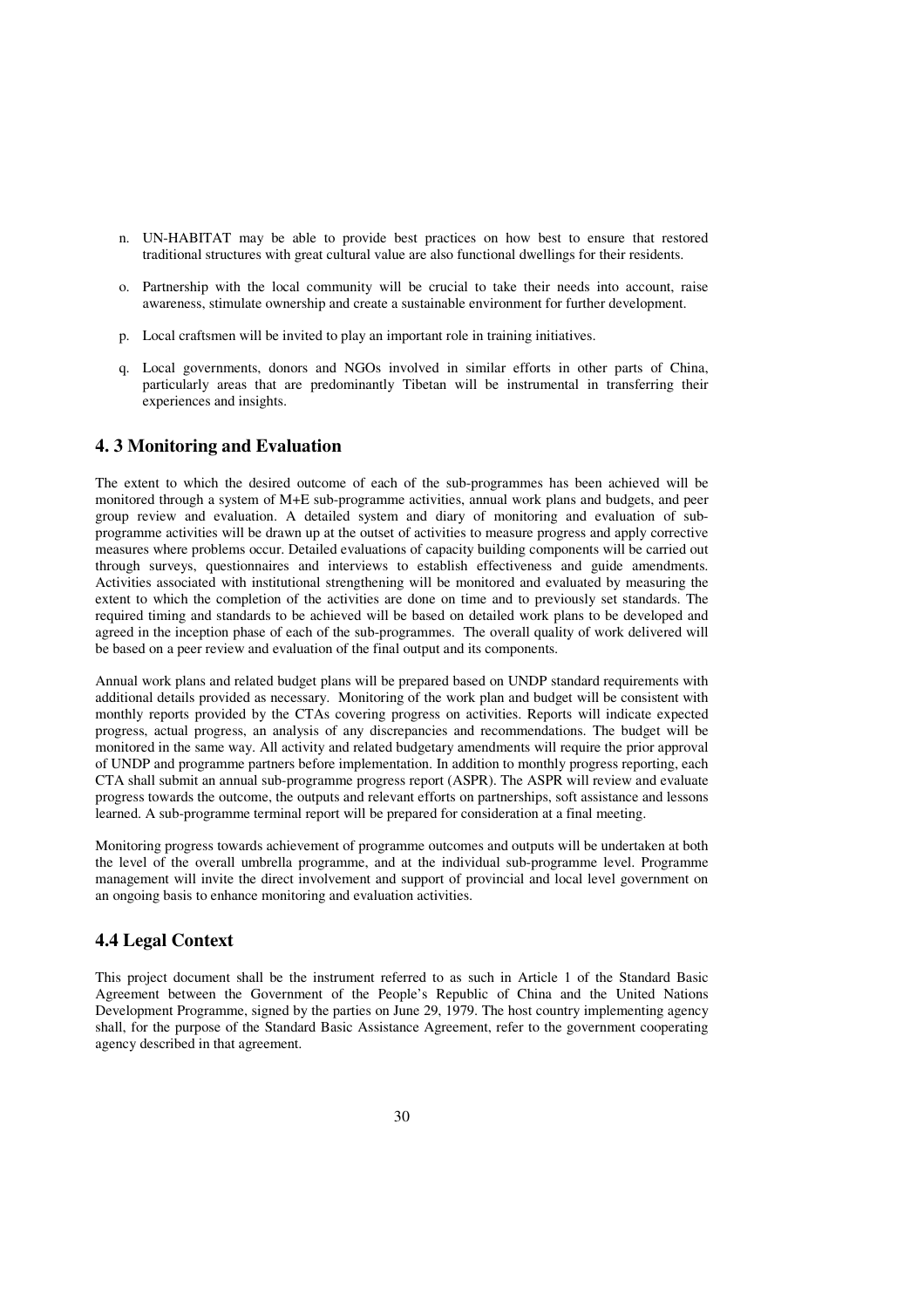n. UN-HABITAT may be able to provide best practices on how best to ensure that restored traditional structures with great cultural value are also functional dwellings for their residents.

o. Partnership with the local community will be crucial to take their needs into account, raise awareness, stimulate ownership and create a sustainable environment for further development.

p. Local craftsmen will be invited to play an important role in training initiatives.

q. Local governments, donors and NGOs involved in similar efforts in other parts of China, particularly areas that are predominantly Tibetan will be instrumental in transferring their experiences and insights.

## 4. 3 Monitoring and Evaluation

The extent to which the desired outcome of each of the sub-programmes has been achieved will be monitored through a system of M+E sub-programme activities, annual work plans and budgets, and peer group review and evaluation. A detailed system and diary of monitoring and evaluation of sub-programme activities will be drawn up at the outset of activities to measure progress and apply corrective measures where problems occur. Detailed evaluations of capacity building components will be carried out through surveys, questionnaires and interviews to establish effectiveness and guide amendments. Activities associated with institutional strengthening will be monitored and evaluated by measuring the extent to which the completion of the activities are done on time and to previously set standards. The required timing and standards to be achieved will be based on detailed work plans to be developed and agreed in the inception phase of each of the sub-programmes. The overall quality of work delivered will be based on a peer review and evaluation of the final output and its components.

Annual work plans and related budget plans will be prepared based on UNDP standard requirements with additional details provided as necessary. Monitoring of the work plan and budget will be consistent with monthly reports provided by the CTAs covering progress on activities. Reports will indicate expected progress, actual progress, an analysis of any discrepancies and recommendations. The budget will be monitored in the same way. All activity and related budgetary amendments will require the prior approval of UNDP and programme partners before implementation. In addition to monthly progress reporting, each CTA shall submit an annual sub-programme progress report (ASPR). The ASPR will review and evaluate progress towards the outcome, the outputs and relevant efforts on partnerships, soft assistance and lessons learned. A sub-programme terminal report will be prepared for consideration at a final meeting.

Monitoring progress towards achievement of programme outcomes and outputs will be undertaken at both the level of the overall umbrella programme, and at the individual sub-programme level. Programme management will invite the direct involvement and support of provincial and local level government on an ongoing basis to enhance monitoring and evaluation activities.

## 4.4 Legal Context

This project document shall be the instrument referred to as such in Article 1 of the Standard Basic Agreement between the Government of the People's Republic of China and the United Nations Development Programme, signed by the parties on June 29, 1979. The host country implementing agency shall, for the purpose of the Standard Basic Assistance Agreement, refer to the government cooperating agency described in that agreement.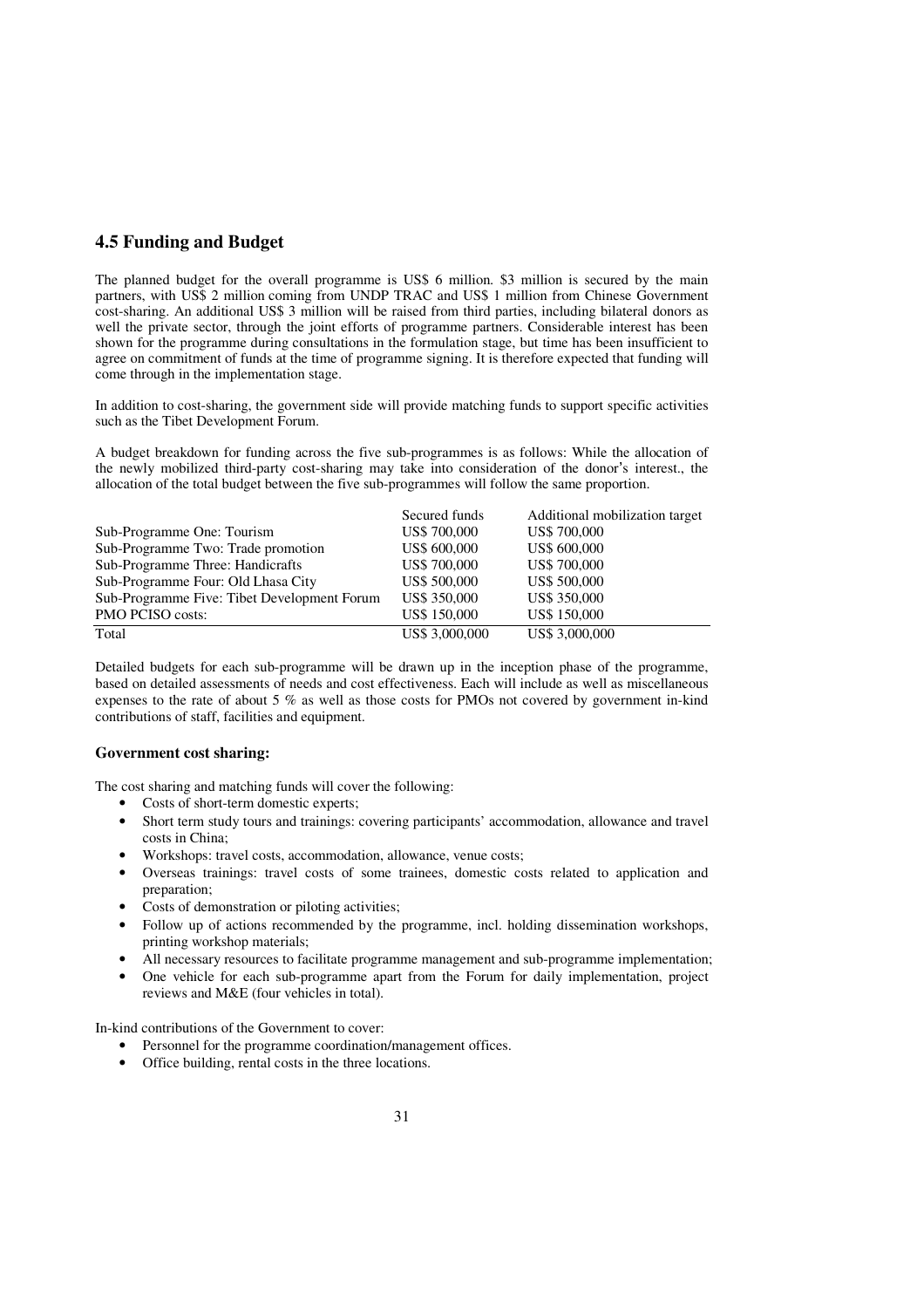## 4.5 Funding and Budget

The planned budget for the overall programme is US$ 6 million. $3 million is secured by the main partners, with US$ 2 million coming from UNDP TRAC and US$ 1 million from Chinese Government cost-sharing. An additional US$ 3 million will be raised from third parties, including bilateral donors as well the private sector, through the joint efforts of programme partners. Considerable interest has been shown for the programme during consultations in the formulation stage, but time has been insufficient to agree on commitment of funds at the time of programme signing. It is therefore expected that funding will come through in the implementation stage.

In addition to cost-sharing, the government side will provide matching funds to support specific activities such as the Tibet Development Forum.

A budget breakdown for funding across the five sub-programmes is as follows: While the allocation of the newly mobilized third-party cost-sharing may take into consideration of the donor's interest., the allocation of the total budget between the five sub-programmes will follow the same proportion.

| | Secured funds | Additional mobilization target |
|---|---|---|
| Sub-Programme One: Tourism | US$ 700,000 | US$ 700,000 |
| Sub-Programme Two: Trade promotion | US$ 600,000 | US$ 600,000 |
| Sub-Programme Three: Handicrafts | US$ 700,000 | US$ 700,000 |
| Sub-Programme Four: Old Lhasa City | US$ 500,000 | US$ 500,000 |
| Sub-Programme Five: Tibet Development Forum | US$ 350,000 | US$ 350,000 |
| PMO PCISO costs: | US$ 150,000 | US$ 150,000 |
| Total | US$ 3,000,000 | US$ 3,000,000 |

Detailed budgets for each sub-programme will be drawn up in the inception phase of the programme, based on detailed assessments of needs and cost effectiveness. Each will include as well as miscellaneous expenses to the rate of about 5 % as well as those costs for PMOs not covered by government in-kind contributions of staff, facilities and equipment.

### Government cost sharing:

The cost sharing and matching funds will cover the following:

- Costs of short-term domestic experts;
- Short term study tours and trainings: covering participants' accommodation, allowance and travel costs in China;
- Workshops: travel costs, accommodation, allowance, venue costs;
- Overseas trainings: travel costs of some trainees, domestic costs related to application and preparation;
- Costs of demonstration or piloting activities;
- Follow up of actions recommended by the programme, incl. holding dissemination workshops, printing workshop materials;
- All necessary resources to facilitate programme management and sub-programme implementation;
- One vehicle for each sub-programme apart from the Forum for daily implementation, project reviews and M&E (four vehicles in total).

In-kind contributions of the Government to cover:

- Personnel for the programme coordination/management offices.
- Office building, rental costs in the three locations.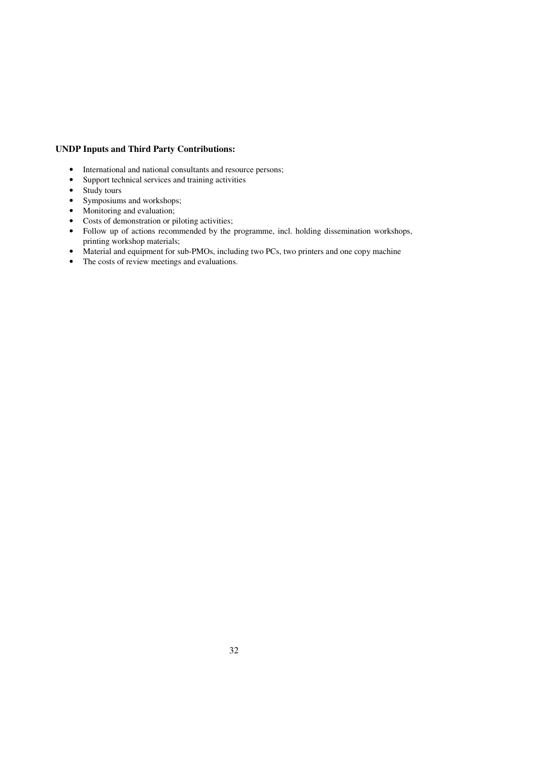**UDP Inputs and Third Party Contributions:**

- International and national consultants and resource persons;
- Support technical services and training activities
- Study tours
- Symposiums and workshops;
- Monitoring and evaluation;
- Costs of demonstration or piloting activities;
- Follow up of actions recommended by the programme, incl. holding dissemination workshops, printing workshop materials;
- Material and equipment for sub-PMOs, including two PCs, two printers and one copy machine
- The costs of review meetings and evaluations.

**UNDP Inputs and Third Party Contributions:**

- International and national consultants and resource persons;
- Support technical services and training activities
- Study tours
- Symposiums and workshops;
- Monitoring and evaluation;
- Costs of demonstration or piloting activities;
- Follow up of actions recommended by the programme, incl. holding dissemination workshops, printing workshop materials;
- Material and equipment for sub-PMOs, including two PCs, two printers and one copy machine
- The costs of review meetings and evaluations.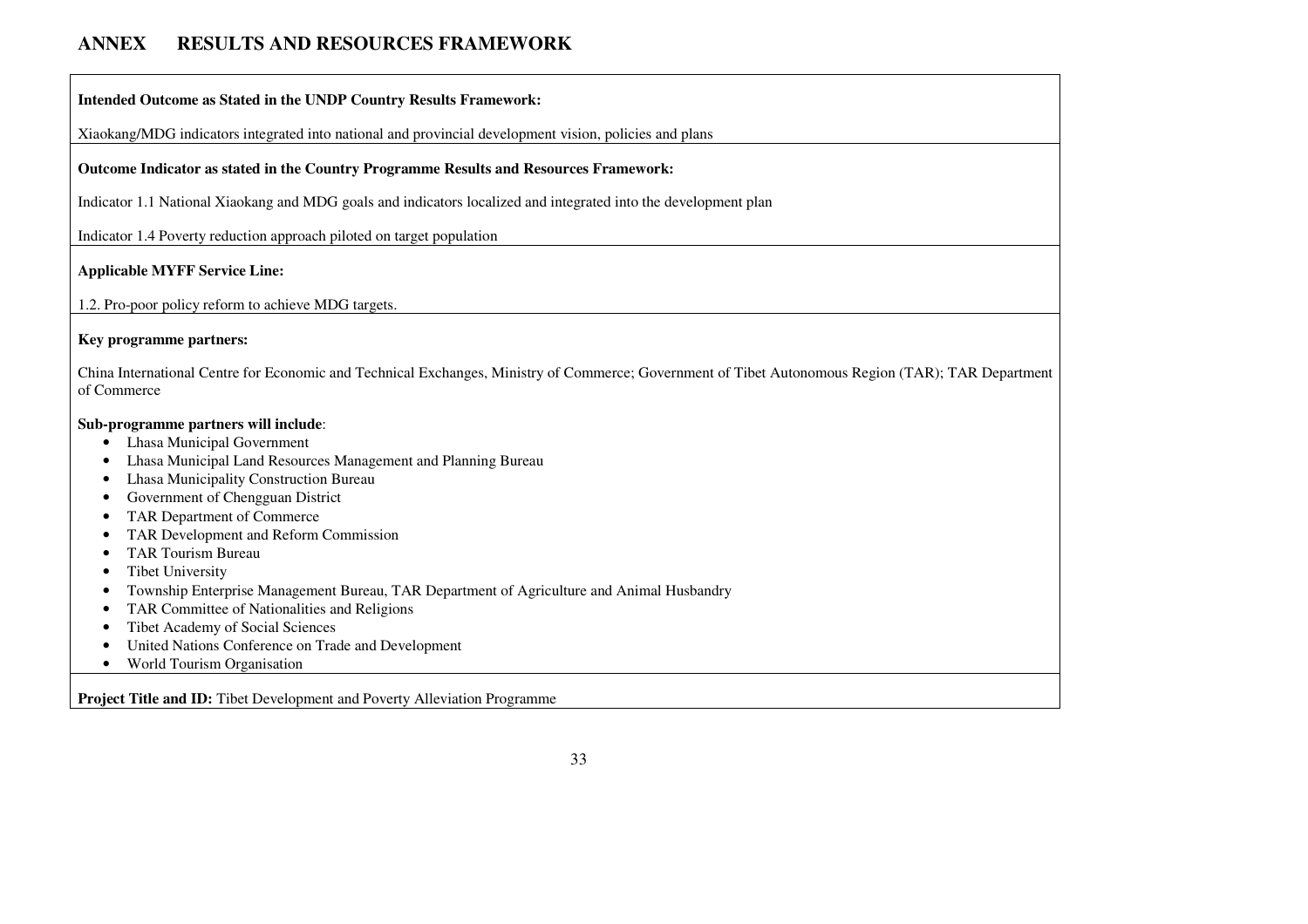# ANNEX RESULTS AND RESOURCES FRAMEWORK

**Intended Outcome as Stated in the UNDP Country Results Framework:**

Xiaokang/MDG indicators integrated into national and provincial development vision, policies and plans

**Outcome Indicator as stated in the Country Programme Results and Resources Framework:**

Indicator 1.1 National Xiaokang and MDG goals and indicators localized and integrated into the development plan

Indicator 1.4 Poverty reduction approach piloted on target population

**Applicable MYFF Service Line:**

1.2. Pro-poor policy reform to achieve MDG targets.

**Key programme partners:**

China International Centre for Economic and Technical Exchanges, Ministry of Commerce; Government of Tibet Autonomous Region (TAR); TAR Department of Commerce

**Sub-programme partners will include**:

- Lhasa Municipal Government
- Lhasa Municipal Land Resources Management and Planning Bureau
- Lhasa Municipality Construction Bureau
- Government of Chengguan District
- TAR Department of Commerce
- TAR Development and Reform Commission
- TAR Tourism Bureau
- Tibet University
- Township Enterprise Management Bureau, TAR Department of Agriculture and Animal Husbandry
- TAR Committee of Nationalities and Religions
- Tibet Academy of Social Sciences
- United Nations Conference on Trade and Development
- World Tourism Organisation

**Project Title and ID:** Tibet Development and Poverty Alleviation Programme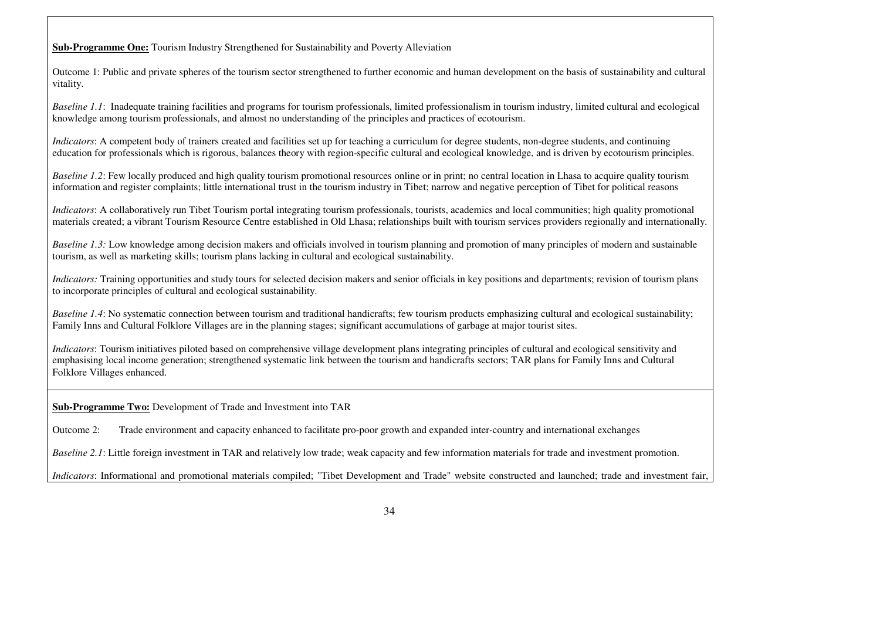**Sub-Programme One:** Tourism Industry Strengthened for Sustainability and Poverty Alleviation

Outcome 1: Public and private spheres of the tourism sector strengthened to further economic and human development on the basis of sustainability and cultural vitality.

*Baseline 1.1*: Inadequate training facilities and programs for tourism professionals, limited professionalism in tourism industry, limited cultural and ecological knowledge among tourism professionals, and almost no understanding of the principles and practices of ecotourism.

*Indicators*: A competent body of trainers created and facilities set up for teaching a curriculum for degree students, non-degree students, and continuing education for professionals which is rigorous, balances theory with region-specific cultural and ecological knowledge, and is driven by ecotourism principles.

*Baseline 1.2*: Few locally produced and high quality tourism promotional resources online or in print; no central location in Lhasa to acquire quality tourism information and register complaints; little international trust in the tourism industry in Tibet; narrow and negative perception of Tibet for political reasons

*Indicators*: A collaboratively run Tibet Tourism portal integrating tourism professionals, tourists, academics and local communities; high quality promotional materials created; a vibrant Tourism Resource Centre established in Old Lhasa; relationships built with tourism services providers regionally and internationally.

*Baseline 1.3:* Low knowledge among decision makers and officials involved in tourism planning and promotion of many principles of modern and sustainable tourism, as well as marketing skills; tourism plans lacking in cultural and ecological sustainability.

*Indicators:* Training opportunities and study tours for selected decision makers and senior officials in key positions and departments; revision of tourism plans to incorporate principles of cultural and ecological sustainability.

*Baseline 1.4*: No systematic connection between tourism and traditional handicrafts; few tourism products emphasizing cultural and ecological sustainability; Family Inns and Cultural Folklore Villages are in the planning stages; significant accumulations of garbage at major tourist sites.

*Indicators*: Tourism initiatives piloted based on comprehensive village development plans integrating principles of cultural and ecological sensitivity and emphasising local income generation; strengthened systematic link between the tourism and handicrafts sectors; TAR plans for Family Inns and Cultural Folklore Villages enhanced.

**Sub-Programme Two:** Development of Trade and Investment into TAR

Outcome 2: Trade environment and capacity enhanced to facilitate pro-poor growth and expanded inter-country and international exchanges

*Baseline 2.1*: Little foreign investment in TAR and relatively low trade; weak capacity and few information materials for trade and investment promotion.

*Indicators*: Informational and promotional materials compiled; "Tibet Development and Trade" website constructed and launched; trade and investment fair,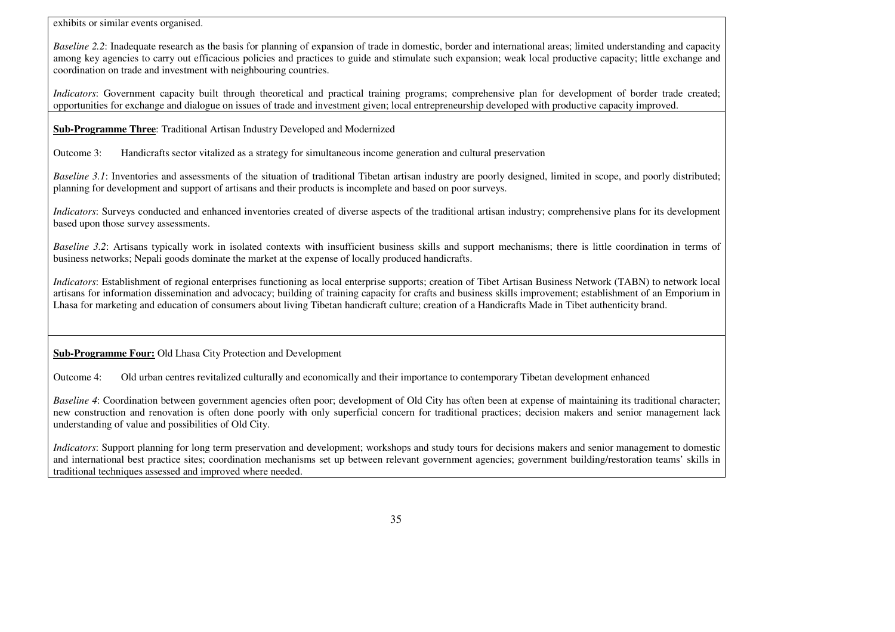exhibits or similar events organised.

*Baseline 2.2*: Inadequate research as the basis for planning of expansion of trade in domestic, border and international areas; limited understanding and capacity among key agencies to carry out efficacious policies and practices to guide and stimulate such expansion; weak local productive capacity; little exchange and coordination on trade and investment with neighbouring countries.

*Indicators*: Government capacity built through theoretical and practical training programs; comprehensive plan for development of border trade created; opportunities for exchange and dialogue on issues of trade and investment given; local entrepreneurship developed with productive capacity improved.

**Sub-Programme Three**: Traditional Artisan Industry Developed and Modernized

Outcome 3: Handicrafts sector vitalized as a strategy for simultaneous income generation and cultural preservation

*Baseline 3.1*: Inventories and assessments of the situation of traditional Tibetan artisan industry are poorly designed, limited in scope, and poorly distributed; planning for development and support of artisans and their products is incomplete and based on poor surveys.

*Indicators*: Surveys conducted and enhanced inventories created of diverse aspects of the traditional artisan industry; comprehensive plans for its development based upon those survey assessments.

*Baseline 3.2*: Artisans typically work in isolated contexts with insufficient business skills and support mechanisms; there is little coordination in terms of business networks; Nepali goods dominate the market at the expense of locally produced handicrafts.

*Indicators*: Establishment of regional enterprises functioning as local enterprise supports; creation of Tibet Artisan Business Network (TABN) to network local artisans for information dissemination and advocacy; building of training capacity for crafts and business skills improvement; establishment of an Emporium in Lhasa for marketing and education of consumers about living Tibetan handicraft culture; creation of a Handicrafts Made in Tibet authenticity brand.

**Sub-Programme Four:** Old Lhasa City Protection and Development

Outcome 4: Old urban centres revitalized culturally and economically and their importance to contemporary Tibetan development enhanced

*Baseline 4*: Coordination between government agencies often poor; development of Old City has often been at expense of maintaining its traditional character; new construction and renovation is often done poorly with only superficial concern for traditional practices; decision makers and senior management lack understanding of value and possibilities of Old City.

*Indicators*: Support planning for long term preservation and development; workshops and study tours for decisions makers and senior management to domestic and international best practice sites; coordination mechanisms set up between relevant government agencies; government building/restoration teams' skills in traditional techniques assessed and improved where needed.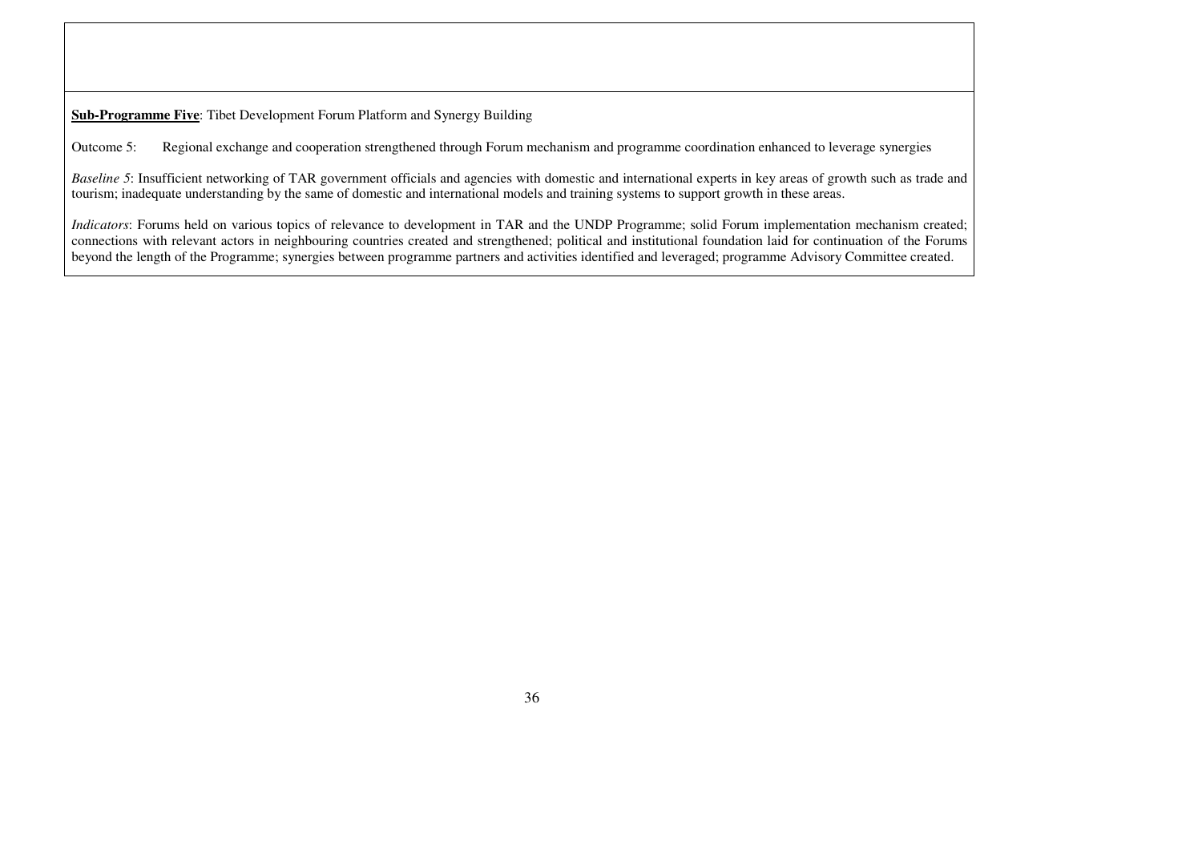**Sub-Programme Five**: Tibet Development Forum Platform and Synergy Building

Outcome 5: Regional exchange and cooperation strengthened through Forum mechanism and programme coordination enhanced to leverage synergies

*Baseline 5*: Insufficient networking of TAR government officials and agencies with domestic and international experts in key areas of growth such as trade and tourism; inadequate understanding by the same of domestic and international models and training systems to support growth in these areas.

*Indicators*: Forums held on various topics of relevance to development in TAR and the UNDP Programme; solid Forum implementation mechanism created; connections with relevant actors in neighbouring countries created and strengthened; political and institutional foundation laid for continuation of the Forums beyond the length of the Programme; synergies between programme partners and activities identified and leveraged; programme Advisory Committee created.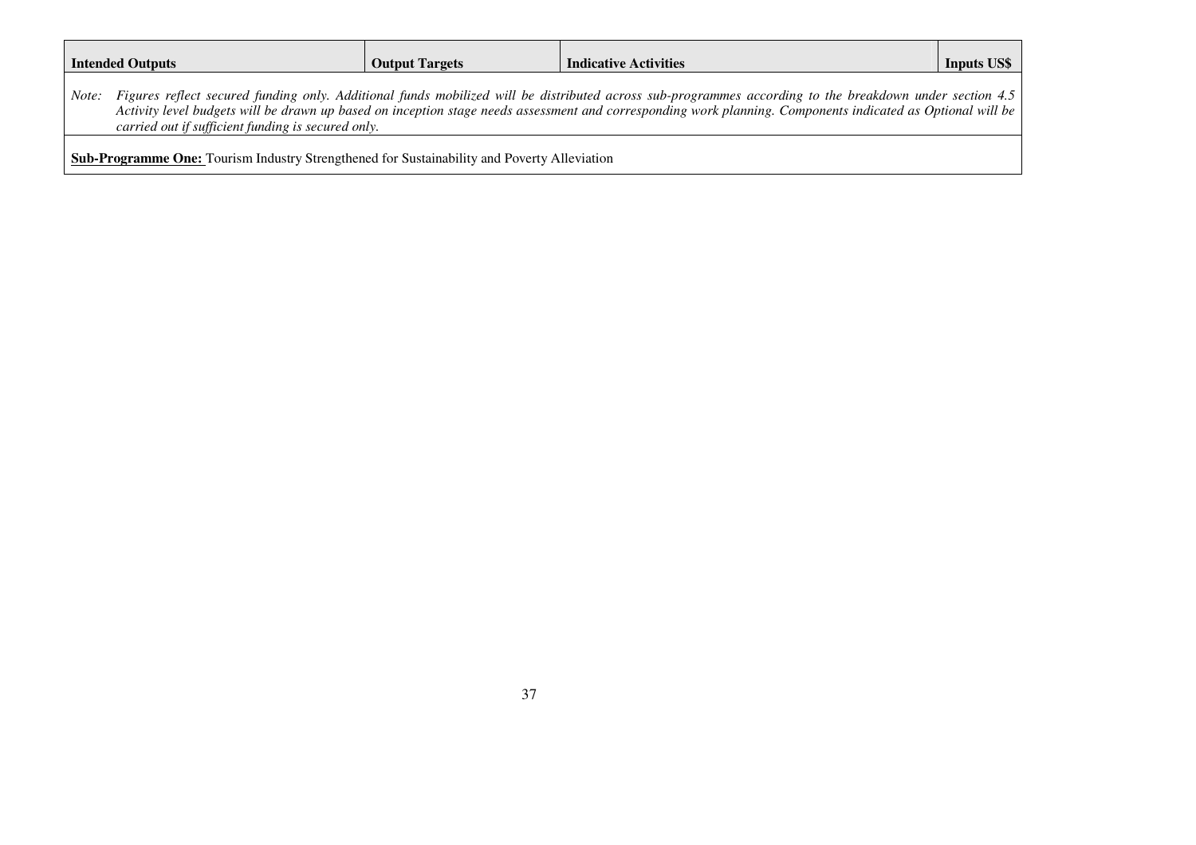| Intended Outputs | Output Targets | Indicative Activities | Inputs US$ |
| --- | --- | --- | --- |
| *Note: Figures reflect secured funding only. Additional funds mobilized will be distributed across sub-programmes according to the breakdown under section 4.5 Activity level budgets will be drawn up based on inception stage needs assessment and corresponding work planning. Components indicated as Optional will be carried out if sufficient funding is secured only.* | | | |
| **Sub-Programme One:** Tourism Industry Strengthened for Sustainability and Poverty Alleviation | | | |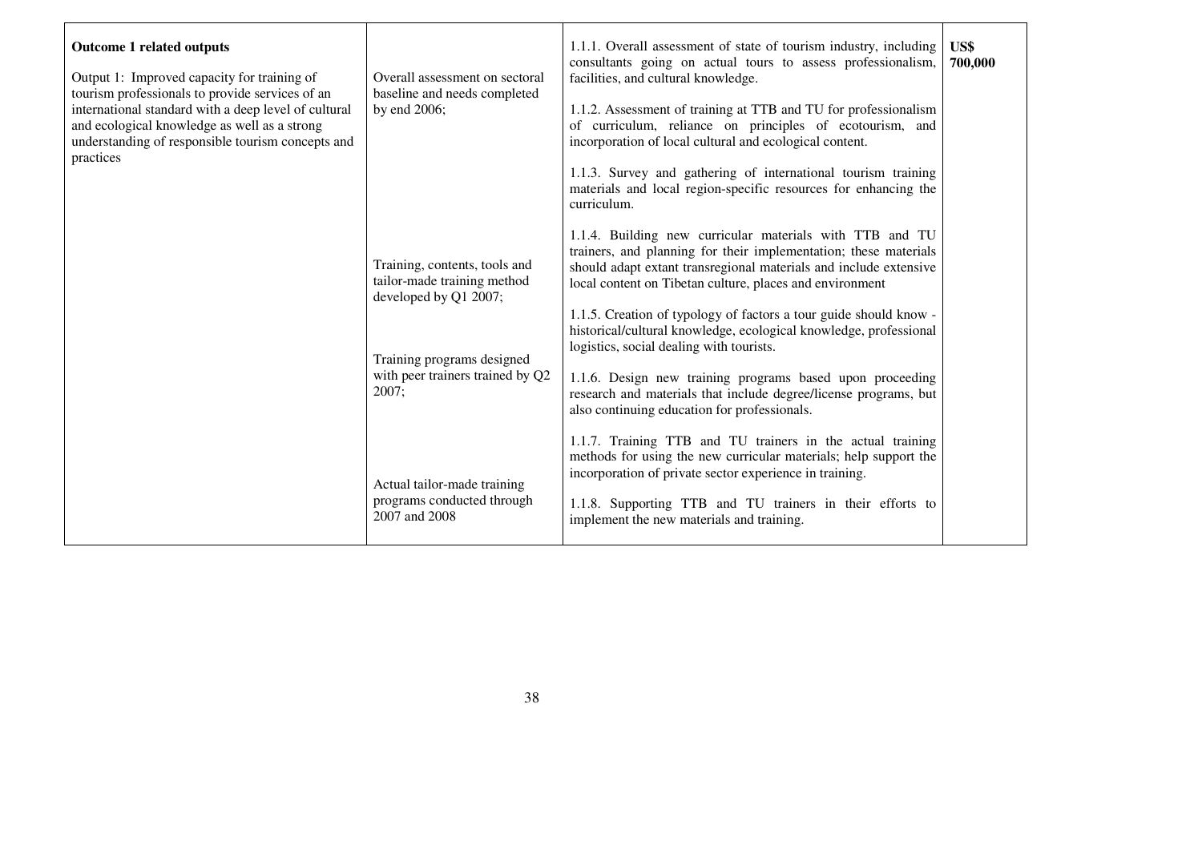| | | | |
|---|---|---|---|
| **Outcome 1 related outputs**<br><br>Output 1: Improved capacity for training of tourism professionals to provide services of an international standard with a deep level of cultural and ecological knowledge as well as a strong understanding of responsible tourism concepts and practices | Overall assessment on sectoral baseline and needs completed by end 2006; | 1.1.1. Overall assessment of state of tourism industry, including consultants going on actual tours to assess professionalism, facilities, and cultural knowledge.<br><br>1.1.2. Assessment of training at TTB and TU for professionalism of curriculum, reliance on principles of ecotourism, and incorporation of local cultural and ecological content.<br><br>1.1.3. Survey and gathering of international tourism training materials and local region-specific resources for enhancing the curriculum. | **US$ 700,000** |
| | Training, contents, tools and tailor-made training method developed by Q1 2007; | 1.1.4. Building new curricular materials with TTB and TU trainers, and planning for their implementation; these materials should adapt extant transregional materials and include extensive local content on Tibetan culture, places and environment<br><br>1.1.5. Creation of typology of factors a tour guide should know - historical/cultural knowledge, ecological knowledge, professional logistics, social dealing with tourists. | |
| | Training programs designed with peer trainers trained by Q2 2007; | 1.1.6. Design new training programs based upon proceeding research and materials that include degree/license programs, but also continuing education for professionals.<br><br>1.1.7. Training TTB and TU trainers in the actual training methods for using the new curricular materials; help support the incorporation of private sector experience in training. | |
| | Actual tailor-made training programs conducted through 2007 and 2008 | 1.1.8. Supporting TTB and TU trainers in their efforts to implement the new materials and training. | |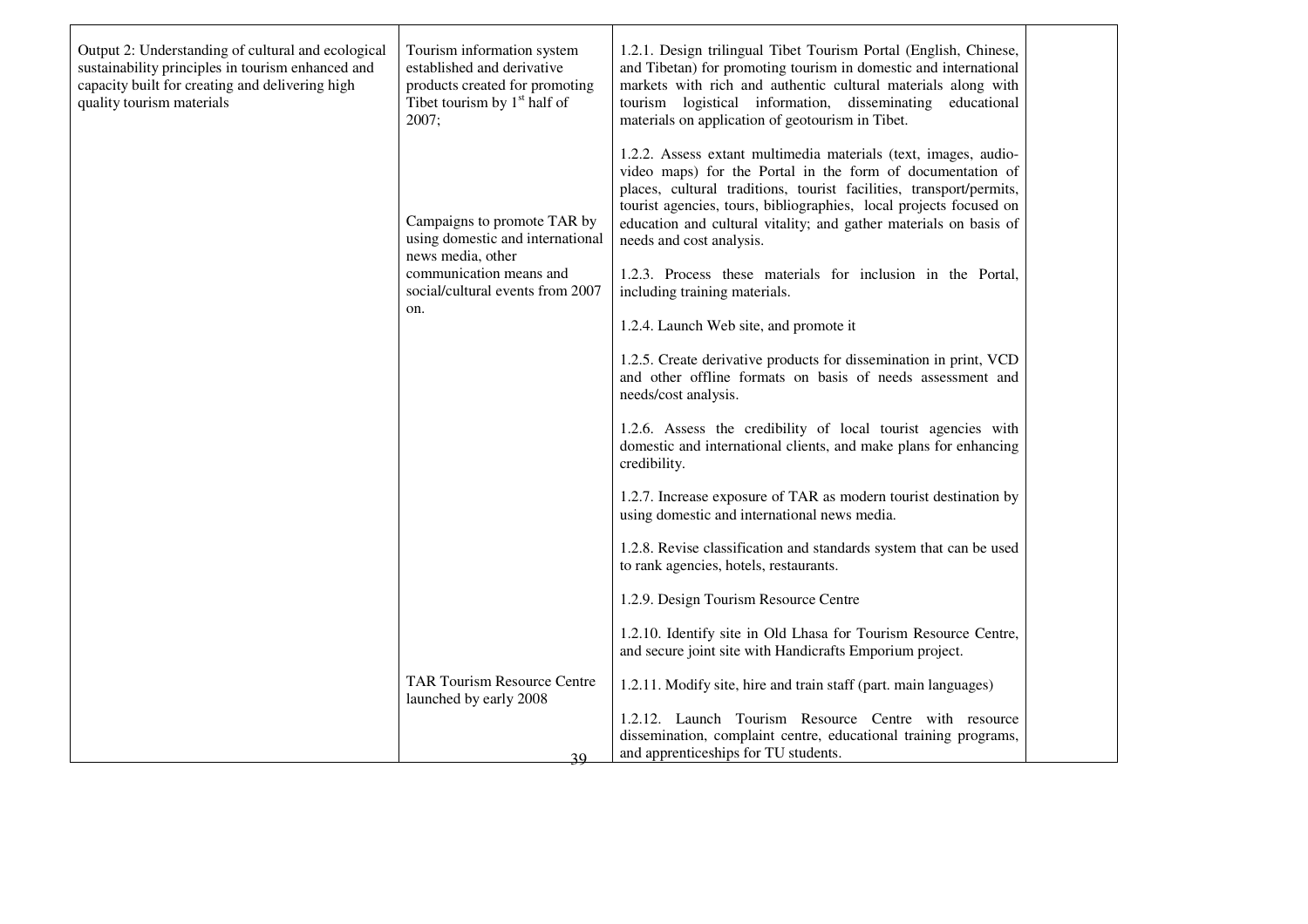| | | | |
|---|---|---|---|
| Output 2: Understanding of cultural and ecological sustainability principles in tourism enhanced and capacity built for creating and delivering high quality tourism materials | Tourism information system established and derivative products created for promoting Tibet tourism by 1st half of 2007; | 1.2.1. Design trilingual Tibet Tourism Portal (English, Chinese, and Tibetan) for promoting tourism in domestic and international markets with rich and authentic cultural materials along with tourism logistical information, disseminating educational materials on application of geotourism in Tibet. | |
| | Campaigns to promote TAR by using domestic and international news media, other communication means and social/cultural events from 2007 on. | 1.2.2. Assess extant multimedia materials (text, images, audio-video maps) for the Portal in the form of documentation of places, cultural traditions, tourist facilities, transport/permits, tourist agencies, tours, bibliographies, local projects focused on education and cultural vitality; and gather materials on basis of needs and cost analysis.<br><br>1.2.3. Process these materials for inclusion in the Portal, including training materials.<br><br>1.2.4. Launch Web site, and promote it<br><br>1.2.5. Create derivative products for dissemination in print, VCD and other offline formats on basis of needs assessment and needs/cost analysis.<br><br>1.2.6. Assess the credibility of local tourist agencies with domestic and international clients, and make plans for enhancing credibility.<br><br>1.2.7. Increase exposure of TAR as modern tourist destination by using domestic and international news media.<br><br>1.2.8. Revise classification and standards system that can be used to rank agencies, hotels, restaurants.<br><br>1.2.9. Design Tourism Resource Centre<br><br>1.2.10. Identify site in Old Lhasa for Tourism Resource Centre, and secure joint site with Handicrafts Emporium project. | |
| | TAR Tourism Resource Centre launched by early 2008 | 1.2.11. Modify site, hire and train staff (part. main languages)<br><br>1.2.12. Launch Tourism Resource Centre with resource dissemination, complaint centre, educational training programs, and apprenticeships for TU students. | |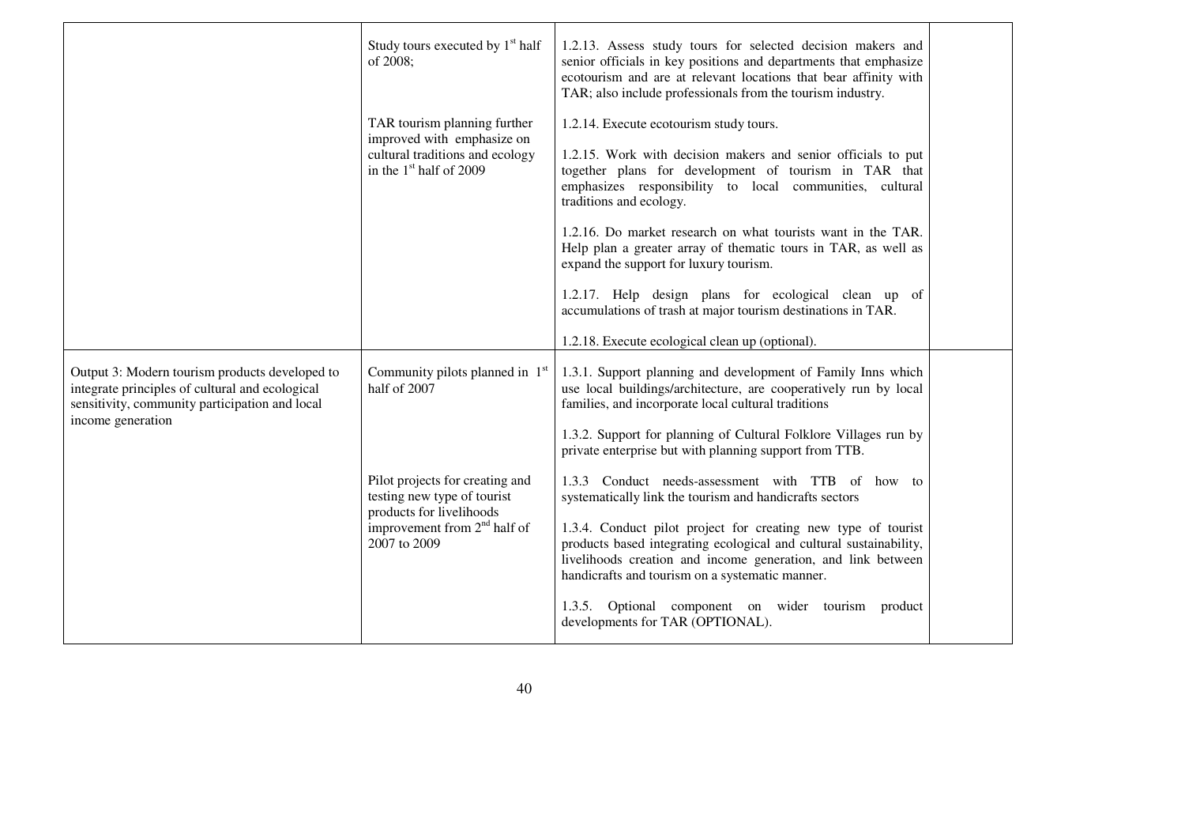| | | | |
|---|---|---|---|
| | Study tours executed by 1st half of 2008;<br><br>TAR tourism planning further improved with emphasize on cultural traditions and ecology in the 1st half of 2009 | 1.2.13. Assess study tours for selected decision makers and senior officials in key positions and departments that emphasize ecotourism and are at relevant locations that bear affinity with TAR; also include professionals from the tourism industry.<br><br>1.2.14. Execute ecotourism study tours.<br><br>1.2.15. Work with decision makers and senior officials to put together plans for development of tourism in TAR that emphasizes responsibility to local communities, cultural traditions and ecology.<br><br>1.2.16. Do market research on what tourists want in the TAR. Help plan a greater array of thematic tours in TAR, as well as expand the support for luxury tourism.<br><br>1.2.17. Help design plans for ecological clean up of accumulations of trash at major tourism destinations in TAR.<br><br>1.2.18. Execute ecological clean up (optional). | |
| Output 3: Modern tourism products developed to integrate principles of cultural and ecological sensitivity, community participation and local income generation | Community pilots planned in 1st half of 2007<br><br>Pilot projects for creating and testing new type of tourist products for livelihoods improvement from 2nd half of 2007 to 2009 | 1.3.1. Support planning and development of Family Inns which use local buildings/architecture, are cooperatively run by local families, and incorporate local cultural traditions<br><br>1.3.2. Support for planning of Cultural Folklore Villages run by private enterprise but with planning support from TTB.<br><br>1.3.3 Conduct needs-assessment with TTB of how to systematically link the tourism and handicrafts sectors<br><br>1.3.4. Conduct pilot project for creating new type of tourist products based integrating ecological and cultural sustainability, livelihoods creation and income generation, and link between handicrafts and tourism on a systematic manner.<br><br>1.3.5. Optional component on wider tourism product developments for TAR (OPTIONAL). | |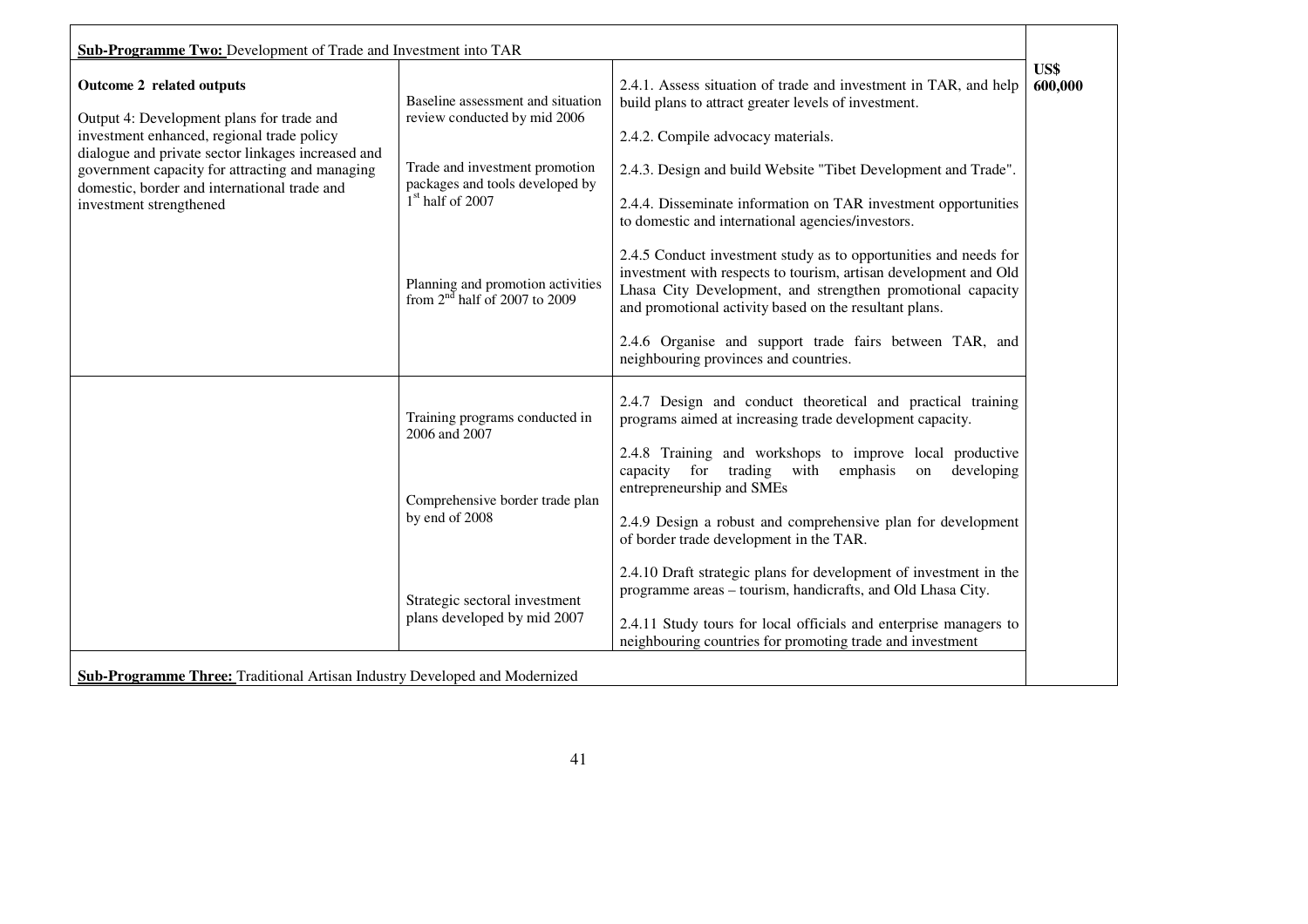| **Sub-Programme Two:** Development of Trade and Investment into TAR | | | |
|---|---|---|---|
| **Outcome 2 related outputs**<br><br>Output 4: Development plans for trade and investment enhanced, regional trade policy dialogue and private sector linkages increased and government capacity for attracting and managing domestic, border and international trade and investment strengthened | Baseline assessment and situation review conducted by mid 2006<br><br>Trade and investment promotion packages and tools developed by 1st half of 2007<br><br>Planning and promotion activities from 2nd half of 2007 to 2009 | 2.4.1. Assess situation of trade and investment in TAR, and help build plans to attract greater levels of investment.<br><br>2.4.2. Compile advocacy materials.<br><br>2.4.3. Design and build Website "Tibet Development and Trade".<br><br>2.4.4. Disseminate information on TAR investment opportunities to domestic and international agencies/investors.<br><br>2.4.5 Conduct investment study as to opportunities and needs for investment with respects to tourism, artisan development and Old Lhasa City Development, and strengthen promotional capacity and promotional activity based on the resultant plans.<br><br>2.4.6 Organise and support trade fairs between TAR, and neighbouring provinces and countries. | **US$ 600,000** |
| | Training programs conducted in 2006 and 2007<br><br>Comprehensive border trade plan by end of 2008<br><br>Strategic sectoral investment plans developed by mid 2007 | 2.4.7 Design and conduct theoretical and practical training programs aimed at increasing trade development capacity.<br><br>2.4.8 Training and workshops to improve local productive capacity for trading with emphasis on developing entrepreneurship and SMEs<br><br>2.4.9 Design a robust and comprehensive plan for development of border trade development in the TAR.<br><br>2.4.10 Draft strategic plans for development of investment in the programme areas – tourism, handicrafts, and Old Lhasa City.<br><br>2.4.11 Study tours for local officials and enterprise managers to neighbouring countries for promoting trade and investment | |
| **Sub-Programme Three:** Traditional Artisan Industry Developed and Modernized | | | |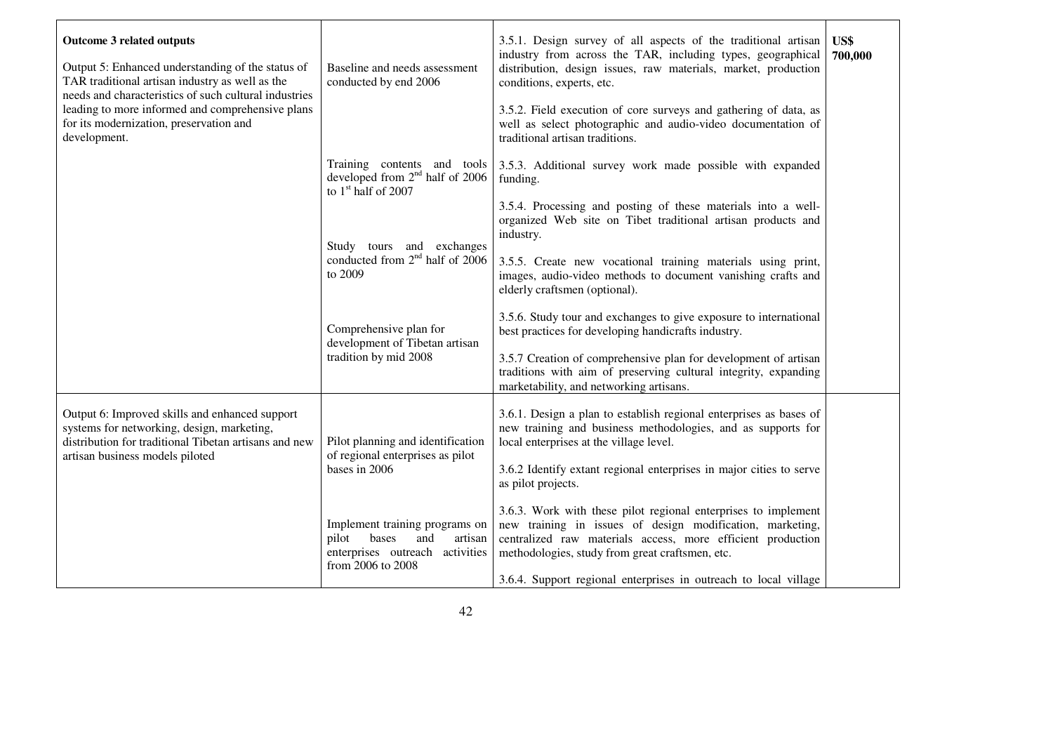| | | | |
|---|---|---|---|
| **Outcome 3 related outputs**<br><br>Output 5: Enhanced understanding of the status of TAR traditional artisan industry as well as the needs and characteristics of such cultural industries leading to more informed and comprehensive plans for its modernization, preservation and development. | Baseline and needs assessment conducted by end 2006<br><br>Training contents and tools developed from 2nd half of 2006 to 1st half of 2007<br><br>Study tours and exchanges conducted from 2nd half of 2006 to 2009<br><br>Comprehensive plan for development of Tibetan artisan tradition by mid 2008 | 3.5.1. Design survey of all aspects of the traditional artisan industry from across the TAR, including types, geographical distribution, design issues, raw materials, market, production conditions, experts, etc.<br><br>3.5.2. Field execution of core surveys and gathering of data, as well as select photographic and audio-video documentation of traditional artisan traditions.<br><br>3.5.3. Additional survey work made possible with expanded funding.<br><br>3.5.4. Processing and posting of these materials into a well-organized Web site on Tibet traditional artisan products and industry.<br><br>3.5.5. Create new vocational training materials using print, images, audio-video methods to document vanishing crafts and elderly craftsmen (optional).<br><br>3.5.6. Study tour and exchanges to give exposure to international best practices for developing handicrafts industry.<br><br>3.5.7 Creation of comprehensive plan for development of artisan traditions with aim of preserving cultural integrity, expanding marketability, and networking artisans. | **US$ 700,000** |
| Output 6: Improved skills and enhanced support systems for networking, design, marketing, distribution for traditional Tibetan artisans and new artisan business models piloted | Pilot planning and identification of regional enterprises as pilot bases in 2006<br><br>Implement training programs on pilot bases and artisan enterprises outreach activities from 2006 to 2008 | 3.6.1. Design a plan to establish regional enterprises as bases of new training and business methodologies, and as supports for local enterprises at the village level.<br><br>3.6.2 Identify extant regional enterprises in major cities to serve as pilot projects.<br><br>3.6.3. Work with these pilot regional enterprises to implement new training in issues of design modification, marketing, centralized raw materials access, more efficient production methodologies, study from great craftsmen, etc.<br><br>3.6.4. Support regional enterprises in outreach to local village | |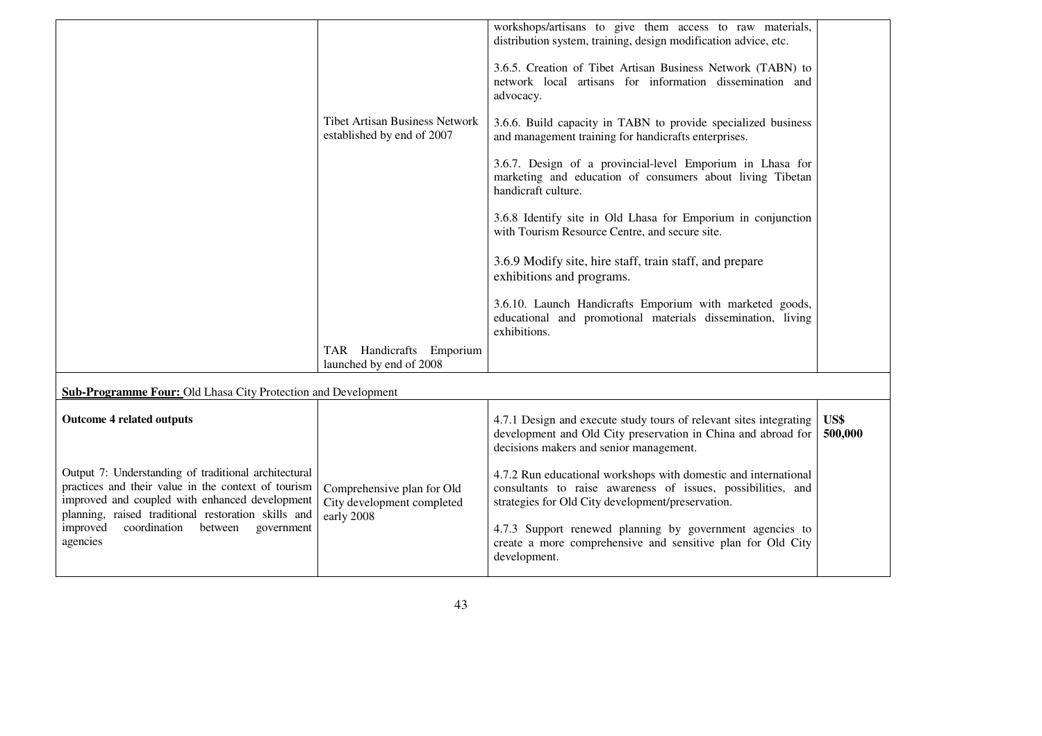| | | | |
|---|---|---|---|
| | Tibet Artisan Business Network established by end of 2007 | workshops/artisans to give them access to raw materials, distribution system, training, design modification advice, etc.<br><br>3.6.5. Creation of Tibet Artisan Business Network (TABN) to network local artisans for information dissemination and advocacy.<br><br>3.6.6. Build capacity in TABN to provide specialized business and management training for handicrafts enterprises.<br><br>3.6.7. Design of a provincial-level Emporium in Lhasa for marketing and education of consumers about living Tibetan handicraft culture.<br><br>3.6.8 Identify site in Old Lhasa for Emporium in conjunction with Tourism Resource Centre, and secure site.<br><br>3.6.9 Modify site, hire staff, train staff, and prepare exhibitions and programs.<br><br>3.6.10. Launch Handicrafts Emporium with marketed goods, educational and promotional materials dissemination, living exhibitions. | |
| | TAR Handicrafts Emporium launched by end of 2008 | | |
| **<u>Sub-Programme Four:</u>** Old Lhasa City Protection and Development | | | |
| **Outcome 4 related outputs**<br><br>Output 7: Understanding of traditional architectural practices and their value in the context of tourism improved and coupled with enhanced development planning, raised traditional restoration skills and improved coordination between government agencies | Comprehensive plan for Old City development completed early 2008 | 4.7.1 Design and execute study tours of relevant sites integrating development and Old City preservation in China and abroad for decisions makers and senior management.<br><br>4.7.2 Run educational workshops with domestic and international consultants to raise awareness of issues, possibilities, and strategies for Old City development/preservation.<br><br>4.7.3 Support renewed planning by government agencies to create a more comprehensive and sensitive plan for Old City development. | **US$ 500,000** |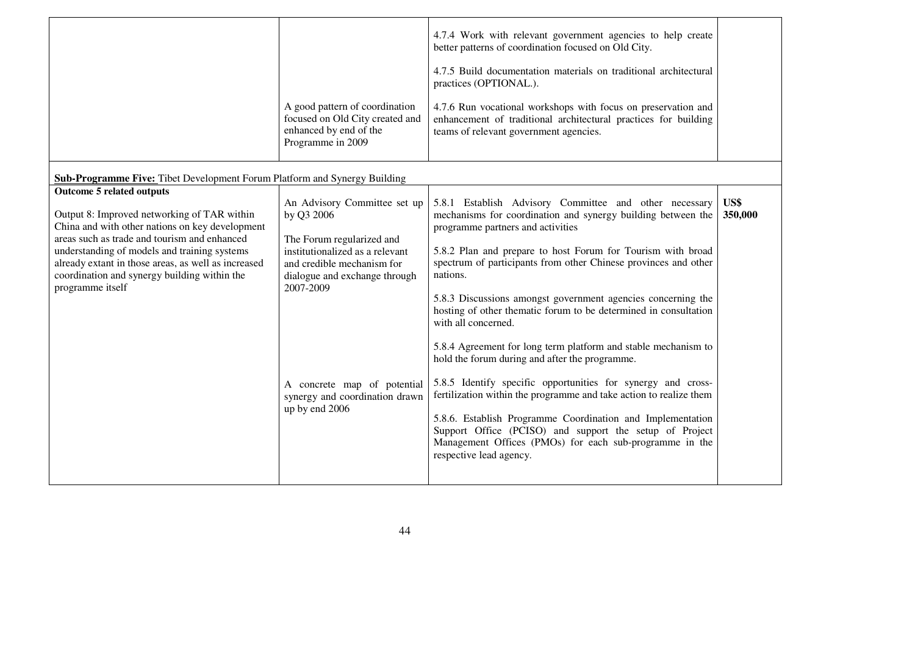| | | | |
|---|---|---|---|
| | A good pattern of coordination focused on Old City created and enhanced by end of the Programme in 2009 | 4.7.4 Work with relevant government agencies to help create better patterns of coordination focused on Old City.<br><br>4.7.5 Build documentation materials on traditional architectural practices (OPTIONAL.).<br><br>4.7.6 Run vocational workshops with focus on preservation and enhancement of traditional architectural practices for building teams of relevant government agencies. | |
| **<u>Sub-Programme Five:</u>** Tibet Development Forum Platform and Synergy Building | | | |
| **Outcome 5 related outputs**<br><br>Output 8: Improved networking of TAR within China and with other nations on key development areas such as trade and tourism and enhanced understanding of models and training systems already extant in those areas, as well as increased coordination and synergy building within the programme itself | An Advisory Committee set up by Q3 2006<br><br>The Forum regularized and institutionalized as a relevant and credible mechanism for dialogue and exchange through 2007-2009<br><br>A concrete map of potential synergy and coordination drawn up by end 2006 | 5.8.1 Establish Advisory Committee and other necessary mechanisms for coordination and synergy building between the programme partners and activities<br><br>5.8.2 Plan and prepare to host Forum for Tourism with broad spectrum of participants from other Chinese provinces and other nations.<br><br>5.8.3 Discussions amongst government agencies concerning the hosting of other thematic forum to be determined in consultation with all concerned.<br><br>5.8.4 Agreement for long term platform and stable mechanism to hold the forum during and after the programme.<br><br>5.8.5 Identify specific opportunities for synergy and cross-fertilization within the programme and take action to realize them<br><br>5.8.6. Establish Programme Coordination and Implementation Support Office (PCISO) and support the setup of Project Management Offices (PMOs) for each sub-programme in the respective lead agency. | **US$ 350,000** |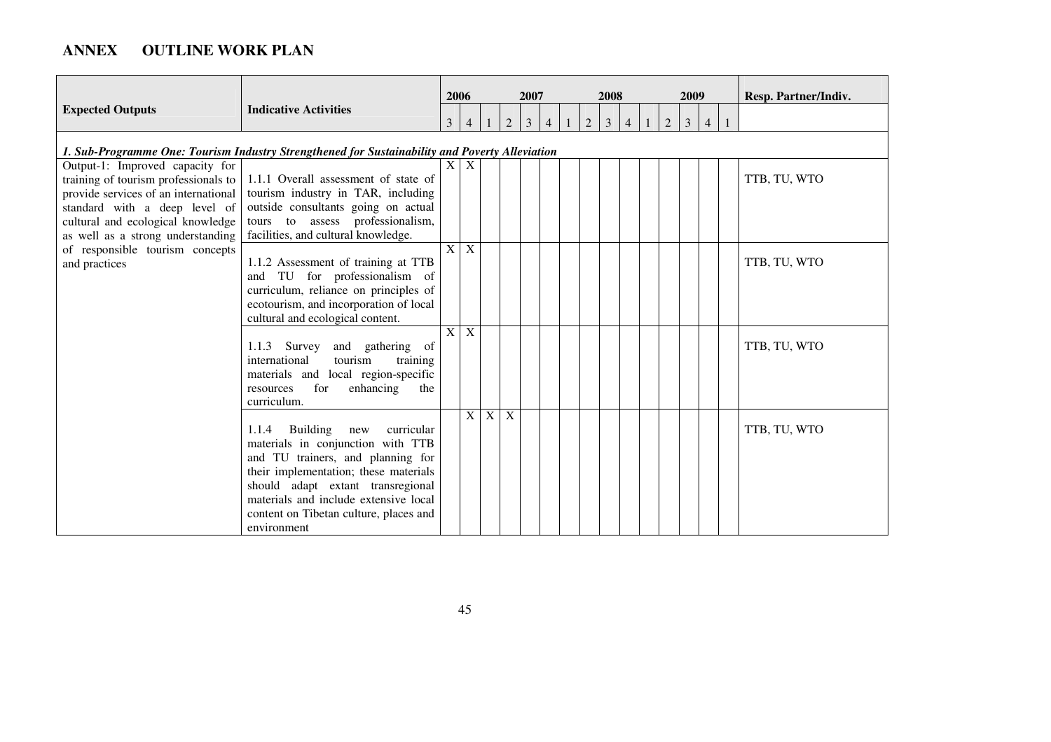## ANNEX OUTLINE WORK PLAN

| Expected Outputs | Indicative Activities | 2006 | | 2007 | | | | 2008 | | | | 2009 | | | | | Resp. Partner/Indiv. |
|---|---|---|---|---|---|---|---|---|---|---|---|---|---|---|---|---|---|
| | | 3 | 4 | 1 | 2 | 3 | 4 | 1 | 2 | 3 | 4 | 1 | 2 | 3 | 4 | 1 | |
| ***1. Sub-Programme One: Tourism Industry Strengthened for Sustainability and Poverty Alleviation*** | | | | | | | | | | | | | | | | | |
| Output-1: Improved capacity for training of tourism professionals to provide services of an international standard with a deep level of cultural and ecological knowledge as well as a strong understanding of responsible tourism concepts and practices | 1.1.1 Overall assessment of state of tourism industry in TAR, including outside consultants going on actual tours to assess professionalism, facilities, and cultural knowledge. | X | X | | | | | | | | | | | | | | TTB, TU, WTO |
| | 1.1.2 Assessment of training at TTB and TU for professionalism of curriculum, reliance on principles of ecotourism, and incorporation of local cultural and ecological content. | X | X | | | | | | | | | | | | | | TTB, TU, WTO |
| | 1.1.3 Survey and gathering of international tourism training materials and local region-specific resources for enhancing the curriculum. | X | X | | | | | | | | | | | | | | TTB, TU, WTO |
| | 1.1.4 Building new curricular materials in conjunction with TTB and TU trainers, and planning for their implementation; these materials should adapt extant transregional materials and include extensive local content on Tibetan culture, places and environment | | X | X | X | | | | | | | | | | | | TTB, TU, WTO |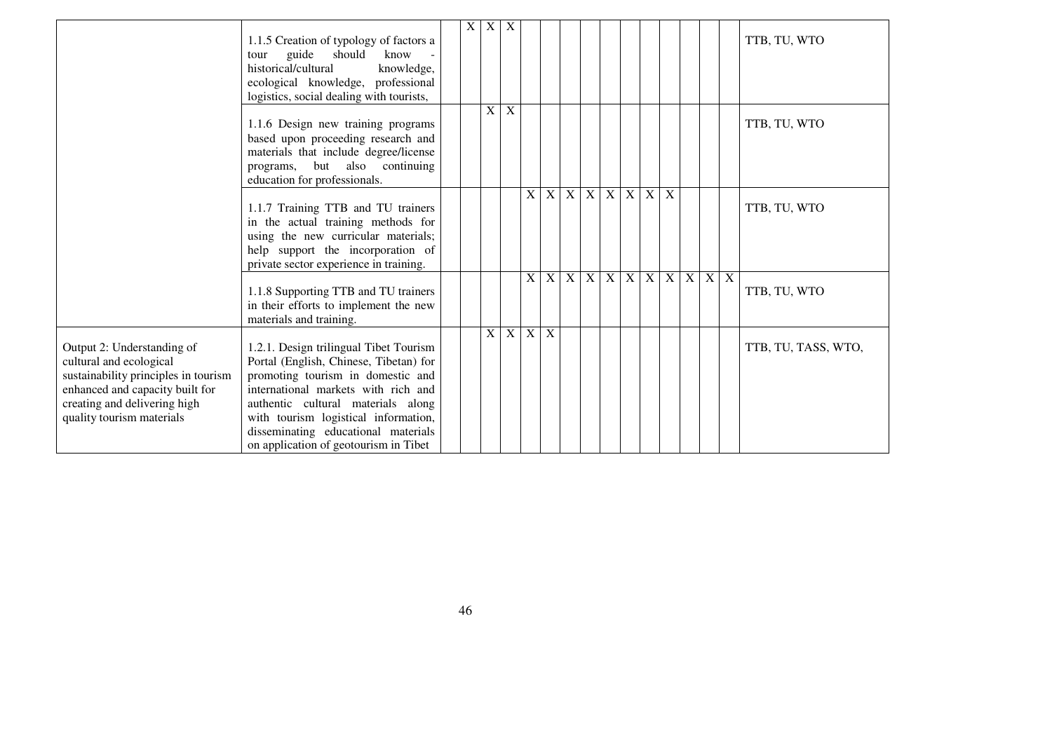| | | | | | | | | | | | | | | | | | |
|---|---|---|---|---|---|---|---|---|---|---|---|---|---|---|---|---|---|
| | 1.1.5 Creation of typology of factors a tour guide should know - historical/cultural knowledge, ecological knowledge, professional logistics, social dealing with tourists, | | X | X | X | | | | | | | | | | | | TTB, TU, WTO |
| | 1.1.6 Design new training programs based upon proceeding research and materials that include degree/license programs, but also continuing education for professionals. | | | X | X | | | | | | | | | | | | TTB, TU, WTO |
| | 1.1.7 Training TTB and TU trainers in the actual training methods for using the new curricular materials; help support the incorporation of private sector experience in training. | | | | | X | X | X | X | X | X | X | X | | | | TTB, TU, WTO |
| | 1.1.8 Supporting TTB and TU trainers in their efforts to implement the new materials and training. | | | | | X | X | X | X | X | X | X | X | X | X | X | TTB, TU, WTO |
| Output 2: Understanding of cultural and ecological sustainability principles in tourism enhanced and capacity built for creating and delivering high quality tourism materials | 1.2.1. Design trilingual Tibet Tourism Portal (English, Chinese, Tibetan) for promoting tourism in domestic and international markets with rich and authentic cultural materials along with tourism logistical information, disseminating educational materials on application of geotourism in Tibet | | | X | X | X | X | | | | | | | | | | TTB, TU, TASS, WTO, |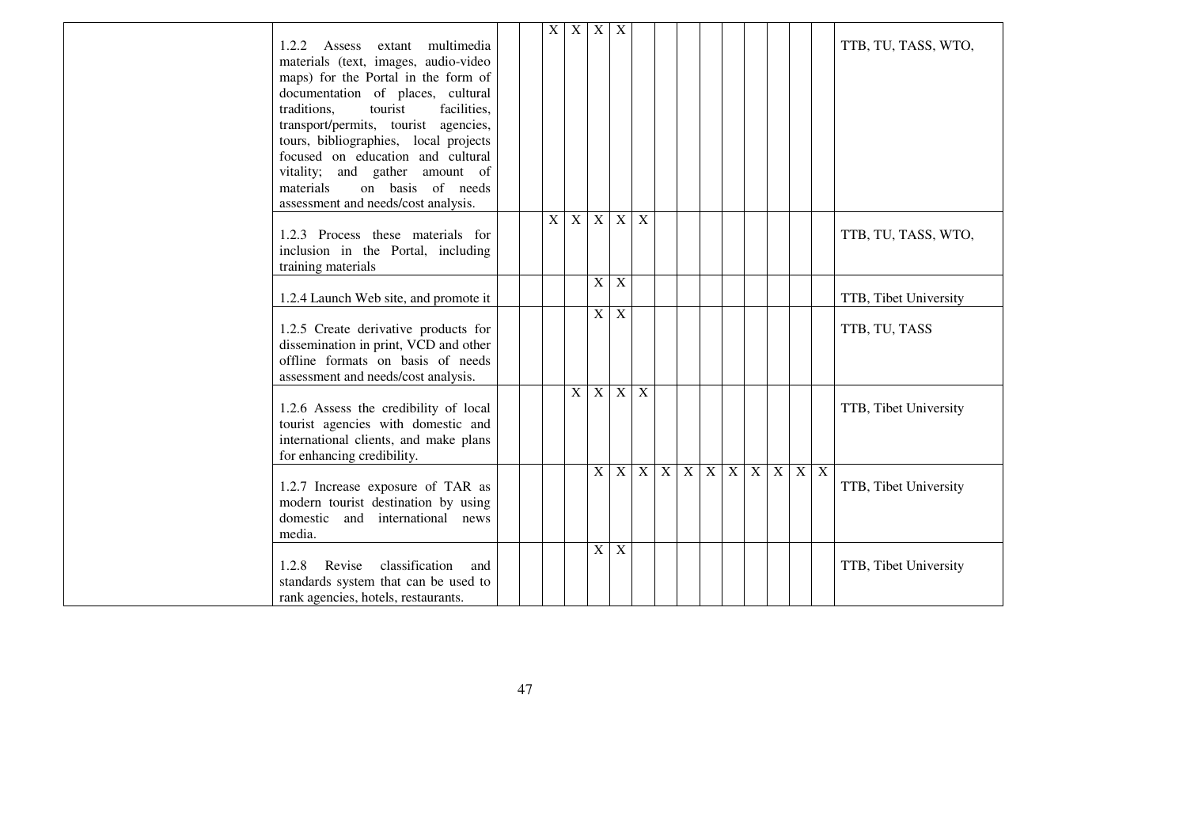| | | | | | | | | | | | | | | | | | |
|---|---|---|---|---|---|---|---|---|---|---|---|---|---|---|---|---|---|
| | 1.2.2 Assess extant multimedia materials (text, images, audio-video maps) for the Portal in the form of documentation of places, cultural traditions, tourist facilities, transport/permits, tourist agencies, tours, bibliographies, local projects focused on education and cultural vitality; and gather amount of materials on basis of needs assessment and needs/cost analysis. | | | X | X | X | X | | | | | | | | | | TTB, TU, TASS, WTO, |
| | 1.2.3 Process these materials for inclusion in the Portal, including training materials | | | X | X | X | X | X | | | | | | | | | TTB, TU, TASS, WTO, |
| | 1.2.4 Launch Web site, and promote it | | | | | X | X | | | | | | | | | | TTB, Tibet University |
| | 1.2.5 Create derivative products for dissemination in print, VCD and other offline formats on basis of needs assessment and needs/cost analysis. | | | | | X | X | | | | | | | | | | TTB, TU, TASS |
| | 1.2.6 Assess the credibility of local tourist agencies with domestic and international clients, and make plans for enhancing credibility. | | | | X | X | X | X | | | | | | | | | TTB, Tibet University |
| | 1.2.7 Increase exposure of TAR as modern tourist destination by using domestic and international news media. | | | | | X | X | X | X | X | X | X | X | X | X | X | TTB, Tibet University |
| | 1.2.8 Revise classification and standards system that can be used to rank agencies, hotels, restaurants. | | | | | X | X | | | | | | | | | | TTB, Tibet University |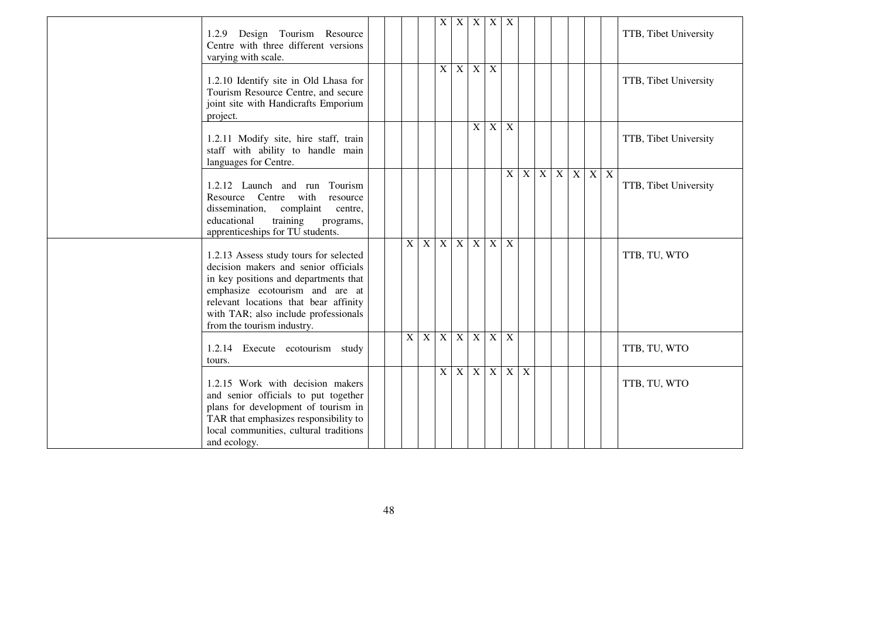| | | | | | | | | | | | | | | | | | |
|---|---|---|---|---|---|---|---|---|---|---|---|---|---|---|---|---|---|
| | 1.2.9 Design Tourism Resource Centre with three different versions varying with scale. | | | | | X | X | X | X | X | | | | | | | TTB, Tibet University |
| | 1.2.10 Identify site in Old Lhasa for Tourism Resource Centre, and secure joint site with Handicrafts Emporium project. | | | | | X | X | X | X | | | | | | | | TTB, Tibet University |
| | 1.2.11 Modify site, hire staff, train staff with ability to handle main languages for Centre. | | | | | | | X | X | X | | | | | | | TTB, Tibet University |
| | 1.2.12 Launch and run Tourism Resource Centre with resource dissemination, complaint centre, educational training programs, apprenticeships for TU students. | | | | | | | | | X | X | X | X | X | X | X | TTB, Tibet University |
| | 1.2.13 Assess study tours for selected decision makers and senior officials in key positions and departments that emphasize ecotourism and are at relevant locations that bear affinity with TAR; also include professionals from the tourism industry. | | | X | X | X | X | X | X | X | | | | | | | TTB, TU, WTO |
| | 1.2.14 Execute ecotourism study tours. | | | X | X | X | X | X | X | X | | | | | | | TTB, TU, WTO |
| | 1.2.15 Work with decision makers and senior officials to put together plans for development of tourism in TAR that emphasizes responsibility to local communities, cultural traditions and ecology. | | | | | X | X | X | X | X | X | | | | | | TTB, TU, WTO |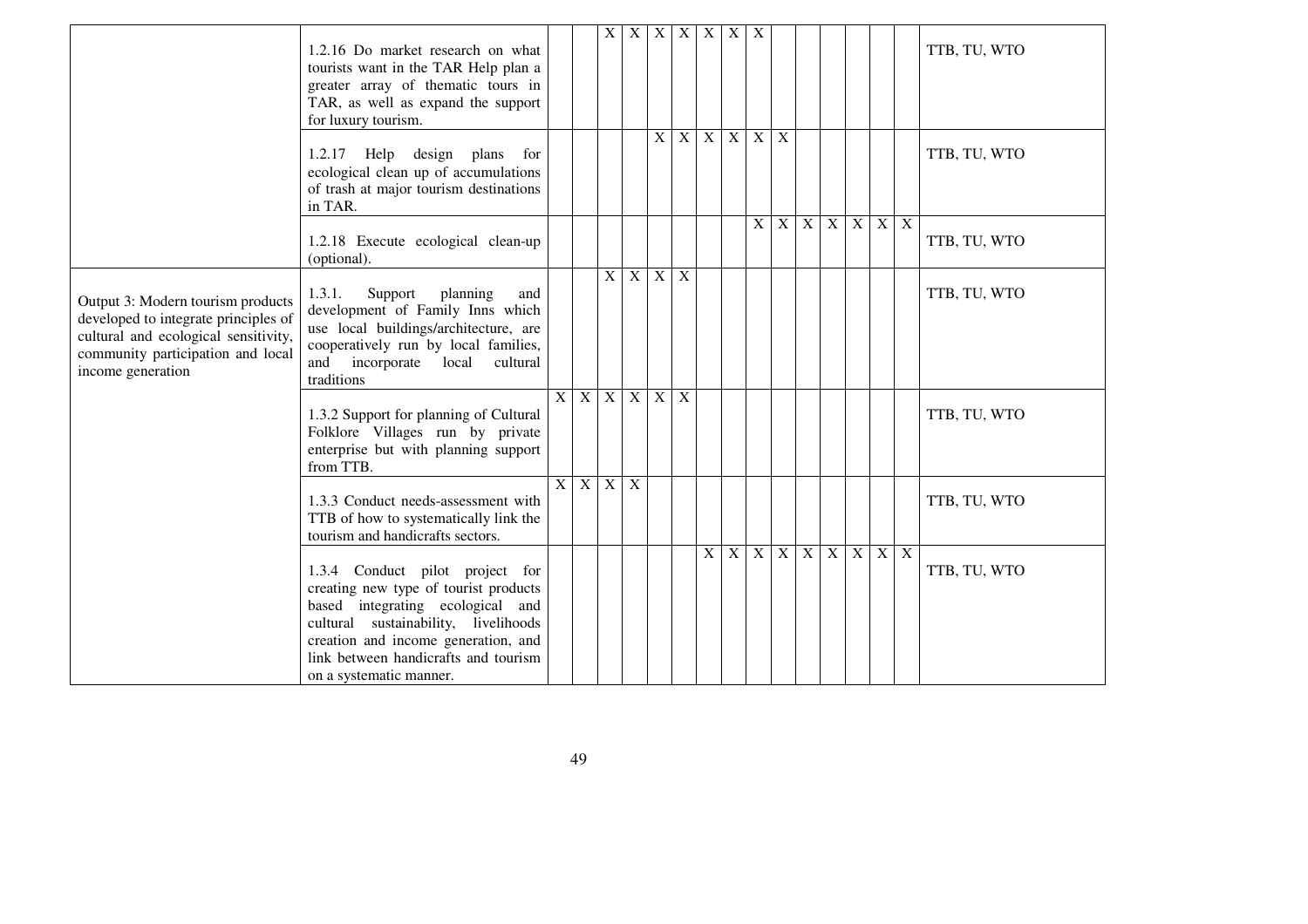| | | | | | | | | | | | | | | | | | |
|---|---|---|---|---|---|---|---|---|---|---|---|---|---|---|---|---|---|
| | 1.2.16 Do market research on what tourists want in the TAR Help plan a greater array of thematic tours in TAR, as well as expand the support for luxury tourism. | | | X | X | X | X | X | X | X | | | | | | | TTB, TU, WTO |
| | 1.2.17 Help design plans for ecological clean up of accumulations of trash at major tourism destinations in TAR. | | | | | X | X | X | X | X | X | | | | | | TTB, TU, WTO |
| | 1.2.18 Execute ecological clean-up (optional). | | | | | | | | | X | X | X | X | X | X | X | TTB, TU, WTO |
| Output 3: Modern tourism products developed to integrate principles of cultural and ecological sensitivity, community participation and local income generation | 1.3.1. Support planning and development of Family Inns which use local buildings/architecture, are cooperatively run by local families, and incorporate local cultural traditions | | | X | X | X | X | | | | | | | | | | TTB, TU, WTO |
| | 1.3.2 Support for planning of Cultural Folklore Villages run by private enterprise but with planning support from TTB. | X | X | X | X | X | X | | | | | | | | | | TTB, TU, WTO |
| | 1.3.3 Conduct needs-assessment with TTB of how to systematically link the tourism and handicrafts sectors. | X | X | X | X | | | | | | | | | | | | TTB, TU, WTO |
| | 1.3.4 Conduct pilot project for creating new type of tourist products based integrating ecological and cultural sustainability, livelihoods creation and income generation, and link between handicrafts and tourism on a systematic manner. | | | | | | | X | X | X | X | X | X | X | X | X | TTB, TU, WTO |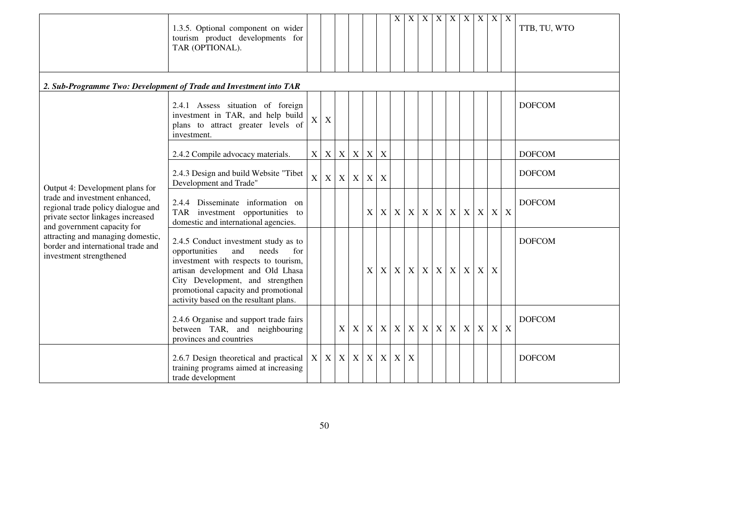| | | | | | | | | | | | | | | | | | |
|---|---|---|---|---|---|---|---|---|---|---|---|---|---|---|---|---|---|
| | 1.3.5. Optional component on wider tourism product developments for TAR (OPTIONAL). | | | | | | | X | X | X | X | X | X | X | X | X | TTB, TU, WTO |
| ***2. Sub-Programme Two: Development of Trade and Investment into TAR*** | | | | | | | | | | | | | | | | | |
| Output 4: Development plans for trade and investment enhanced, regional trade policy dialogue and private sector linkages increased and government capacity for attracting and managing domestic, border and international trade and investment strengthened | 2.4.1 Assess situation of foreign investment in TAR, and help build plans to attract greater levels of investment. | X | X | | | | | | | | | | | | | | DOFCOM |
| | 2.4.2 Compile advocacy materials. | X | X | X | X | X | X | | | | | | | | | | DOFCOM |
| | 2.4.3 Design and build Website "Tibet Development and Trade" | X | X | X | X | X | X | | | | | | | | | | DOFCOM |
| | 2.4.4 Disseminate information on TAR investment opportunities to domestic and international agencies. | | | | | X | X | X | X | X | X | X | X | X | X | X | DOFCOM |
| | 2.4.5 Conduct investment study as to opportunities and needs for investment with respects to tourism, artisan development and Old Lhasa City Development, and strengthen promotional capacity and promotional activity based on the resultant plans. | | | | | X | X | X | X | X | X | X | X | X | X | | DOFCOM |
| | 2.4.6 Organise and support trade fairs between TAR, and neighbouring provinces and countries | | | X | X | X | X | X | X | X | X | X | X | X | X | X | DOFCOM |
| | 2.6.7 Design theoretical and practical training programs aimed at increasing trade development | X | X | X | X | X | X | X | X | | | | | | | | DOFCOM |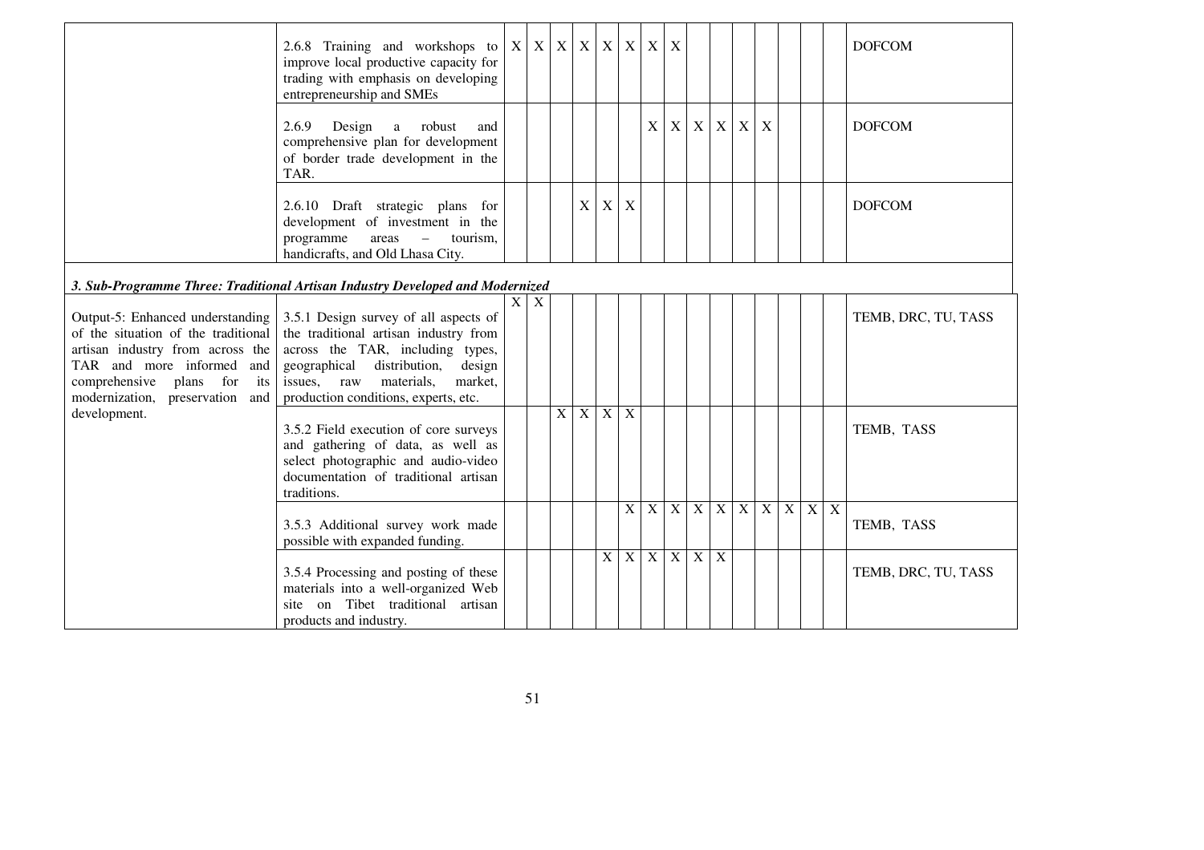| | | | | | | | | | | | | | | | | | |
|---|---|---|---|---|---|---|---|---|---|---|---|---|---|---|---|---|---|
| | 2.6.8 Training and workshops to improve local productive capacity for trading with emphasis on developing entrepreneurship and SMEs | X | X | X | X | X | X | X | X | | | | | | | | DOFCOM |
| | 2.6.9 Design a robust and comprehensive plan for development of border trade development in the TAR. | | | | | | | X | X | X | X | X | X | | | | DOFCOM |
| | 2.6.10 Draft strategic plans for development of investment in the programme areas – tourism, handicrafts, and Old Lhasa City. | | | | X | X | X | | | | | | | | | | DOFCOM |
| ***3. Sub-Programme Three: Traditional Artisan Industry Developed and Modernized*** | | | | | | | | | | | | | | | | | |
| Output-5: Enhanced understanding of the situation of the traditional artisan industry from across the TAR and more informed and comprehensive plans for its modernization, preservation and development. | 3.5.1 Design survey of all aspects of the traditional artisan industry from across the TAR, including types, geographical distribution, design issues, raw materials, market, production conditions, experts, etc. | X | X | | | | | | | | | | | | | | TEMB, DRC, TU, TASS |
| | 3.5.2 Field execution of core surveys and gathering of data, as well as select photographic and audio-video documentation of traditional artisan traditions. | | | X | X | X | X | | | | | | | | | | TEMB, TASS |
| | 3.5.3 Additional survey work made possible with expanded funding. | | | | | | X | X | X | X | X | X | X | X | X | X | TEMB, TASS |
| | 3.5.4 Processing and posting of these materials into a well-organized Web site on Tibet traditional artisan products and industry. | | | | | X | X | X | X | X | X | | | | | | TEMB, DRC, TU, TASS |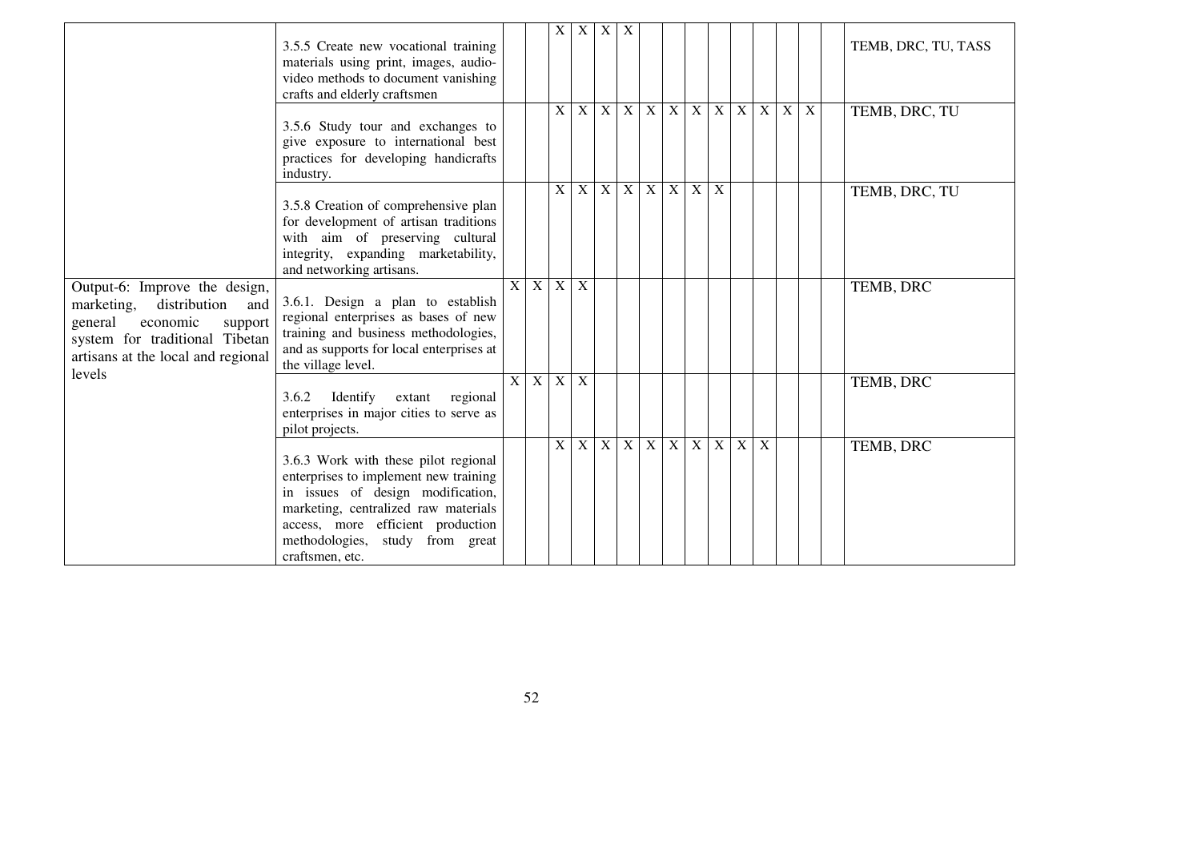| | | | | | | | | | | | | | | | | | |
|---|---|---|---|---|---|---|---|---|---|---|---|---|---|---|---|---|---|
| | 3.5.5 Create new vocational training materials using print, images, audio-video methods to document vanishing crafts and elderly craftsmen | | | X | X | X | X | | | | | | | | | | TEMB, DRC, TU, TASS |
| | 3.5.6 Study tour and exchanges to give exposure to international best practices for developing handicrafts industry. | | | X | X | X | X | X | X | X | X | X | X | X | X | | TEMB, DRC, TU |
| | 3.5.8 Creation of comprehensive plan for development of artisan traditions with aim of preserving cultural integrity, expanding marketability, and networking artisans. | | | X | X | X | X | X | X | X | X | | | | | | TEMB, DRC, TU |
| Output-6: Improve the design, marketing, distribution and general economic support system for traditional Tibetan artisans at the local and regional levels | 3.6.1. Design a plan to establish regional enterprises as bases of new training and business methodologies, and as supports for local enterprises at the village level. | X | X | X | X | | | | | | | | | | | | TEMB, DRC |
| | 3.6.2 Identify extant regional enterprises in major cities to serve as pilot projects. | X | X | X | X | | | | | | | | | | | | TEMB, DRC |
| | 3.6.3 Work with these pilot regional enterprises to implement new training in issues of design modification, marketing, centralized raw materials access, more efficient production methodologies, study from great craftsmen, etc. | | | X | X | X | X | X | X | X | X | X | X | | | | TEMB, DRC |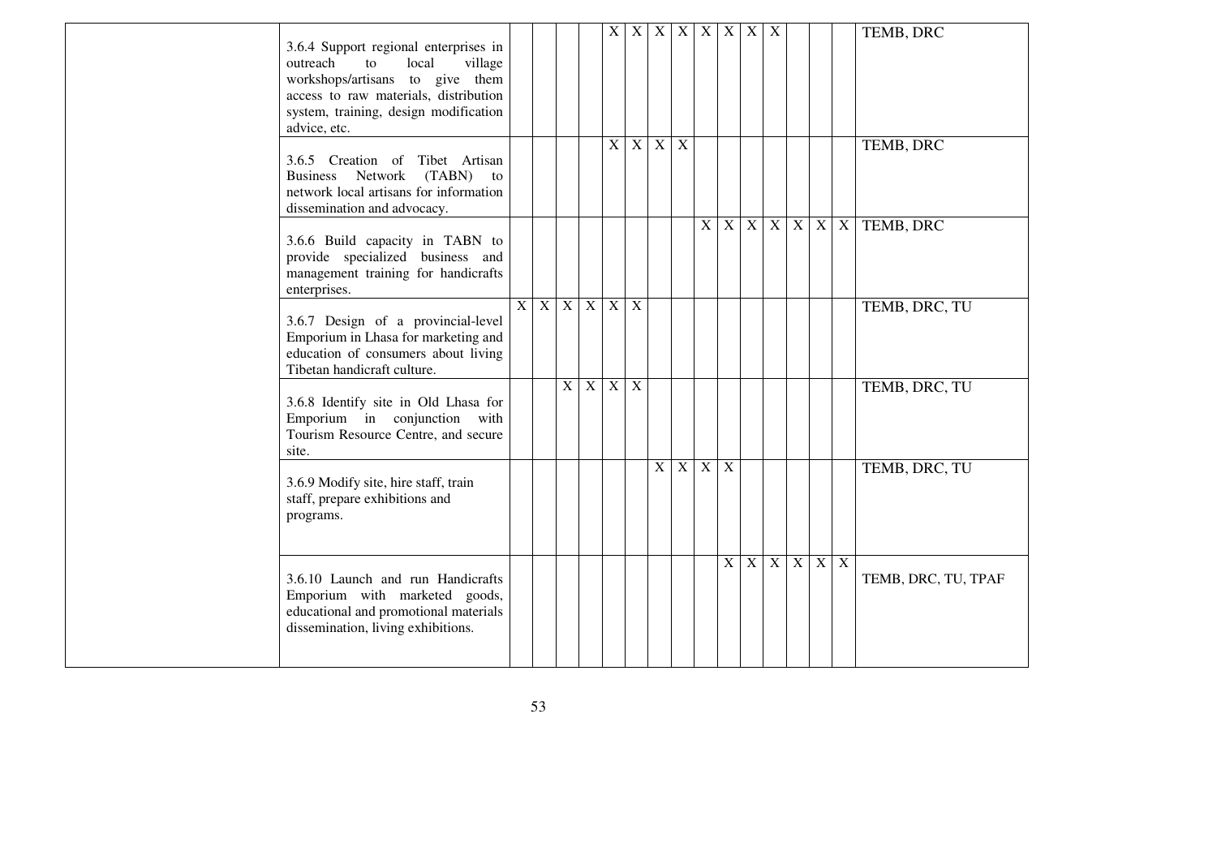| | | | | | | | | | | | | | | | | | |
|---|---|---|---|---|---|---|---|---|---|---|---|---|---|---|---|---|---|
| | 3.6.4 Support regional enterprises in outreach to local village workshops/artisans to give them access to raw materials, distribution system, training, design modification advice, etc. | | | | | X | X | X | X | X | X | X | X | | | | TEMB, DRC |
| | 3.6.5 Creation of Tibet Artisan Business Network (TABN) to network local artisans for information dissemination and advocacy. | | | | | X | X | X | X | | | | | | | | TEMB, DRC |
| | 3.6.6 Build capacity in TABN to provide specialized business and management training for handicrafts enterprises. | | | | | | | | | X | X | X | X | X | X | X | TEMB, DRC |
| | 3.6.7 Design of a provincial-level Emporium in Lhasa for marketing and education of consumers about living Tibetan handicraft culture. | X | X | X | X | X | X | | | | | | | | | | TEMB, DRC, TU |
| | 3.6.8 Identify site in Old Lhasa for Emporium in conjunction with Tourism Resource Centre, and secure site. | | | X | X | X | X | | | | | | | | | | TEMB, DRC, TU |
| | 3.6.9 Modify site, hire staff, train staff, prepare exhibitions and programs. | | | | | | | X | X | X | X | | | | | | TEMB, DRC, TU |
| | 3.6.10 Launch and run Handicrafts Emporium with marketed goods, educational and promotional materials dissemination, living exhibitions. | | | | | | | | | | X | X | X | X | X | X | TEMB, DRC, TU, TPAF |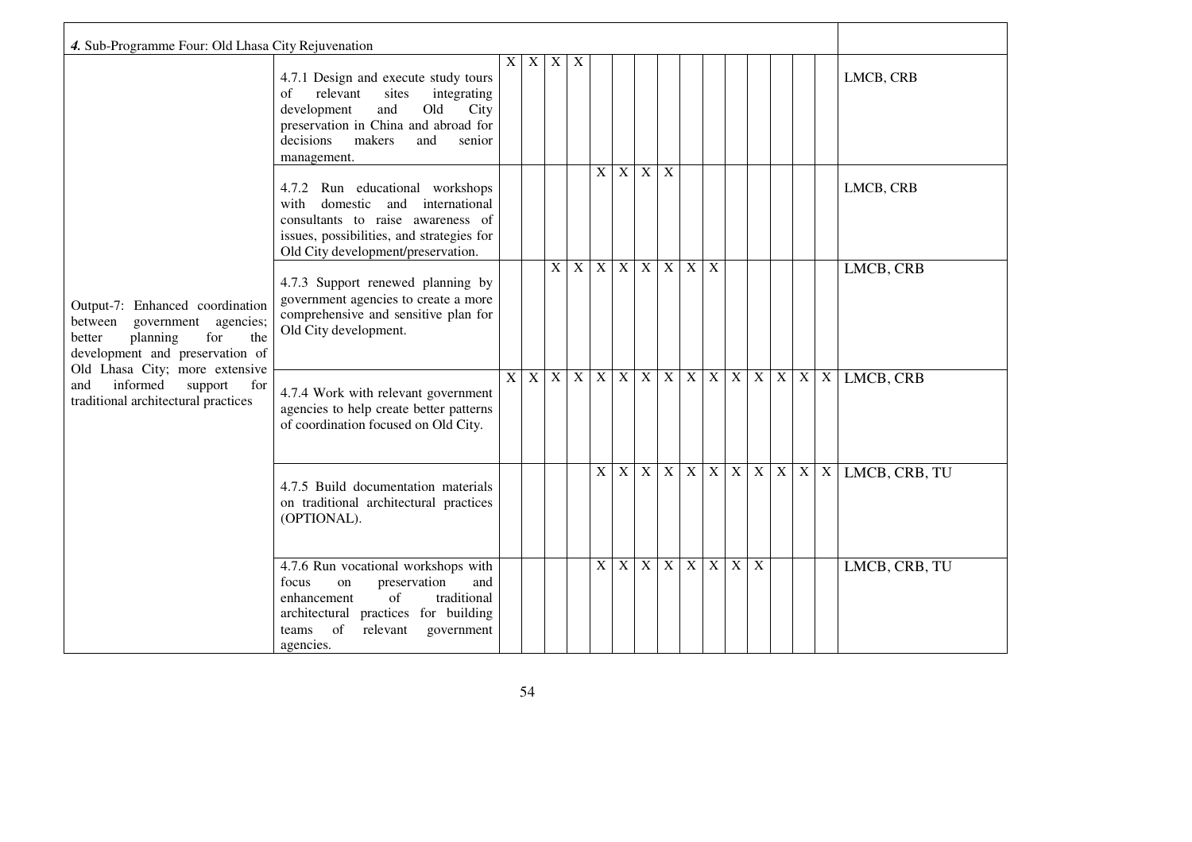| ***4.*** Sub-Programme Four: Old Lhasa City Rejuvenation | | | | | | | | | | | | | | | | | |
|---|---|---|---|---|---|---|---|---|---|---|---|---|---|---|---|---|---|
| Output-7: Enhanced coordination between government agencies; better planning for the development and preservation of Old Lhasa City; more extensive and informed support for traditional architectural practices | 4.7.1 Design and execute study tours of relevant sites integrating development and Old City preservation in China and abroad for decisions makers and senior management. | X | X | X | X | | | | | | | | | | | | LMCB, CRB |
| | 4.7.2 Run educational workshops with domestic and international consultants to raise awareness of issues, possibilities, and strategies for Old City development/preservation. | | | | | X | X | X | X | | | | | | | | LMCB, CRB |
| | 4.7.3 Support renewed planning by government agencies to create a more comprehensive and sensitive plan for Old City development. | | | X | X | X | X | X | X | X | X | | | | | | LMCB, CRB |
| | 4.7.4 Work with relevant government agencies to help create better patterns of coordination focused on Old City. | X | X | X | X | X | X | X | X | X | X | X | X | X | X | X | LMCB, CRB |
| | 4.7.5 Build documentation materials on traditional architectural practices (OPTIONAL). | | | | | X | X | X | X | X | X | X | X | X | X | X | LMCB, CRB, TU |
| | 4.7.6 Run vocational workshops with focus on preservation and enhancement of traditional architectural practices for building teams of relevant government agencies. | | | | | X | X | X | X | X | X | X | X | | | | LMCB, CRB, TU |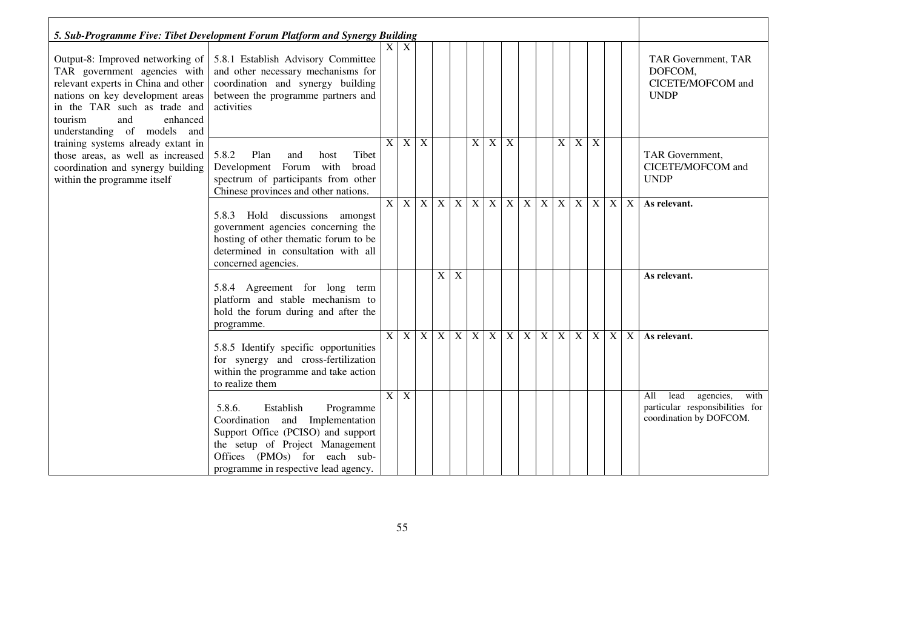| | | | | | | | | | | | | | | | | | |
|---|---|---|---|---|---|---|---|---|---|---|---|---|---|---|---|---|---|
| ***5. Sub-Programme Five: Tibet Development Forum Platform and Synergy Building*** | | | | | | | | | | | | | | | | | |
| Output-8: Improved networking of TAR government agencies with relevant experts in China and other nations on key development areas in the TAR such as trade and tourism and enhanced understanding of models and training systems already extant in those areas, as well as increased coordination and synergy building within the programme itself | 5.8.1 Establish Advisory Committee and other necessary mechanisms for coordination and synergy building between the programme partners and activities | X | X | | | | | | | | | | | | | | TAR Government, TAR DOFCOM, CICETE/MOFCOM and UNDP |
| | 5.8.2 Plan and host Tibet Development Forum with broad spectrum of participants from other Chinese provinces and other nations. | X | X | X | | | X | X | X | | | X | X | X | | | TAR Government, CICETE/MOFCOM and UNDP |
| | 5.8.3 Hold discussions amongst government agencies concerning the hosting of other thematic forum to be determined in consultation with all concerned agencies. | X | X | X | X | X | X | X | X | X | X | X | X | X | X | X | **As relevant.** |
| | 5.8.4 Agreement for long term platform and stable mechanism to hold the forum during and after the programme. | | | | X | X | | | | | | | | | | | **As relevant.** |
| | 5.8.5 Identify specific opportunities for synergy and cross-fertilization within the programme and take action to realize them | X | X | X | X | X | X | X | X | X | X | X | X | X | X | X | **As relevant.** |
| | 5.8.6. Establish Programme Coordination and Implementation Support Office (PCISO) and support the setup of Project Management Offices (PMOs) for each sub-programme in respective lead agency. | X | X | | | | | | | | | | | | | | All lead agencies, with particular responsibilities for coordination by DOFCOM. |